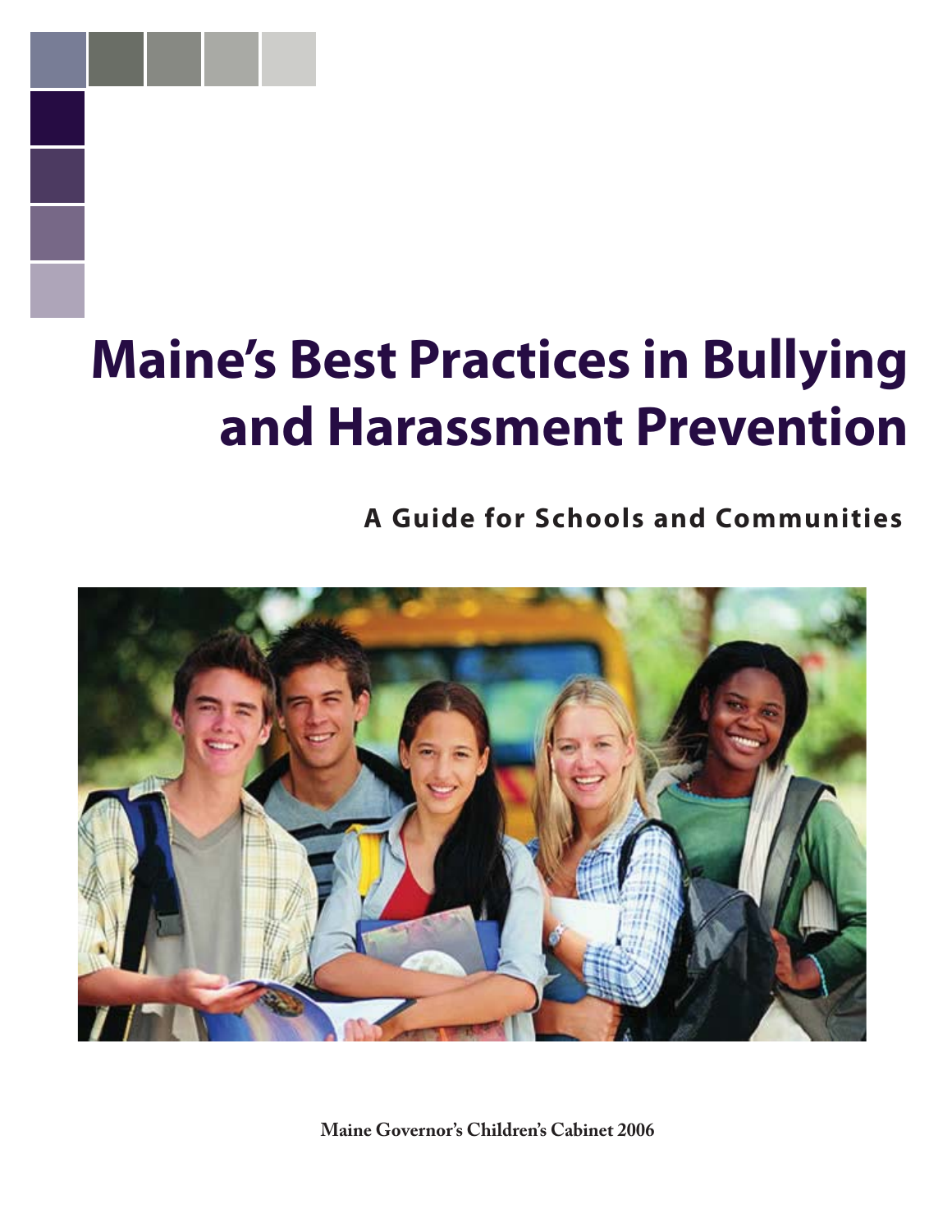# Maine's Best Practices in Bullying and Harassment Prevention

## A Guide for Schools and Communities

**Maine Governor's Children's Cabinet 2006**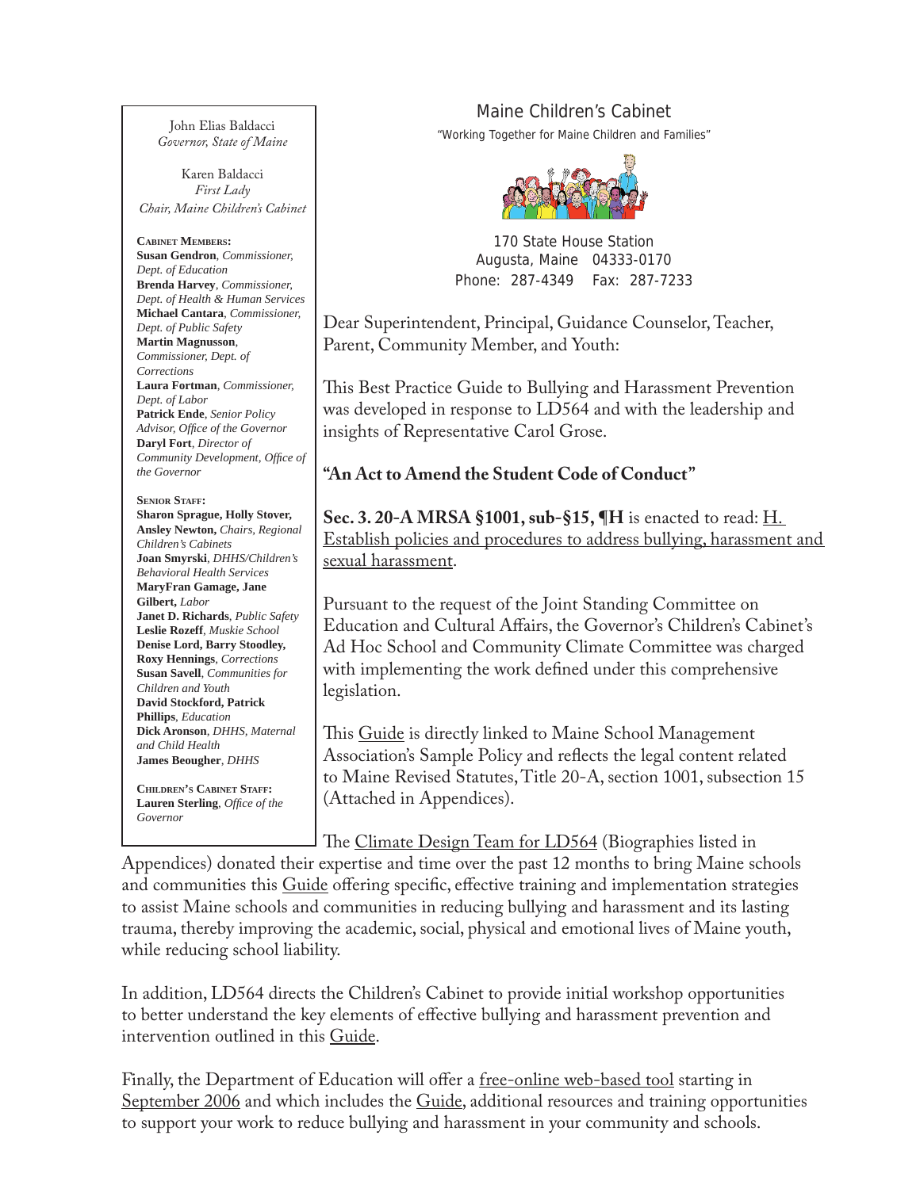John Elias Baldacci
*Governor, State of Maine*

Karen Baldacci
*First Lady*
*Chair, Maine Children's Cabinet*

**Cabinet Members:**
**Susan Gendron**, *Commissioner, Dept. of Education*
**Brenda Harvey**, *Commissioner, Dept. of Health & Human Services*
**Michael Cantara**, *Commissioner, Dept. of Public Safety*
**Martin Magnusson**, *Commissioner, Dept. of Corrections*
**Laura Fortman**, *Commissioner, Dept. of Labor*
**Patrick Ende**, *Senior Policy Advisor, Office of the Governor*
**Daryl Fort**, *Director of Community Development, Office of the Governor*

**Senior Staff:**
**Sharon Sprague, Holly Stover, Ansley Newton,** *Chairs, Regional Children's Cabinets*
**Joan Smyrski**, *DHHS/Children's Behavioral Health Services*
**MaryFran Gamage, Jane Gilbert,** *Labor*
**Janet D. Richards**, *Public Safety*
**Leslie Rozeff**, *Muskie School*
**Denise Lord, Barry Stoodley, Roxy Hennings**, *Corrections*
**Susan Savell**, *Communities for Children and Youth*
**David Stockford, Patrick Phillips**, *Education*
**Dick Aronson**, *DHHS, Maternal and Child Health*
**James Beougher**, *DHHS*

**Children's Cabinet Staff:**
**Lauren Sterling**, *Office of the Governor*

# Maine Children's Cabinet

"Working Together for Maine Children and Families"

170 State House Station
Augusta, Maine 04333-0170
Phone: 287-4349 Fax: 287-7233

Dear Superintendent, Principal, Guidance Counselor, Teacher, Parent, Community Member, and Youth:

This Best Practice Guide to Bullying and Harassment Prevention was developed in response to LD564 and with the leadership and insights of Representative Carol Grose.

**"An Act to Amend the Student Code of Conduct"**

**Sec. 3. 20-A MRSA §1001, sub-§15, ¶H** is enacted to read: H. Establish policies and procedures to address bullying, harassment and sexual harassment.

Pursuant to the request of the Joint Standing Committee on Education and Cultural Affairs, the Governor's Children's Cabinet's Ad Hoc School and Community Climate Committee was charged with implementing the work defined under this comprehensive legislation.

This Guide is directly linked to Maine School Management Association's Sample Policy and reflects the legal content related to Maine Revised Statutes, Title 20-A, section 1001, subsection 15 (Attached in Appendices).

The Climate Design Team for LD564 (Biographies listed in Appendices) donated their expertise and time over the past 12 months to bring Maine schools and communities this Guide offering specific, effective training and implementation strategies to assist Maine schools and communities in reducing bullying and harassment and its lasting trauma, thereby improving the academic, social, physical and emotional lives of Maine youth, while reducing school liability.

In addition, LD564 directs the Children's Cabinet to provide initial workshop opportunities to better understand the key elements of effective bullying and harassment prevention and intervention outlined in this Guide.

Finally, the Department of Education will offer a free-online web-based tool starting in September 2006 and which includes the Guide, additional resources and training opportunities to support your work to reduce bullying and harassment in your community and schools.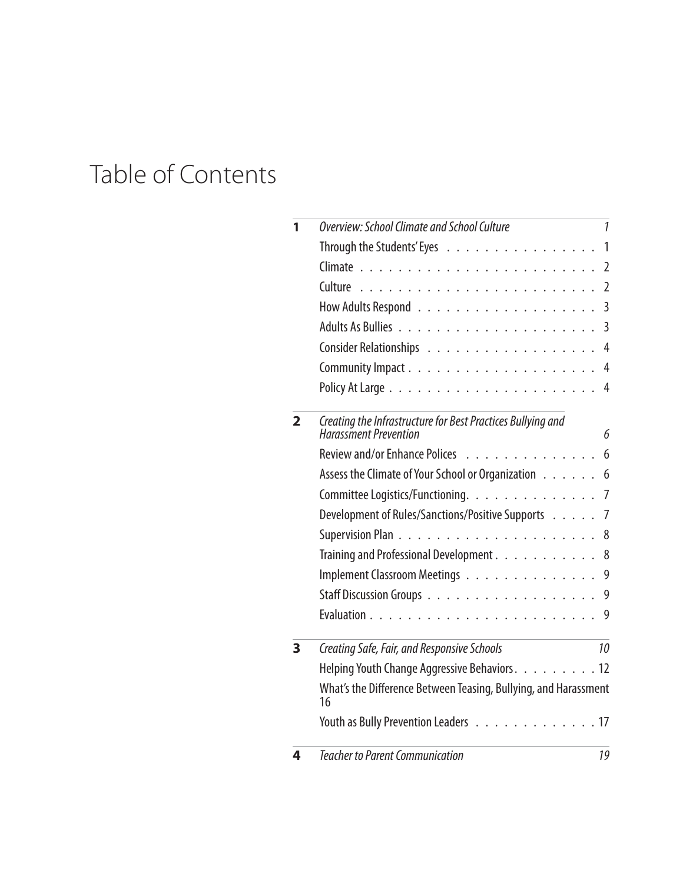# Table of Contents

**1** *Overview: School Climate and School Culture* 1

- Through the Students' Eyes . . . . . . . . . . . . . . . . 1
- Climate . . . . . . . . . . . . . . . . . . . . . . . . . 2
- Culture . . . . . . . . . . . . . . . . . . . . . . . . . 2
- How Adults Respond . . . . . . . . . . . . . . . . . . . 3
- Adults As Bullies . . . . . . . . . . . . . . . . . . . . . 3
- Consider Relationships . . . . . . . . . . . . . . . . . . 4
- Community Impact . . . . . . . . . . . . . . . . . . . . 4
- Policy At Large . . . . . . . . . . . . . . . . . . . . . 4

**2** *Creating the Infrastructure for Best Practices Bullying and Harassment Prevention* 6

- Review and/or Enhance Polices . . . . . . . . . . . . . . 6
- Assess the Climate of Your School or Organization . . . . . . 6
- Committee Logistics/Functioning. . . . . . . . . . . . . . 7
- Development of Rules/Sanctions/Positive Supports . . . . . 7
- Supervision Plan . . . . . . . . . . . . . . . . . . . . . 8
- Training and Professional Development . . . . . . . . . . . 8
- Implement Classroom Meetings . . . . . . . . . . . . . . . 9
- Staff Discussion Groups . . . . . . . . . . . . . . . . . . 9
- Evaluation . . . . . . . . . . . . . . . . . . . . . . . . 9

**3** *Creating Safe, Fair, and Responsive Schools* 10

- Helping Youth Change Aggressive Behaviors . . . . . . . . . 12
- What's the Difference Between Teasing, Bullying, and Harassment 16
- Youth as Bully Prevention Leaders . . . . . . . . . . . . . 17

**4** *Teacher to Parent Communication* 19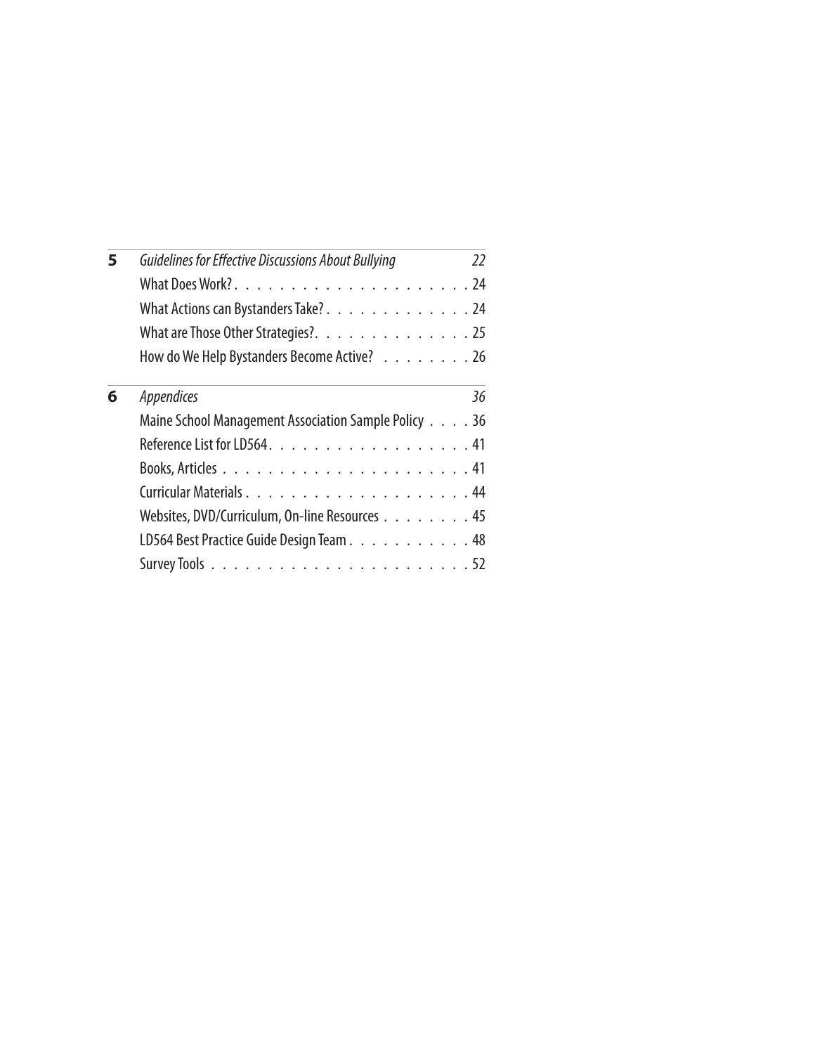| | | |
|---|---|---|
| **5** | *Guidelines for Effective Discussions About Bullying* | *22* |
| | What Does Work? | 24 |
| | What Actions can Bystanders Take? | 24 |
| | What are Those Other Strategies? | 25 |
| | How do We Help Bystanders Become Active? | 26 |
| **6** | *Appendices* | *36* |
| | Maine School Management Association Sample Policy | 36 |
| | Reference List for LD564 | 41 |
| | Books, Articles | 41 |
| | Curricular Materials | 44 |
| | Websites, DVD/Curriculum, On-line Resources | 45 |
| | LD564 Best Practice Guide Design Team | 48 |
| | Survey Tools | 52 |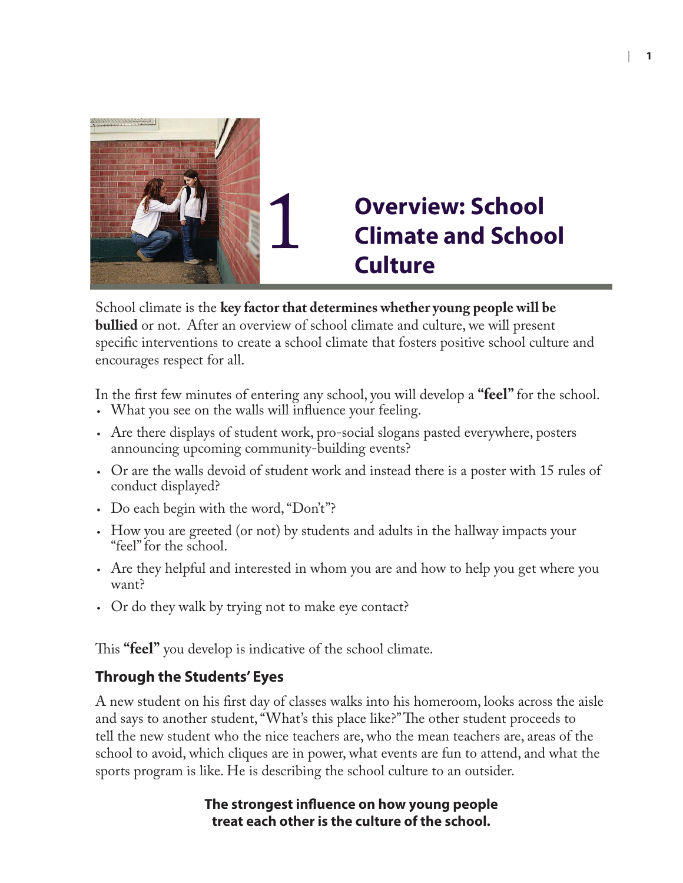# 1 Overview: School Climate and School Culture

School climate is the **key factor that determines whether young people will be bullied** or not. After an overview of school climate and culture, we will present specific interventions to create a school climate that fosters positive school culture and encourages respect for all.

In the first few minutes of entering any school, you will develop a **"feel"** for the school.

- What you see on the walls will influence your feeling.
- Are there displays of student work, pro-social slogans pasted everywhere, posters announcing upcoming community-building events?
- Or are the walls devoid of student work and instead there is a poster with 15 rules of conduct displayed?
- Do each begin with the word, "Don't"?
- How you are greeted (or not) by students and adults in the hallway impacts your "feel" for the school.
- Are they helpful and interested in whom you are and how to help you get where you want?
- Or do they walk by trying not to make eye contact?

This **"feel"** you develop is indicative of the school climate.

## Through the Students' Eyes

A new student on his first day of classes walks into his homeroom, looks across the aisle and says to another student, "What's this place like?" The other student proceeds to tell the new student who the nice teachers are, who the mean teachers are, areas of the school to avoid, which cliques are in power, what events are fun to attend, and what the sports program is like. He is describing the school culture to an outsider.

**The strongest influence on how young people treat each other is the culture of the school.**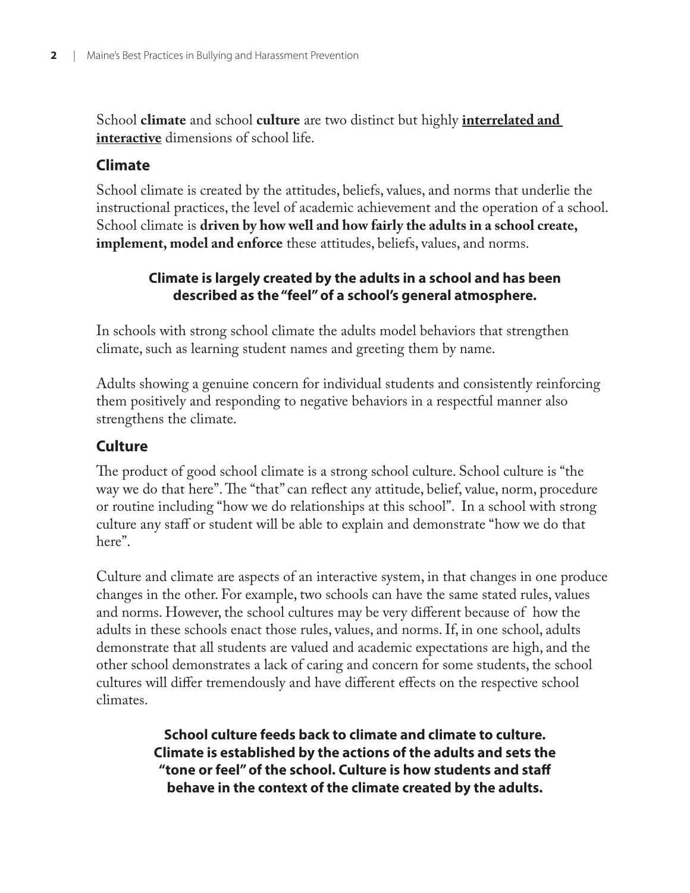School **climate** and school **culture** are two distinct but highly **<u>interrelated and interactive</u>** dimensions of school life.

## Climate

School climate is created by the attitudes, beliefs, values, and norms that underlie the instructional practices, the level of academic achievement and the operation of a school. School climate is **driven by how well and how fairly the adults in a school create, implement, model and enforce** these attitudes, beliefs, values, and norms.

**Climate is largely created by the adults in a school and has been described as the "feel" of a school's general atmosphere.**

In schools with strong school climate the adults model behaviors that strengthen climate, such as learning student names and greeting them by name.

Adults showing a genuine concern for individual students and consistently reinforcing them positively and responding to negative behaviors in a respectful manner also strengthens the climate.

## Culture

The product of good school climate is a strong school culture. School culture is "the way we do that here". The "that" can reflect any attitude, belief, value, norm, procedure or routine including "how we do relationships at this school". In a school with strong culture any staff or student will be able to explain and demonstrate "how we do that here".

Culture and climate are aspects of an interactive system, in that changes in one produce changes in the other. For example, two schools can have the same stated rules, values and norms. However, the school cultures may be very different because of how the adults in these schools enact those rules, values, and norms. If, in one school, adults demonstrate that all students are valued and academic expectations are high, and the other school demonstrates a lack of caring and concern for some students, the school cultures will differ tremendously and have different effects on the respective school climates.

**School culture feeds back to climate and climate to culture. Climate is established by the actions of the adults and sets the "tone or feel" of the school. Culture is how students and staff behave in the context of the climate created by the adults.**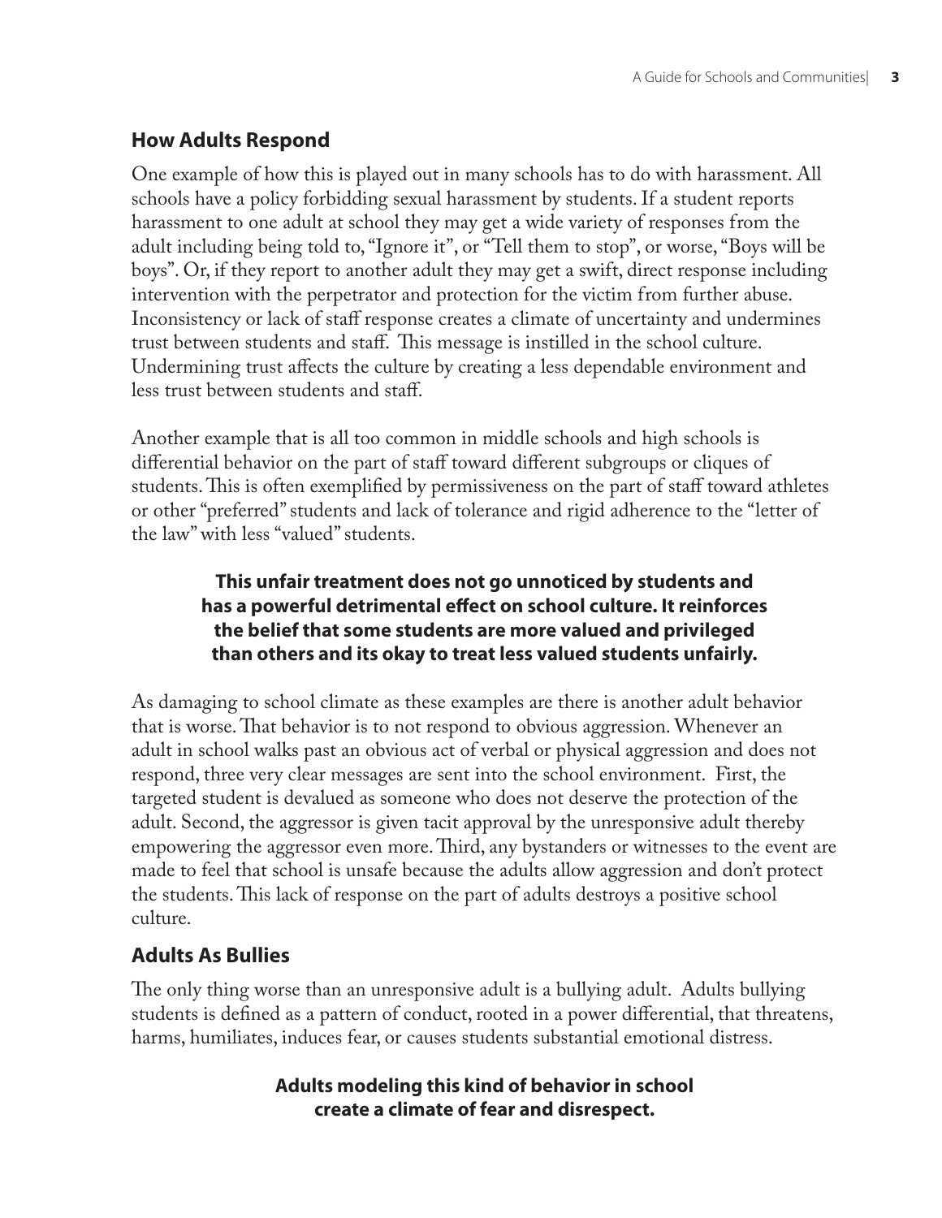## How Adults Respond

One example of how this is played out in many schools has to do with harassment. All schools have a policy forbidding sexual harassment by students. If a student reports harassment to one adult at school they may get a wide variety of responses from the adult including being told to, "Ignore it", or "Tell them to stop", or worse, "Boys will be boys". Or, if they report to another adult they may get a swift, direct response including intervention with the perpetrator and protection for the victim from further abuse. Inconsistency or lack of staff response creates a climate of uncertainty and undermines trust between students and staff. This message is instilled in the school culture. Undermining trust affects the culture by creating a less dependable environment and less trust between students and staff.

Another example that is all too common in middle schools and high schools is differential behavior on the part of staff toward different subgroups or cliques of students. This is often exemplified by permissiveness on the part of staff toward athletes or other "preferred" students and lack of tolerance and rigid adherence to the "letter of the law" with less "valued" students.

**This unfair treatment does not go unnoticed by students and has a powerful detrimental effect on school culture. It reinforces the belief that some students are more valued and privileged than others and its okay to treat less valued students unfairly.**

As damaging to school climate as these examples are there is another adult behavior that is worse. That behavior is to not respond to obvious aggression. Whenever an adult in school walks past an obvious act of verbal or physical aggression and does not respond, three very clear messages are sent into the school environment. First, the targeted student is devalued as someone who does not deserve the protection of the adult. Second, the aggressor is given tacit approval by the unresponsive adult thereby empowering the aggressor even more. Third, any bystanders or witnesses to the event are made to feel that school is unsafe because the adults allow aggression and don't protect the students. This lack of response on the part of adults destroys a positive school culture.

## Adults As Bullies

The only thing worse than an unresponsive adult is a bullying adult. Adults bullying students is defined as a pattern of conduct, rooted in a power differential, that threatens, harms, humiliates, induces fear, or causes students substantial emotional distress.

**Adults modeling this kind of behavior in school create a climate of fear and disrespect.**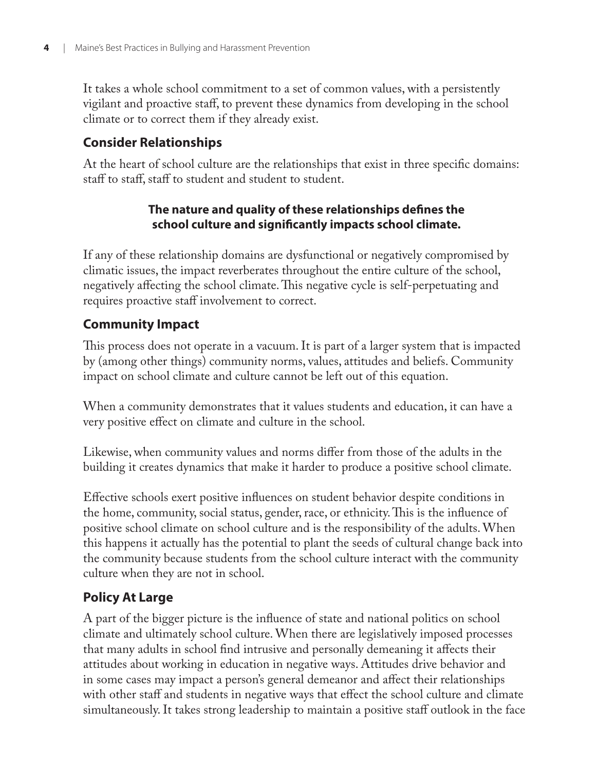It takes a whole school commitment to a set of common values, with a persistently vigilant and proactive staff, to prevent these dynamics from developing in the school climate or to correct them if they already exist.

## Consider Relationships

At the heart of school culture are the relationships that exist in three specific domains: staff to staff, staff to student and student to student.

**The nature and quality of these relationships defines the school culture and significantly impacts school climate.**

If any of these relationship domains are dysfunctional or negatively compromised by climatic issues, the impact reverberates throughout the entire culture of the school, negatively affecting the school climate. This negative cycle is self-perpetuating and requires proactive staff involvement to correct.

## Community Impact

This process does not operate in a vacuum. It is part of a larger system that is impacted by (among other things) community norms, values, attitudes and beliefs. Community impact on school climate and culture cannot be left out of this equation.

When a community demonstrates that it values students and education, it can have a very positive effect on climate and culture in the school.

Likewise, when community values and norms differ from those of the adults in the building it creates dynamics that make it harder to produce a positive school climate.

Effective schools exert positive influences on student behavior despite conditions in the home, community, social status, gender, race, or ethnicity. This is the influence of positive school climate on school culture and is the responsibility of the adults. When this happens it actually has the potential to plant the seeds of cultural change back into the community because students from the school culture interact with the community culture when they are not in school.

## Policy At Large

A part of the bigger picture is the influence of state and national politics on school climate and ultimately school culture. When there are legislatively imposed processes that many adults in school find intrusive and personally demeaning it affects their attitudes about working in education in negative ways. Attitudes drive behavior and in some cases may impact a person's general demeanor and affect their relationships with other staff and students in negative ways that effect the school culture and climate simultaneously. It takes strong leadership to maintain a positive staff outlook in the face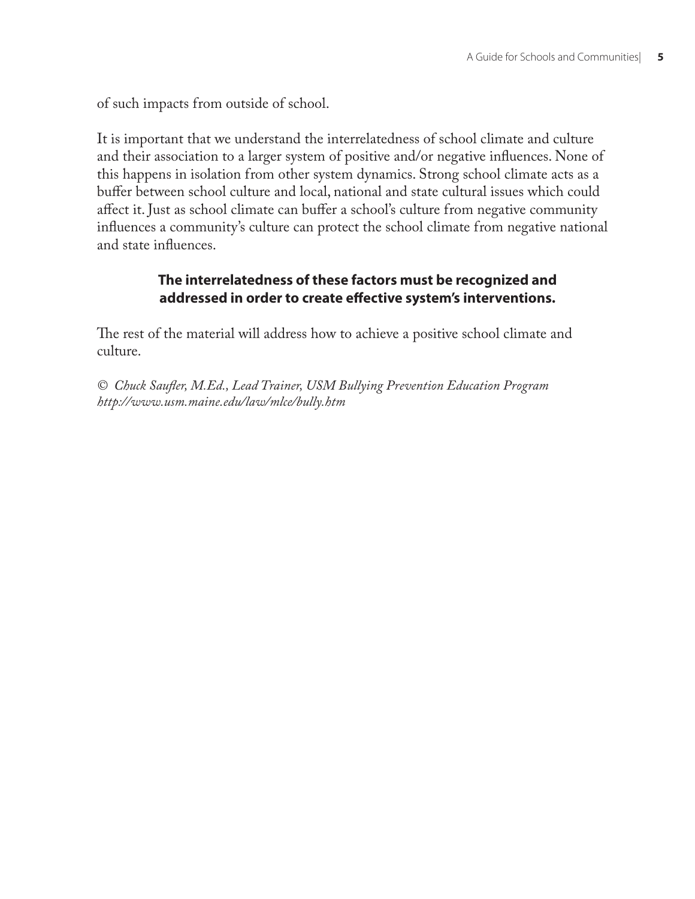of such impacts from outside of school.

It is important that we understand the interrelatedness of school climate and culture and their association to a larger system of positive and/or negative influences. None of this happens in isolation from other system dynamics. Strong school climate acts as a buffer between school culture and local, national and state cultural issues which could affect it. Just as school climate can buffer a school's culture from negative community influences a community's culture can protect the school climate from negative national and state influences.

**The interrelatedness of these factors must be recognized and addressed in order to create effective system's interventions.**

The rest of the material will address how to achieve a positive school climate and culture.

*© Chuck Saufler, M.Ed., Lead Trainer, USM Bullying Prevention Education Program http://www.usm.maine.edu/law/mlce/bully.htm*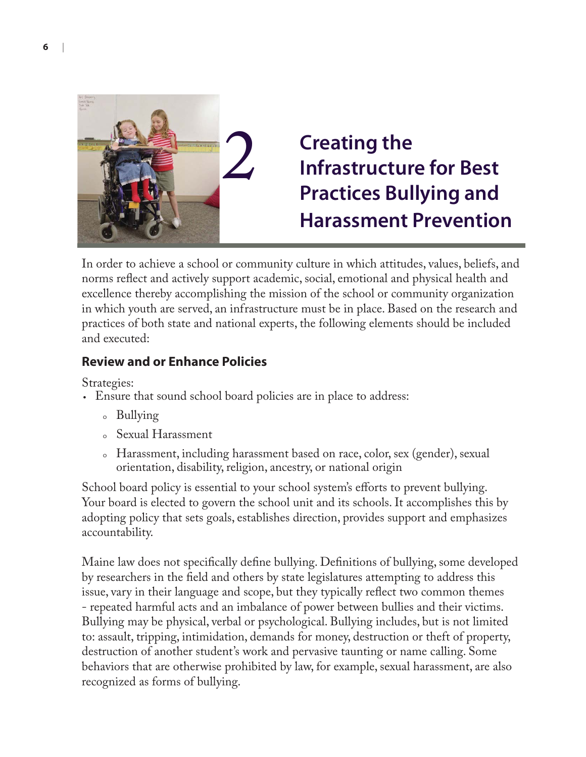# 2 Creating the Infrastructure for Best Practices Bullying and Harassment Prevention

In order to achieve a school or community culture in which attitudes, values, beliefs, and norms reflect and actively support academic, social, emotional and physical health and excellence thereby accomplishing the mission of the school or community organization in which youth are served, an infrastructure must be in place. Based on the research and practices of both state and national experts, the following elements should be included and executed:

## Review and or Enhance Policies

Strategies:

- Ensure that sound school board policies are in place to address:
  - Bullying
  - Sexual Harassment
  - Harassment, including harassment based on race, color, sex (gender), sexual orientation, disability, religion, ancestry, or national origin

School board policy is essential to your school system's efforts to prevent bullying. Your board is elected to govern the school unit and its schools. It accomplishes this by adopting policy that sets goals, establishes direction, provides support and emphasizes accountability.

Maine law does not specifically define bullying. Definitions of bullying, some developed by researchers in the field and others by state legislatures attempting to address this issue, vary in their language and scope, but they typically reflect two common themes - repeated harmful acts and an imbalance of power between bullies and their victims. Bullying may be physical, verbal or psychological. Bullying includes, but is not limited to: assault, tripping, intimidation, demands for money, destruction or theft of property, destruction of another student's work and pervasive taunting or name calling. Some behaviors that are otherwise prohibited by law, for example, sexual harassment, are also recognized as forms of bullying.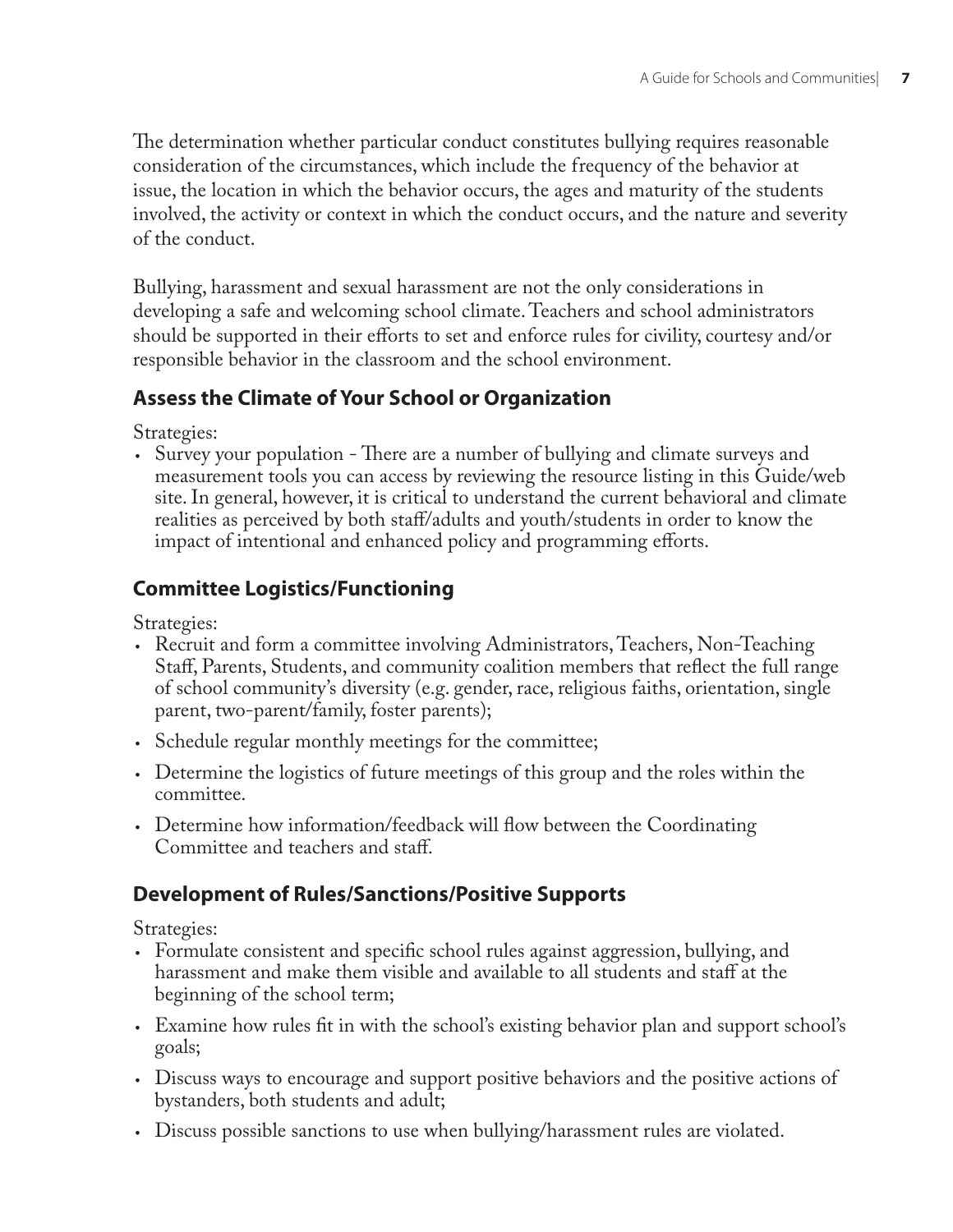The determination whether particular conduct constitutes bullying requires reasonable consideration of the circumstances, which include the frequency of the behavior at issue, the location in which the behavior occurs, the ages and maturity of the students involved, the activity or context in which the conduct occurs, and the nature and severity of the conduct.

Bullying, harassment and sexual harassment are not the only considerations in developing a safe and welcoming school climate. Teachers and school administrators should be supported in their efforts to set and enforce rules for civility, courtesy and/or responsible behavior in the classroom and the school environment.

## Assess the Climate of Your School or Organization

Strategies:

- Survey your population - There are a number of bullying and climate surveys and measurement tools you can access by reviewing the resource listing in this Guide/web site. In general, however, it is critical to understand the current behavioral and climate realities as perceived by both staff/adults and youth/students in order to know the impact of intentional and enhanced policy and programming efforts.

## Committee Logistics/Functioning

Strategies:

- Recruit and form a committee involving Administrators, Teachers, Non-Teaching Staff, Parents, Students, and community coalition members that reflect the full range of school community's diversity (e.g. gender, race, religious faiths, orientation, single parent, two-parent/family, foster parents);
- Schedule regular monthly meetings for the committee;
- Determine the logistics of future meetings of this group and the roles within the committee.
- Determine how information/feedback will flow between the Coordinating Committee and teachers and staff.

## Development of Rules/Sanctions/Positive Supports

Strategies:

- Formulate consistent and specific school rules against aggression, bullying, and harassment and make them visible and available to all students and staff at the beginning of the school term;
- Examine how rules fit in with the school's existing behavior plan and support school's goals;
- Discuss ways to encourage and support positive behaviors and the positive actions of bystanders, both students and adult;
- Discuss possible sanctions to use when bullying/harassment rules are violated.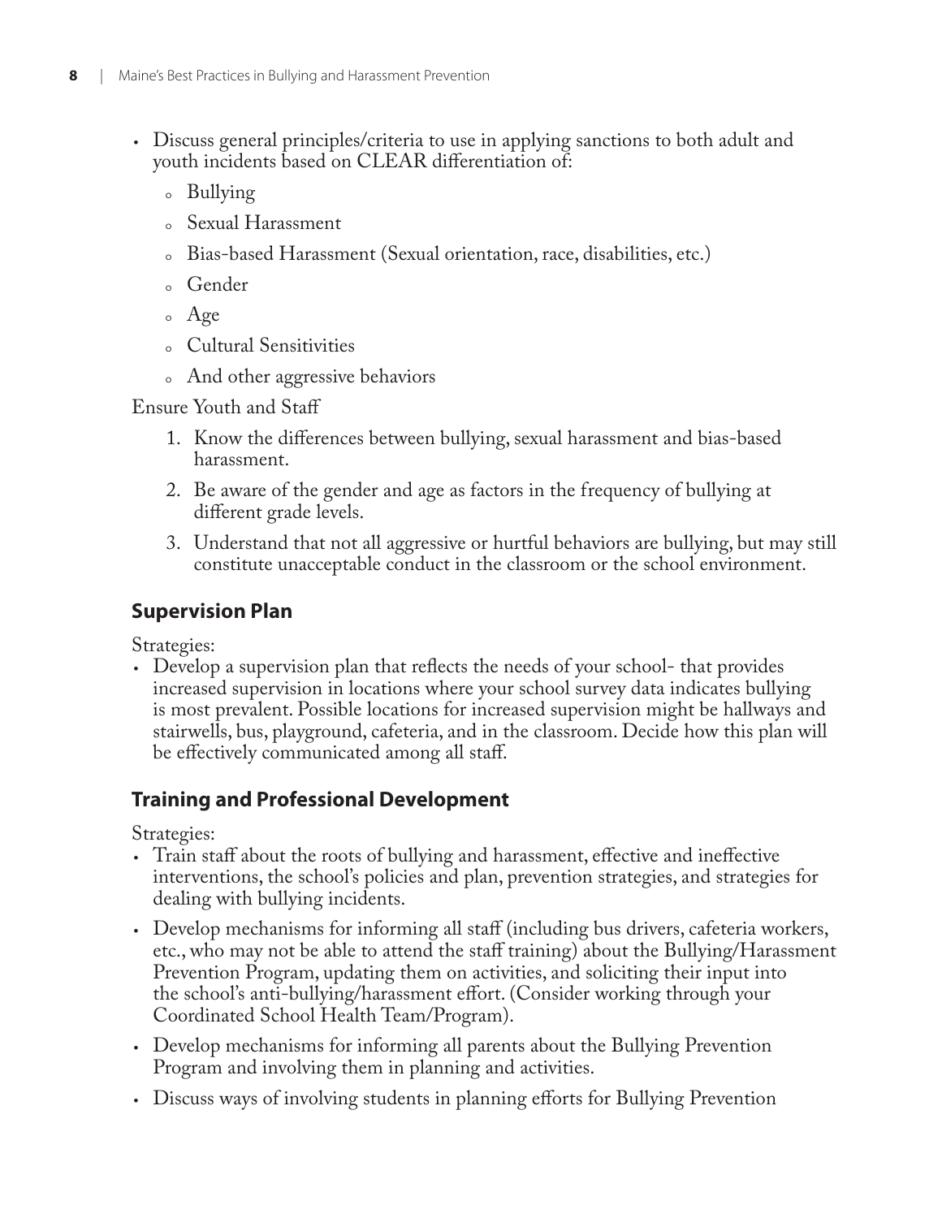- Discuss general principles/criteria to use in applying sanctions to both adult and youth incidents based on CLEAR differentiation of:
  - Bullying
  - Sexual Harassment
  - Bias-based Harassment (Sexual orientation, race, disabilities, etc.)
  - Gender
  - Age
  - Cultural Sensitivities
  - And other aggressive behaviors

Ensure Youth and Staff

1. Know the differences between bullying, sexual harassment and bias-based harassment.
2. Be aware of the gender and age as factors in the frequency of bullying at different grade levels.
3. Understand that not all aggressive or hurtful behaviors are bullying, but may still constitute unacceptable conduct in the classroom or the school environment.

## Supervision Plan

Strategies:

- Develop a supervision plan that reflects the needs of your school- that provides increased supervision in locations where your school survey data indicates bullying is most prevalent. Possible locations for increased supervision might be hallways and stairwells, bus, playground, cafeteria, and in the classroom. Decide how this plan will be effectively communicated among all staff.

## Training and Professional Development

Strategies:

- Train staff about the roots of bullying and harassment, effective and ineffective interventions, the school's policies and plan, prevention strategies, and strategies for dealing with bullying incidents.
- Develop mechanisms for informing all staff (including bus drivers, cafeteria workers, etc., who may not be able to attend the staff training) about the Bullying/Harassment Prevention Program, updating them on activities, and soliciting their input into the school's anti-bullying/harassment effort. (Consider working through your Coordinated School Health Team/Program).
- Develop mechanisms for informing all parents about the Bullying Prevention Program and involving them in planning and activities.
- Discuss ways of involving students in planning efforts for Bullying Prevention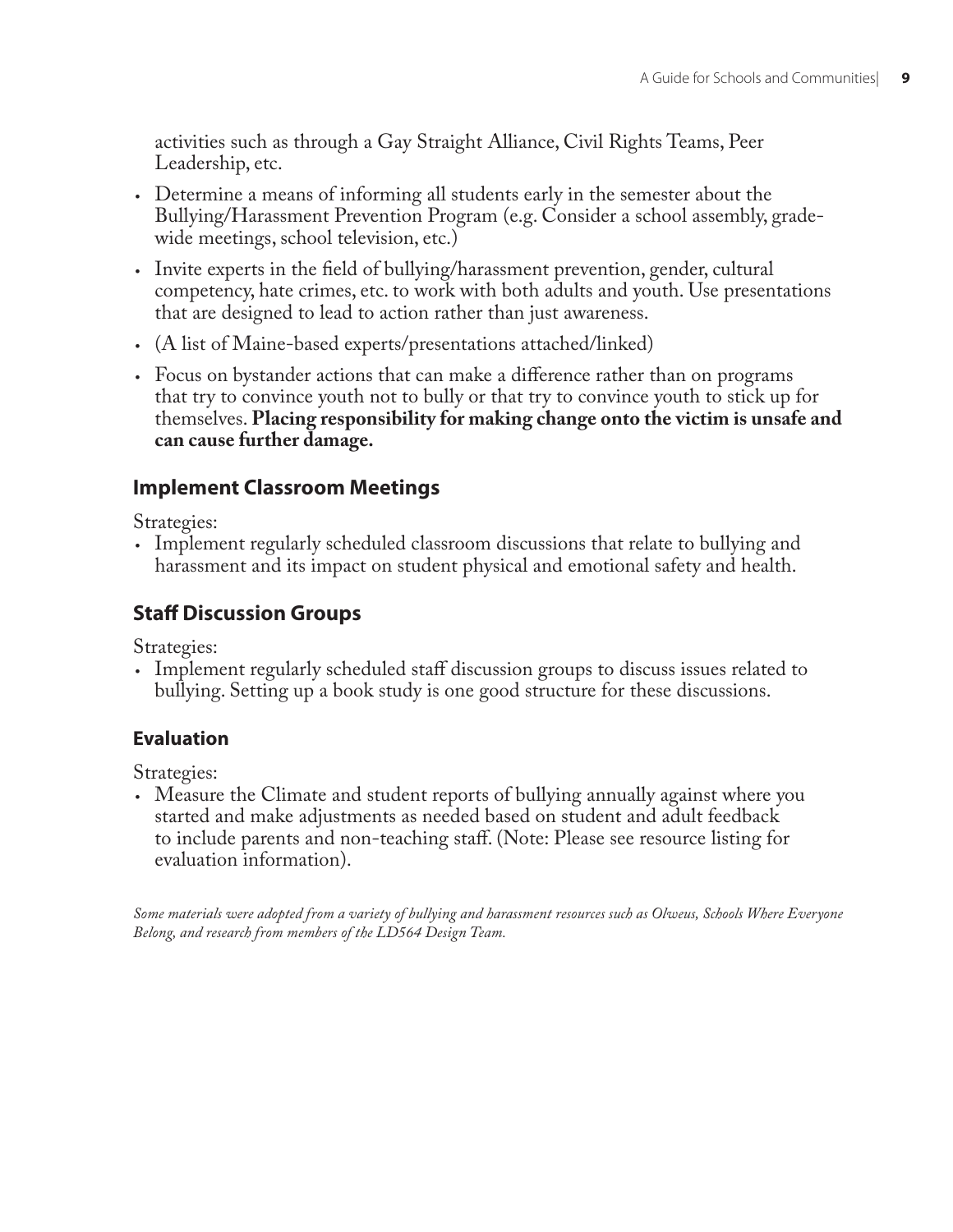activities such as through a Gay Straight Alliance, Civil Rights Teams, Peer Leadership, etc.

- Determine a means of informing all students early in the semester about the Bullying/Harassment Prevention Program (e.g. Consider a school assembly, grade-wide meetings, school television, etc.)
- Invite experts in the field of bullying/harassment prevention, gender, cultural competency, hate crimes, etc. to work with both adults and youth. Use presentations that are designed to lead to action rather than just awareness.
- (A list of Maine-based experts/presentations attached/linked)
- Focus on bystander actions that can make a difference rather than on programs that try to convince youth not to bully or that try to convince youth to stick up for themselves. **Placing responsibility for making change onto the victim is unsafe and can cause further damage.**

### Implement Classroom Meetings

Strategies:

- Implement regularly scheduled classroom discussions that relate to bullying and harassment and its impact on student physical and emotional safety and health.

### Staff Discussion Groups

Strategies:

- Implement regularly scheduled staff discussion groups to discuss issues related to bullying. Setting up a book study is one good structure for these discussions.

### Evaluation

Strategies:

- Measure the Climate and student reports of bullying annually against where you started and make adjustments as needed based on student and adult feedback to include parents and non-teaching staff. (Note: Please see resource listing for evaluation information).

*Some materials were adopted from a variety of bullying and harassment resources such as Olweus, Schools Where Everyone Belong, and research from members of the LD564 Design Team.*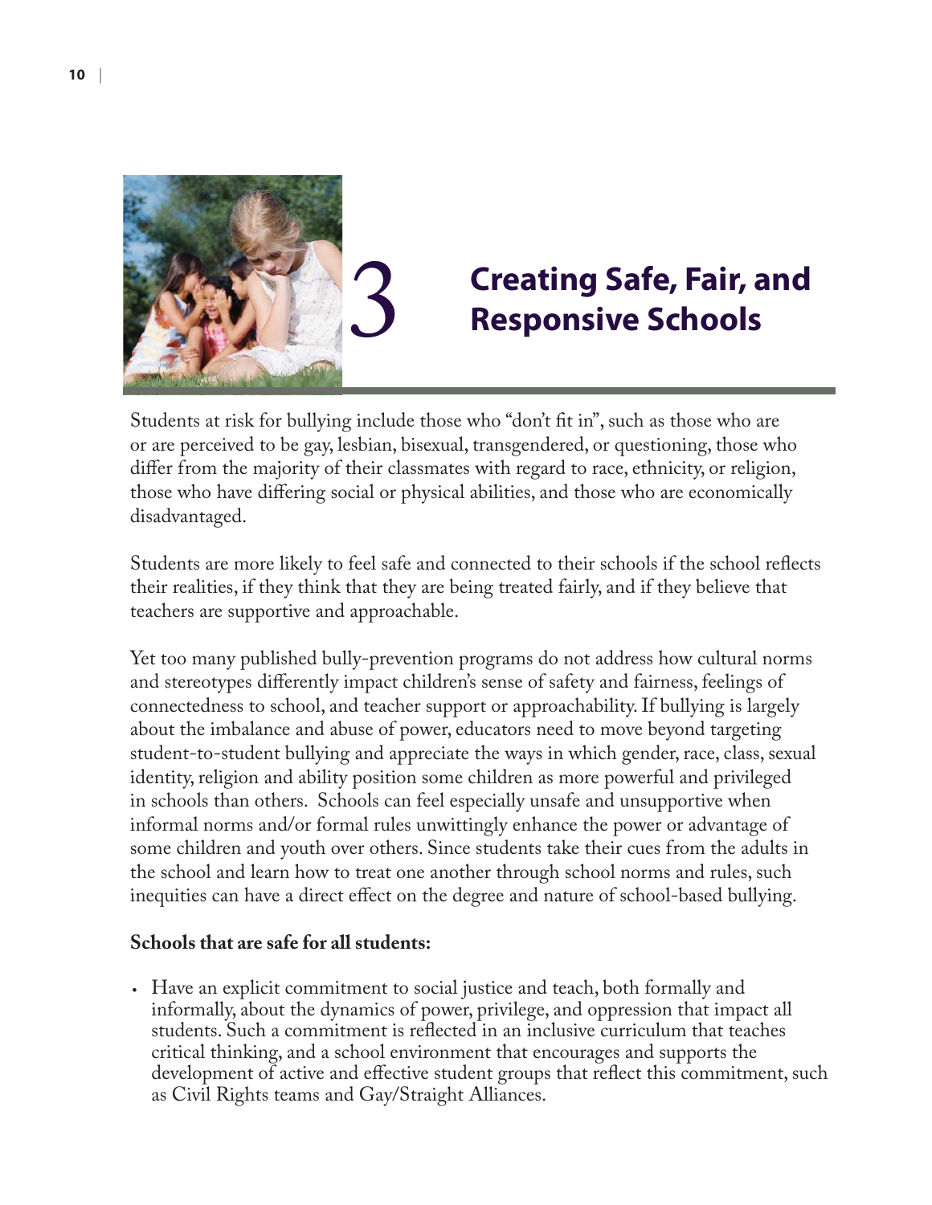# 3 Creating Safe, Fair, and Responsive Schools

Students at risk for bullying include those who "don't fit in", such as those who are or are perceived to be gay, lesbian, bisexual, transgendered, or questioning, those who differ from the majority of their classmates with regard to race, ethnicity, or religion, those who have differing social or physical abilities, and those who are economically disadvantaged.

Students are more likely to feel safe and connected to their schools if the school reflects their realities, if they think that they are being treated fairly, and if they believe that teachers are supportive and approachable.

Yet too many published bully-prevention programs do not address how cultural norms and stereotypes differently impact children's sense of safety and fairness, feelings of connectedness to school, and teacher support or approachability. If bullying is largely about the imbalance and abuse of power, educators need to move beyond targeting student-to-student bullying and appreciate the ways in which gender, race, class, sexual identity, religion and ability position some children as more powerful and privileged in schools than others. Schools can feel especially unsafe and unsupportive when informal norms and/or formal rules unwittingly enhance the power or advantage of some children and youth over others. Since students take their cues from the adults in the school and learn how to treat one another through school norms and rules, such inequities can have a direct effect on the degree and nature of school-based bullying.

**Schools that are safe for all students:**

- Have an explicit commitment to social justice and teach, both formally and informally, about the dynamics of power, privilege, and oppression that impact all students. Such a commitment is reflected in an inclusive curriculum that teaches critical thinking, and a school environment that encourages and supports the development of active and effective student groups that reflect this commitment, such as Civil Rights teams and Gay/Straight Alliances.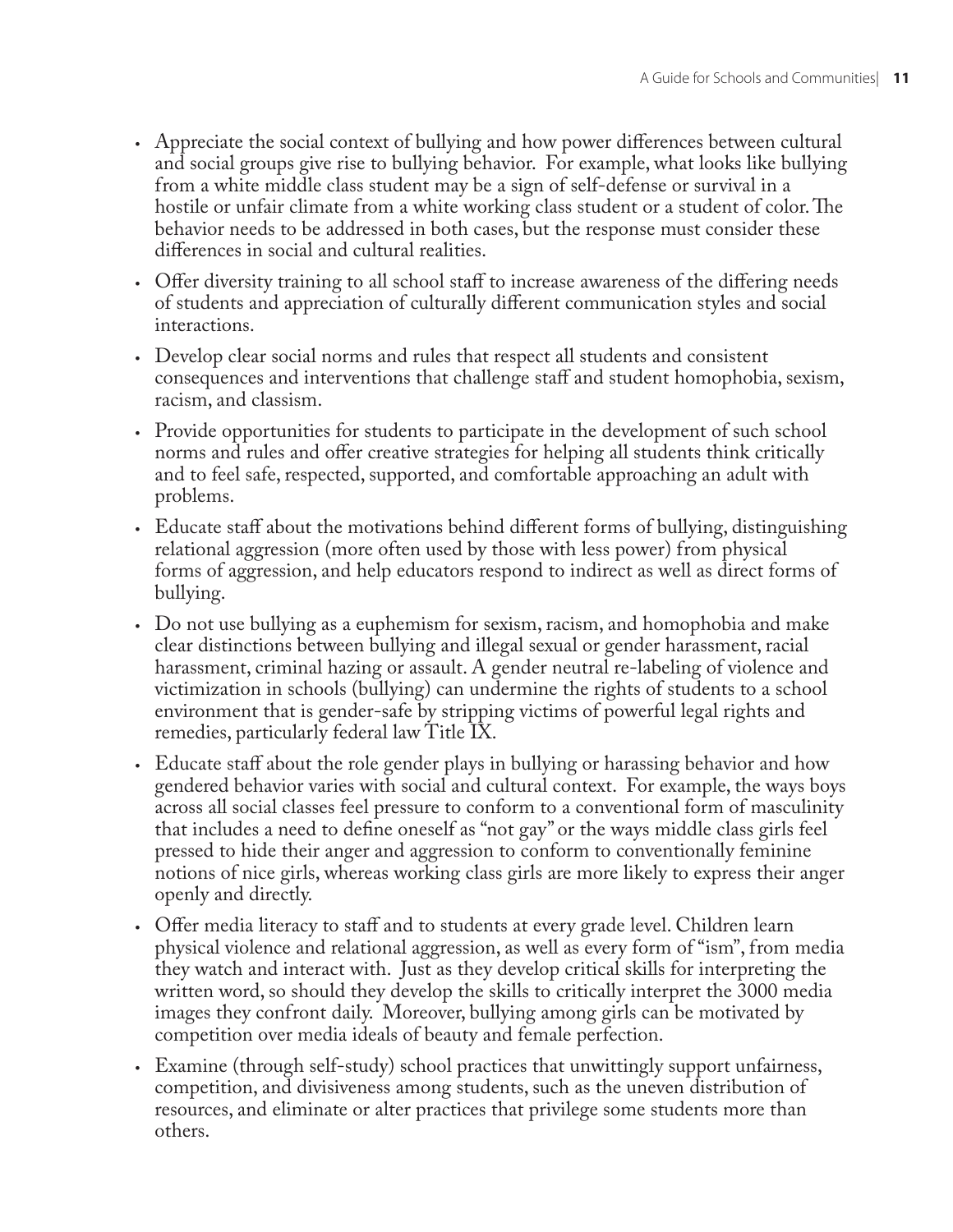- Appreciate the social context of bullying and how power differences between cultural and social groups give rise to bullying behavior. For example, what looks like bullying from a white middle class student may be a sign of self-defense or survival in a hostile or unfair climate from a white working class student or a student of color. The behavior needs to be addressed in both cases, but the response must consider these differences in social and cultural realities.
- Offer diversity training to all school staff to increase awareness of the differing needs of students and appreciation of culturally different communication styles and social interactions.
- Develop clear social norms and rules that respect all students and consistent consequences and interventions that challenge staff and student homophobia, sexism, racism, and classism.
- Provide opportunities for students to participate in the development of such school norms and rules and offer creative strategies for helping all students think critically and to feel safe, respected, supported, and comfortable approaching an adult with problems.
- Educate staff about the motivations behind different forms of bullying, distinguishing relational aggression (more often used by those with less power) from physical forms of aggression, and help educators respond to indirect as well as direct forms of bullying.
- Do not use bullying as a euphemism for sexism, racism, and homophobia and make clear distinctions between bullying and illegal sexual or gender harassment, racial harassment, criminal hazing or assault. A gender neutral re-labeling of violence and victimization in schools (bullying) can undermine the rights of students to a school environment that is gender-safe by stripping victims of powerful legal rights and remedies, particularly federal law Title IX.
- Educate staff about the role gender plays in bullying or harassing behavior and how gendered behavior varies with social and cultural context. For example, the ways boys across all social classes feel pressure to conform to a conventional form of masculinity that includes a need to define oneself as "not gay" or the ways middle class girls feel pressed to hide their anger and aggression to conform to conventionally feminine notions of nice girls, whereas working class girls are more likely to express their anger openly and directly.
- Offer media literacy to staff and to students at every grade level. Children learn physical violence and relational aggression, as well as every form of "ism", from media they watch and interact with. Just as they develop critical skills for interpreting the written word, so should they develop the skills to critically interpret the 3000 media images they confront daily. Moreover, bullying among girls can be motivated by competition over media ideals of beauty and female perfection.
- Examine (through self-study) school practices that unwittingly support unfairness, competition, and divisiveness among students, such as the uneven distribution of resources, and eliminate or alter practices that privilege some students more than others.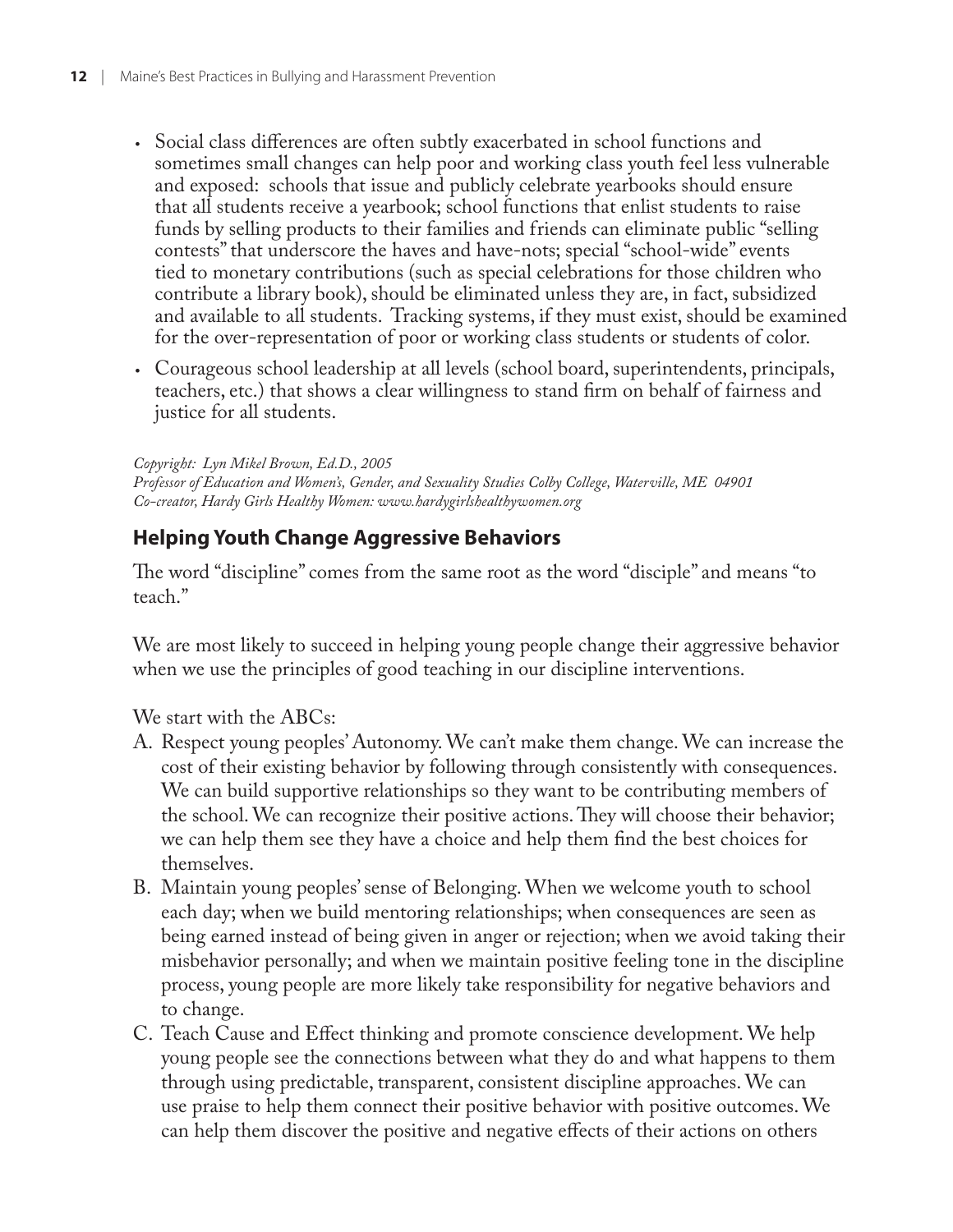- Social class differences are often subtly exacerbated in school functions and sometimes small changes can help poor and working class youth feel less vulnerable and exposed: schools that issue and publicly celebrate yearbooks should ensure that all students receive a yearbook; school functions that enlist students to raise funds by selling products to their families and friends can eliminate public "selling contests" that underscore the haves and have-nots; special "school-wide" events tied to monetary contributions (such as special celebrations for those children who contribute a library book), should be eliminated unless they are, in fact, subsidized and available to all students. Tracking systems, if they must exist, should be examined for the over-representation of poor or working class students or students of color.
- Courageous school leadership at all levels (school board, superintendents, principals, teachers, etc.) that shows a clear willingness to stand firm on behalf of fairness and justice for all students.

*Copyright: Lyn Mikel Brown, Ed.D., 2005*
*Professor of Education and Women's, Gender, and Sexuality Studies Colby College, Waterville, ME 04901*
*Co-creator, Hardy Girls Healthy Women: www.hardygirlshealthywomen.org*

## Helping Youth Change Aggressive Behaviors

The word "discipline" comes from the same root as the word "disciple" and means "to teach."

We are most likely to succeed in helping young people change their aggressive behavior when we use the principles of good teaching in our discipline interventions.

We start with the ABCs:

A. Respect young peoples' Autonomy. We can't make them change. We can increase the cost of their existing behavior by following through consistently with consequences. We can build supportive relationships so they want to be contributing members of the school. We can recognize their positive actions. They will choose their behavior; we can help them see they have a choice and help them find the best choices for themselves.

B. Maintain young peoples' sense of Belonging. When we welcome youth to school each day; when we build mentoring relationships; when consequences are seen as being earned instead of being given in anger or rejection; when we avoid taking their misbehavior personally; and when we maintain positive feeling tone in the discipline process, young people are more likely take responsibility for negative behaviors and to change.

C. Teach Cause and Effect thinking and promote conscience development. We help young people see the connections between what they do and what happens to them through using predictable, transparent, consistent discipline approaches. We can use praise to help them connect their positive behavior with positive outcomes. We can help them discover the positive and negative effects of their actions on others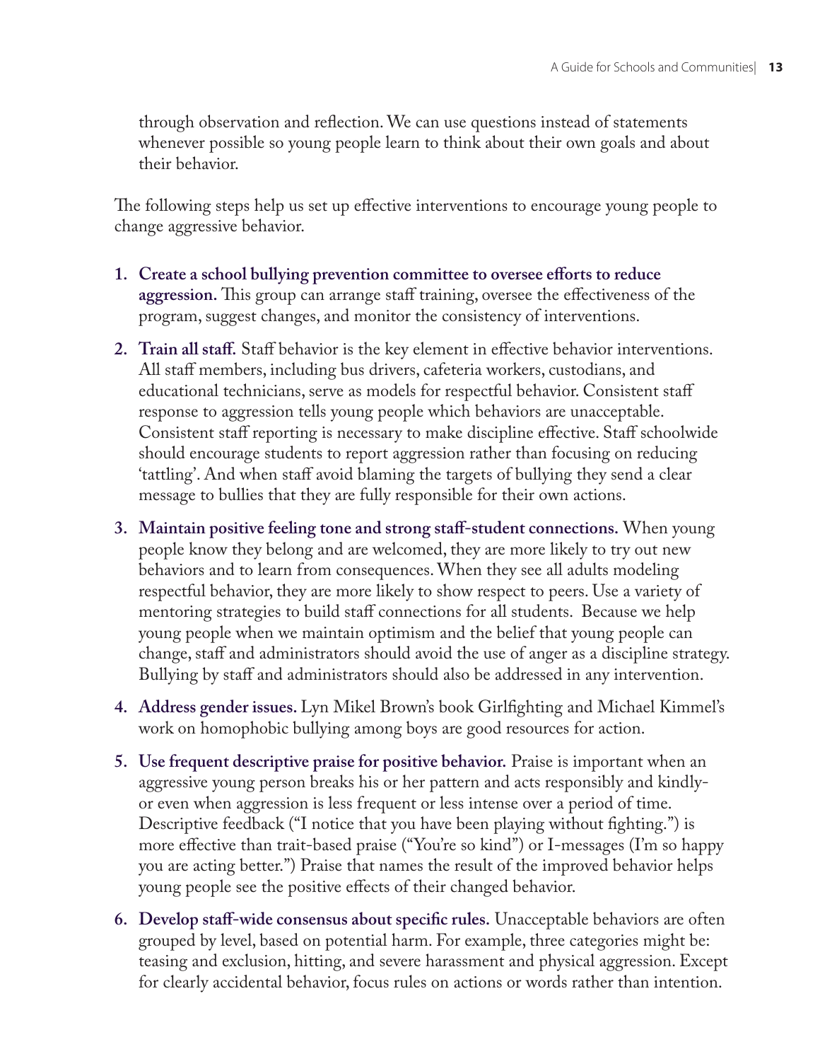through observation and reflection. We can use questions instead of statements whenever possible so young people learn to think about their own goals and about their behavior.

The following steps help us set up effective interventions to encourage young people to change aggressive behavior.

1. **Create a school bullying prevention committee to oversee efforts to reduce aggression.** This group can arrange staff training, oversee the effectiveness of the program, suggest changes, and monitor the consistency of interventions.

2. **Train all staff.** Staff behavior is the key element in effective behavior interventions. All staff members, including bus drivers, cafeteria workers, custodians, and educational technicians, serve as models for respectful behavior. Consistent staff response to aggression tells young people which behaviors are unacceptable. Consistent staff reporting is necessary to make discipline effective. Staff schoolwide should encourage students to report aggression rather than focusing on reducing 'tattling'. And when staff avoid blaming the targets of bullying they send a clear message to bullies that they are fully responsible for their own actions.

3. **Maintain positive feeling tone and strong staff-student connections.** When young people know they belong and are welcomed, they are more likely to try out new behaviors and to learn from consequences. When they see all adults modeling respectful behavior, they are more likely to show respect to peers. Use a variety of mentoring strategies to build staff connections for all students. Because we help young people when we maintain optimism and the belief that young people can change, staff and administrators should avoid the use of anger as a discipline strategy. Bullying by staff and administrators should also be addressed in any intervention.

4. **Address gender issues.** Lyn Mikel Brown's book Girlfighting and Michael Kimmel's work on homophobic bullying among boys are good resources for action.

5. **Use frequent descriptive praise for positive behavior.** Praise is important when an aggressive young person breaks his or her pattern and acts responsibly and kindly- or even when aggression is less frequent or less intense over a period of time. Descriptive feedback ("I notice that you have been playing without fighting.") is more effective than trait-based praise ("You're so kind") or I-messages (I'm so happy you are acting better.") Praise that names the result of the improved behavior helps young people see the positive effects of their changed behavior.

6. **Develop staff-wide consensus about specific rules.** Unacceptable behaviors are often grouped by level, based on potential harm. For example, three categories might be: teasing and exclusion, hitting, and severe harassment and physical aggression. Except for clearly accidental behavior, focus rules on actions or words rather than intention.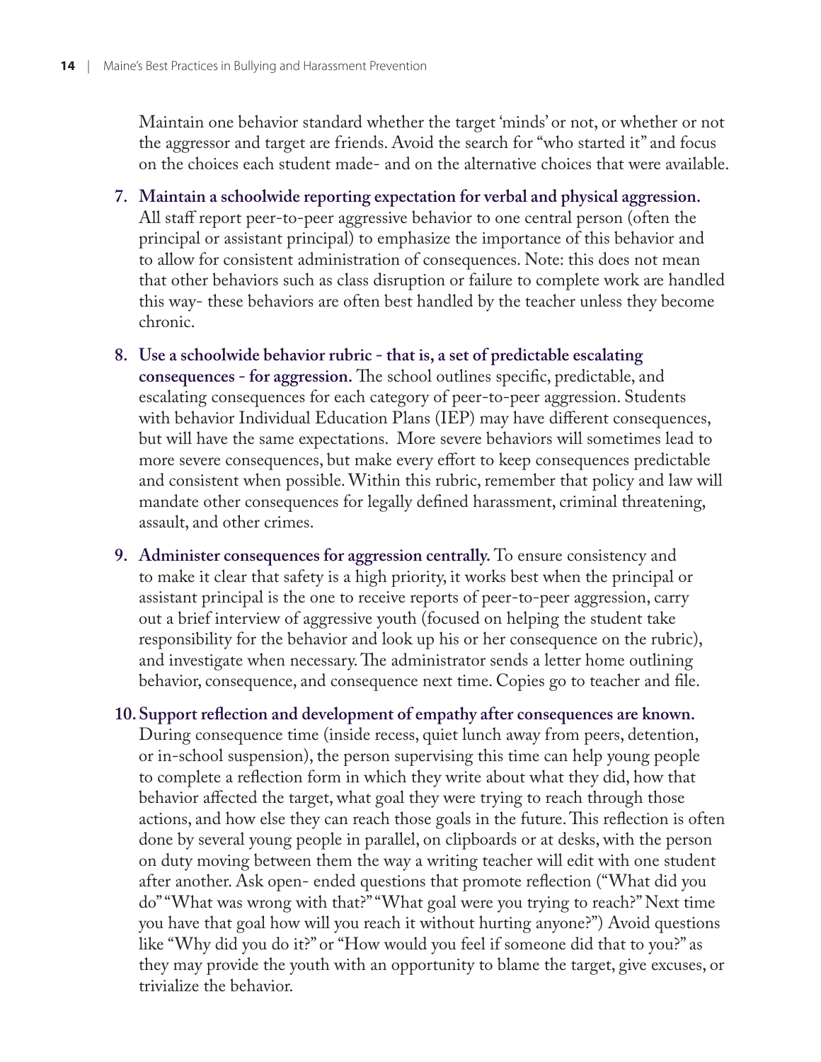Maintain one behavior standard whether the target 'minds' or not, or whether or not the aggressor and target are friends. Avoid the search for "who started it" and focus on the choices each student made- and on the alternative choices that were available.

7. **Maintain a schoolwide reporting expectation for verbal and physical aggression.** All staff report peer-to-peer aggressive behavior to one central person (often the principal or assistant principal) to emphasize the importance of this behavior and to allow for consistent administration of consequences. Note: this does not mean that other behaviors such as class disruption or failure to complete work are handled this way- these behaviors are often best handled by the teacher unless they become chronic.

8. **Use a schoolwide behavior rubric - that is, a set of predictable escalating consequences - for aggression.** The school outlines specific, predictable, and escalating consequences for each category of peer-to-peer aggression. Students with behavior Individual Education Plans (IEP) may have different consequences, but will have the same expectations. More severe behaviors will sometimes lead to more severe consequences, but make every effort to keep consequences predictable and consistent when possible. Within this rubric, remember that policy and law will mandate other consequences for legally defined harassment, criminal threatening, assault, and other crimes.

9. **Administer consequences for aggression centrally.** To ensure consistency and to make it clear that safety is a high priority, it works best when the principal or assistant principal is the one to receive reports of peer-to-peer aggression, carry out a brief interview of aggressive youth (focused on helping the student take responsibility for the behavior and look up his or her consequence on the rubric), and investigate when necessary. The administrator sends a letter home outlining behavior, consequence, and consequence next time. Copies go to teacher and file.

10. **Support reflection and development of empathy after consequences are known.** During consequence time (inside recess, quiet lunch away from peers, detention, or in-school suspension), the person supervising this time can help young people to complete a reflection form in which they write about what they did, how that behavior affected the target, what goal they were trying to reach through those actions, and how else they can reach those goals in the future. This reflection is often done by several young people in parallel, on clipboards or at desks, with the person on duty moving between them the way a writing teacher will edit with one student after another. Ask open- ended questions that promote reflection ("What did you do" "What was wrong with that?" "What goal were you trying to reach?" Next time you have that goal how will you reach it without hurting anyone?") Avoid questions like "Why did you do it?" or "How would you feel if someone did that to you?" as they may provide the youth with an opportunity to blame the target, give excuses, or trivialize the behavior.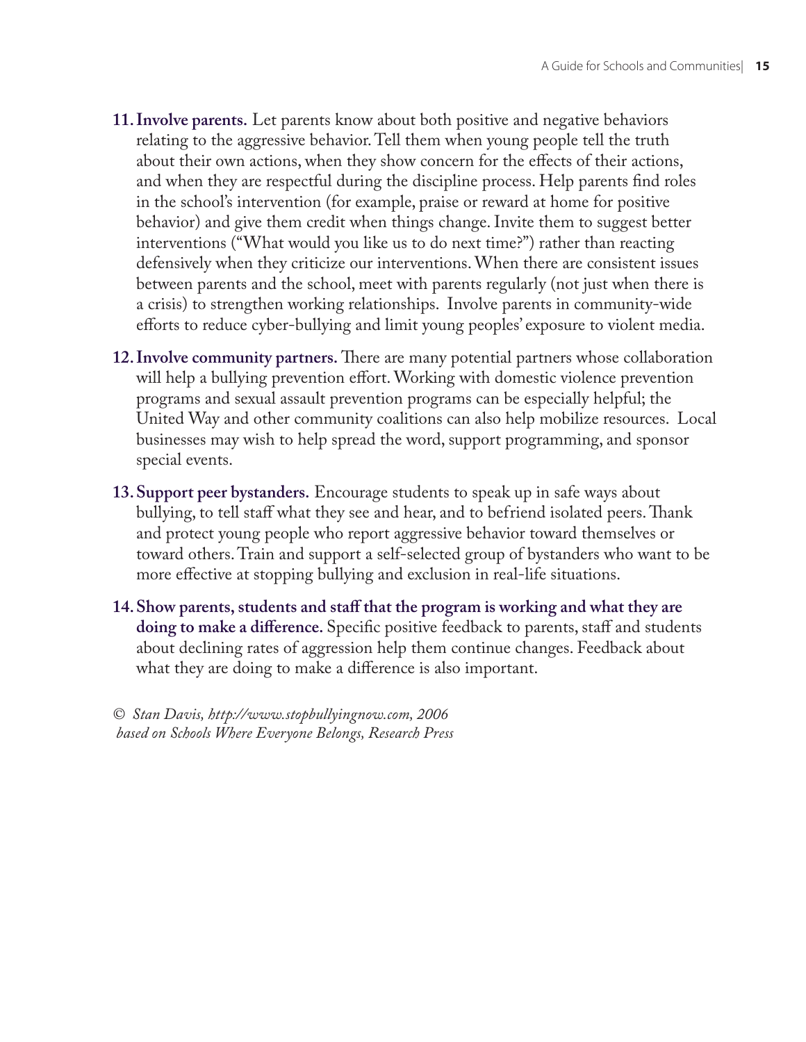11. **Involve parents.** Let parents know about both positive and negative behaviors relating to the aggressive behavior. Tell them when young people tell the truth about their own actions, when they show concern for the effects of their actions, and when they are respectful during the discipline process. Help parents find roles in the school's intervention (for example, praise or reward at home for positive behavior) and give them credit when things change. Invite them to suggest better interventions ("What would you like us to do next time?") rather than reacting defensively when they criticize our interventions. When there are consistent issues between parents and the school, meet with parents regularly (not just when there is a crisis) to strengthen working relationships. Involve parents in community-wide efforts to reduce cyber-bullying and limit young peoples' exposure to violent media.

12. **Involve community partners.** There are many potential partners whose collaboration will help a bullying prevention effort. Working with domestic violence prevention programs and sexual assault prevention programs can be especially helpful; the United Way and other community coalitions can also help mobilize resources. Local businesses may wish to help spread the word, support programming, and sponsor special events.

13. **Support peer bystanders.** Encourage students to speak up in safe ways about bullying, to tell staff what they see and hear, and to befriend isolated peers. Thank and protect young people who report aggressive behavior toward themselves or toward others. Train and support a self-selected group of bystanders who want to be more effective at stopping bullying and exclusion in real-life situations.

14. **Show parents, students and staff that the program is working and what they are doing to make a difference.** Specific positive feedback to parents, staff and students about declining rates of aggression help them continue changes. Feedback about what they are doing to make a difference is also important.

© *Stan Davis, http://www.stopbullyingnow.com, 2006*
*based on Schools Where Everyone Belongs, Research Press*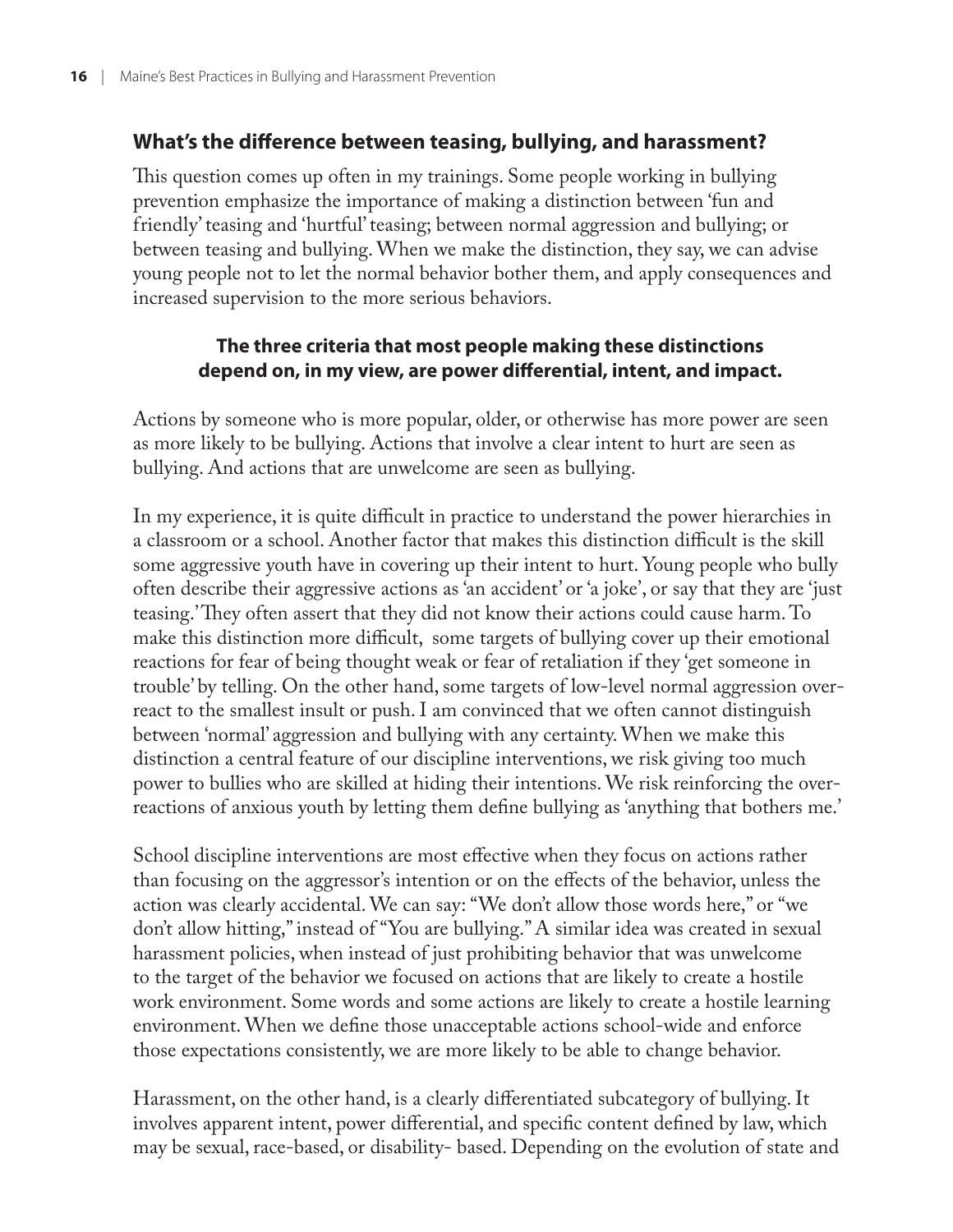### What's the difference between teasing, bullying, and harassment?

This question comes up often in my trainings. Some people working in bullying prevention emphasize the importance of making a distinction between 'fun and friendly' teasing and 'hurtful' teasing; between normal aggression and bullying; or between teasing and bullying. When we make the distinction, they say, we can advise young people not to let the normal behavior bother them, and apply consequences and increased supervision to the more serious behaviors.

**The three criteria that most people making these distinctions depend on, in my view, are power differential, intent, and impact.**

Actions by someone who is more popular, older, or otherwise has more power are seen as more likely to be bullying. Actions that involve a clear intent to hurt are seen as bullying. And actions that are unwelcome are seen as bullying.

In my experience, it is quite difficult in practice to understand the power hierarchies in a classroom or a school. Another factor that makes this distinction difficult is the skill some aggressive youth have in covering up their intent to hurt. Young people who bully often describe their aggressive actions as 'an accident' or 'a joke', or say that they are 'just teasing.' They often assert that they did not know their actions could cause harm. To make this distinction more difficult, some targets of bullying cover up their emotional reactions for fear of being thought weak or fear of retaliation if they 'get someone in trouble' by telling. On the other hand, some targets of low-level normal aggression over-react to the smallest insult or push. I am convinced that we often cannot distinguish between 'normal' aggression and bullying with any certainty. When we make this distinction a central feature of our discipline interventions, we risk giving too much power to bullies who are skilled at hiding their intentions. We risk reinforcing the over-reactions of anxious youth by letting them define bullying as 'anything that bothers me.'

School discipline interventions are most effective when they focus on actions rather than focusing on the aggressor's intention or on the effects of the behavior, unless the action was clearly accidental. We can say: "We don't allow those words here," or "we don't allow hitting," instead of "You are bullying." A similar idea was created in sexual harassment policies, when instead of just prohibiting behavior that was unwelcome to the target of the behavior we focused on actions that are likely to create a hostile work environment. Some words and some actions are likely to create a hostile learning environment. When we define those unacceptable actions school-wide and enforce those expectations consistently, we are more likely to be able to change behavior.

Harassment, on the other hand, is a clearly differentiated subcategory of bullying. It involves apparent intent, power differential, and specific content defined by law, which may be sexual, race-based, or disability- based. Depending on the evolution of state and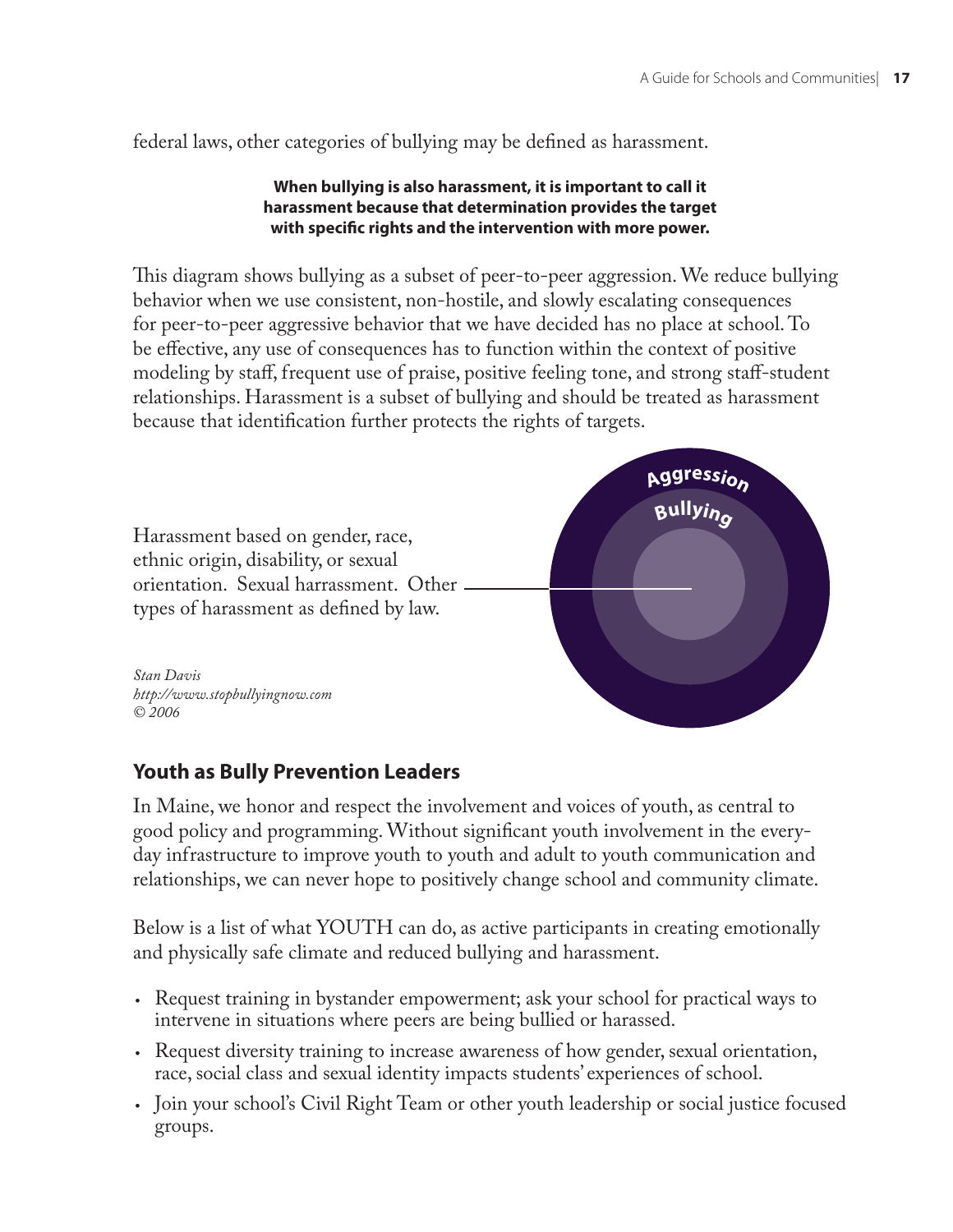federal laws, other categories of bullying may be defined as harassment.

**When bullying is also harassment, it is important to call it harassment because that determination provides the target with specific rights and the intervention with more power.**

This diagram shows bullying as a subset of peer-to-peer aggression. We reduce bullying behavior when we use consistent, non-hostile, and slowly escalating consequences for peer-to-peer aggressive behavior that we have decided has no place at school. To be effective, any use of consequences has to function within the context of positive modeling by staff, frequent use of praise, positive feeling tone, and strong staff-student relationships. Harassment is a subset of bullying and should be treated as harassment because that identification further protects the rights of targets.

Aggression

Bullying

Harassment based on gender, race, ethnic origin, disability, or sexual orientation. Sexual harrassment. Other types of harassment as defined by law.

*Stan Davis*
*http://www.stopbullyingnow.com*
*© 2006*

## Youth as Bully Prevention Leaders

In Maine, we honor and respect the involvement and voices of youth, as central to good policy and programming. Without significant youth involvement in the every-day infrastructure to improve youth to youth and adult to youth communication and relationships, we can never hope to positively change school and community climate.

Below is a list of what YOUTH can do, as active participants in creating emotionally and physically safe climate and reduced bullying and harassment.

- Request training in bystander empowerment; ask your school for practical ways to intervene in situations where peers are being bullied or harassed.
- Request diversity training to increase awareness of how gender, sexual orientation, race, social class and sexual identity impacts students' experiences of school.
- Join your school's Civil Right Team or other youth leadership or social justice focused groups.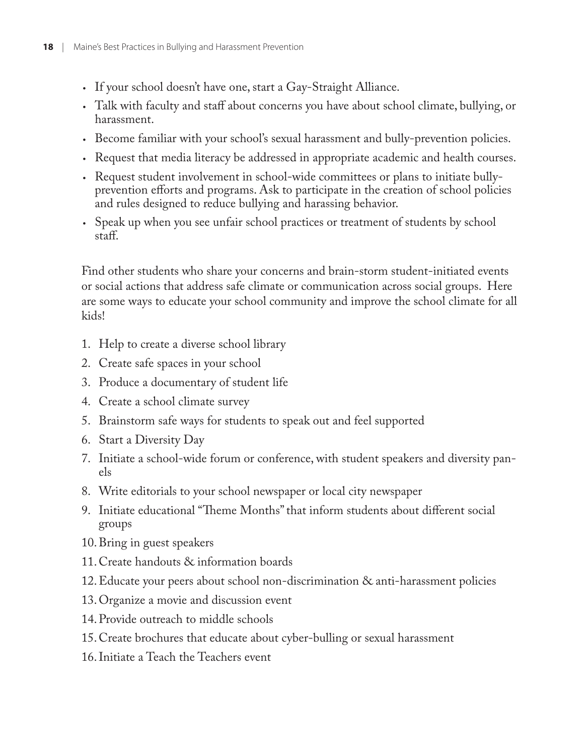- If your school doesn't have one, start a Gay-Straight Alliance.
- Talk with faculty and staff about concerns you have about school climate, bullying, or harassment.
- Become familiar with your school's sexual harassment and bully-prevention policies.
- Request that media literacy be addressed in appropriate academic and health courses.
- Request student involvement in school-wide committees or plans to initiate bully-prevention efforts and programs. Ask to participate in the creation of school policies and rules designed to reduce bullying and harassing behavior.
- Speak up when you see unfair school practices or treatment of students by school staff.

Find other students who share your concerns and brain-storm student-initiated events or social actions that address safe climate or communication across social groups. Here are some ways to educate your school community and improve the school climate for all kids!

1. Help to create a diverse school library
2. Create safe spaces in your school
3. Produce a documentary of student life
4. Create a school climate survey
5. Brainstorm safe ways for students to speak out and feel supported
6. Start a Diversity Day
7. Initiate a school-wide forum or conference, with student speakers and diversity panels
8. Write editorials to your school newspaper or local city newspaper
9. Initiate educational "Theme Months" that inform students about different social groups
10. Bring in guest speakers
11. Create handouts & information boards
12. Educate your peers about school non-discrimination & anti-harassment policies
13. Organize a movie and discussion event
14. Provide outreach to middle schools
15. Create brochures that educate about cyber-bulling or sexual harassment
16. Initiate a Teach the Teachers event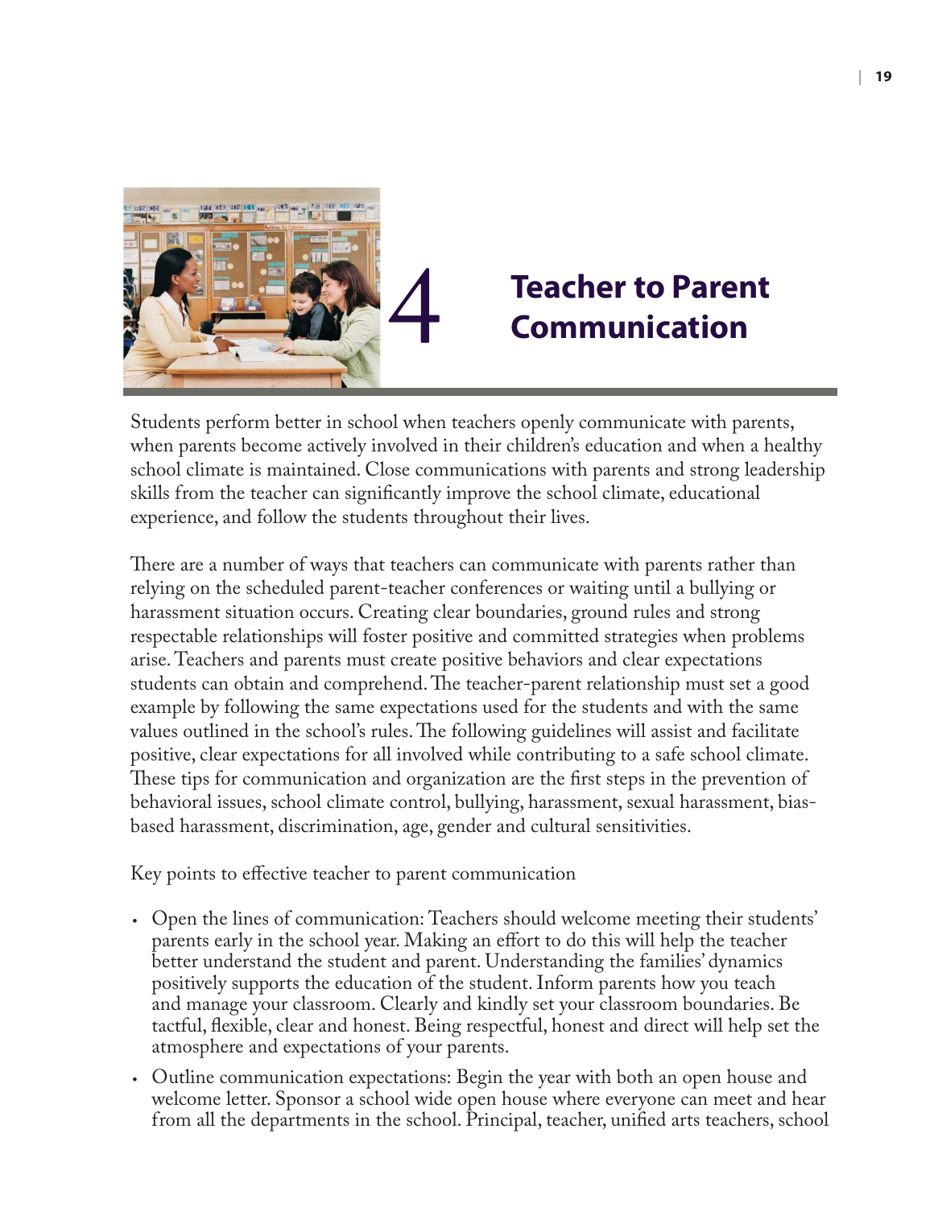# 4 Teacher to Parent Communication

Students perform better in school when teachers openly communicate with parents, when parents become actively involved in their children's education and when a healthy school climate is maintained. Close communications with parents and strong leadership skills from the teacher can significantly improve the school climate, educational experience, and follow the students throughout their lives.

There are a number of ways that teachers can communicate with parents rather than relying on the scheduled parent-teacher conferences or waiting until a bullying or harassment situation occurs. Creating clear boundaries, ground rules and strong respectable relationships will foster positive and committed strategies when problems arise. Teachers and parents must create positive behaviors and clear expectations students can obtain and comprehend. The teacher-parent relationship must set a good example by following the same expectations used for the students and with the same values outlined in the school's rules. The following guidelines will assist and facilitate positive, clear expectations for all involved while contributing to a safe school climate. These tips for communication and organization are the first steps in the prevention of behavioral issues, school climate control, bullying, harassment, sexual harassment, bias-based harassment, discrimination, age, gender and cultural sensitivities.

Key points to effective teacher to parent communication

- Open the lines of communication: Teachers should welcome meeting their students' parents early in the school year. Making an effort to do this will help the teacher better understand the student and parent. Understanding the families' dynamics positively supports the education of the student. Inform parents how you teach and manage your classroom. Clearly and kindly set your classroom boundaries. Be tactful, flexible, clear and honest. Being respectful, honest and direct will help set the atmosphere and expectations of your parents.
- Outline communication expectations: Begin the year with both an open house and welcome letter. Sponsor a school wide open house where everyone can meet and hear from all the departments in the school. Principal, teacher, unified arts teachers, school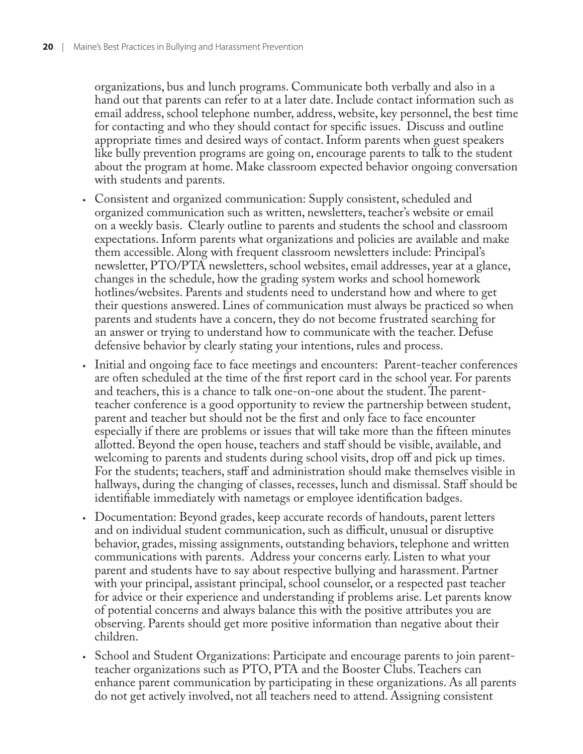organizations, bus and lunch programs. Communicate both verbally and also in a hand out that parents can refer to at a later date. Include contact information such as email address, school telephone number, address, website, key personnel, the best time for contacting and who they should contact for specific issues. Discuss and outline appropriate times and desired ways of contact. Inform parents when guest speakers like bully prevention programs are going on, encourage parents to talk to the student about the program at home. Make classroom expected behavior ongoing conversation with students and parents.

- Consistent and organized communication: Supply consistent, scheduled and organized communication such as written, newsletters, teacher's website or email on a weekly basis. Clearly outline to parents and students the school and classroom expectations. Inform parents what organizations and policies are available and make them accessible. Along with frequent classroom newsletters include: Principal's newsletter, PTO/PTA newsletters, school websites, email addresses, year at a glance, changes in the schedule, how the grading system works and school homework hotlines/websites. Parents and students need to understand how and where to get their questions answered. Lines of communication must always be practiced so when parents and students have a concern, they do not become frustrated searching for an answer or trying to understand how to communicate with the teacher. Defuse defensive behavior by clearly stating your intentions, rules and process.
- Initial and ongoing face to face meetings and encounters: Parent-teacher conferences are often scheduled at the time of the first report card in the school year. For parents and teachers, this is a chance to talk one-on-one about the student. The parent-teacher conference is a good opportunity to review the partnership between student, parent and teacher but should not be the first and only face to face encounter especially if there are problems or issues that will take more than the fifteen minutes allotted. Beyond the open house, teachers and staff should be visible, available, and welcoming to parents and students during school visits, drop off and pick up times. For the students; teachers, staff and administration should make themselves visible in hallways, during the changing of classes, recesses, lunch and dismissal. Staff should be identifiable immediately with nametags or employee identification badges.
- Documentation: Beyond grades, keep accurate records of handouts, parent letters and on individual student communication, such as difficult, unusual or disruptive behavior, grades, missing assignments, outstanding behaviors, telephone and written communications with parents. Address your concerns early. Listen to what your parent and students have to say about respective bullying and harassment. Partner with your principal, assistant principal, school counselor, or a respected past teacher for advice or their experience and understanding if problems arise. Let parents know of potential concerns and always balance this with the positive attributes you are observing. Parents should get more positive information than negative about their children.
- School and Student Organizations: Participate and encourage parents to join parent-teacher organizations such as PTO, PTA and the Booster Clubs. Teachers can enhance parent communication by participating in these organizations. As all parents do not get actively involved, not all teachers need to attend. Assigning consistent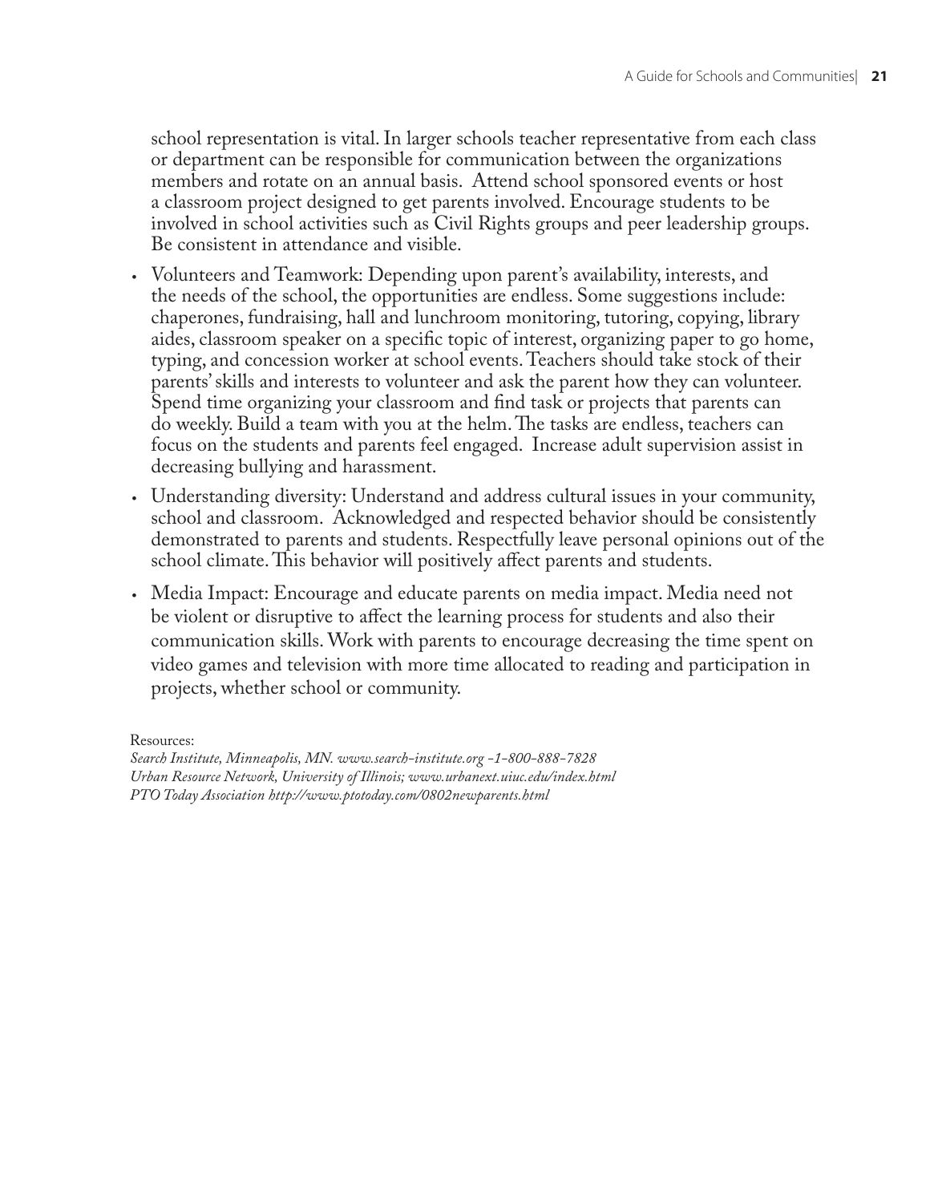school representation is vital. In larger schools teacher representative from each class or department can be responsible for communication between the organizations members and rotate on an annual basis. Attend school sponsored events or host a classroom project designed to get parents involved. Encourage students to be involved in school activities such as Civil Rights groups and peer leadership groups. Be consistent in attendance and visible.

- Volunteers and Teamwork: Depending upon parent's availability, interests, and the needs of the school, the opportunities are endless. Some suggestions include: chaperones, fundraising, hall and lunchroom monitoring, tutoring, copying, library aides, classroom speaker on a specific topic of interest, organizing paper to go home, typing, and concession worker at school events. Teachers should take stock of their parents' skills and interests to volunteer and ask the parent how they can volunteer. Spend time organizing your classroom and find task or projects that parents can do weekly. Build a team with you at the helm. The tasks are endless, teachers can focus on the students and parents feel engaged. Increase adult supervision assist in decreasing bullying and harassment.
- Understanding diversity: Understand and address cultural issues in your community, school and classroom. Acknowledged and respected behavior should be consistently demonstrated to parents and students. Respectfully leave personal opinions out of the school climate. This behavior will positively affect parents and students.
- Media Impact: Encourage and educate parents on media impact. Media need not be violent or disruptive to affect the learning process for students and also their communication skills. Work with parents to encourage decreasing the time spent on video games and television with more time allocated to reading and participation in projects, whether school or community.

Resources:
*Search Institute, Minneapolis, MN. www.search-institute.org -1-800-888-7828*
*Urban Resource Network, University of Illinois; www.urbanext.uiuc.edu/index.html*
*PTO Today Association http://www.ptotoday.com/0802newparents.html*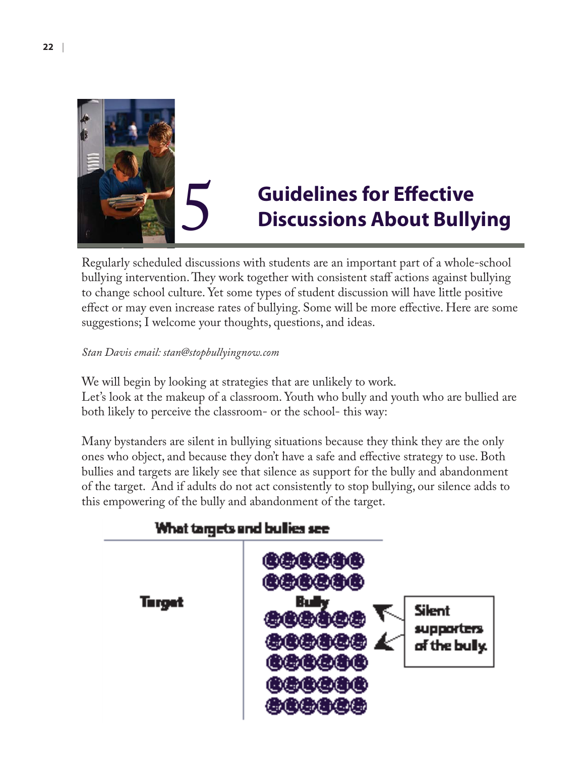# 5 Guidelines for Effective Discussions About Bullying

Regularly scheduled discussions with students are an important part of a whole-school bullying intervention. They work together with consistent staff actions against bullying to change school culture. Yet some types of student discussion will have little positive effect or may even increase rates of bullying. Some will be more effective. Here are some suggestions; I welcome your thoughts, questions, and ideas.

*Stan Davis email: stan@stopbullyingnow.com*

We will begin by looking at strategies that are unlikely to work.
Let's look at the makeup of a classroom. Youth who bully and youth who are bullied are both likely to perceive the classroom- or the school- this way:

Many bystanders are silent in bullying situations because they think they are the only ones who object, and because they don't have a safe and effective strategy to use. Both bullies and targets are likely see that silence as support for the bully and abandonment of the target. And if adults do not act consistently to stop bullying, our silence adds to this empowering of the bully and abandonment of the target.

What targets and bullies see

Target

Bully

Silent supporters of the bully.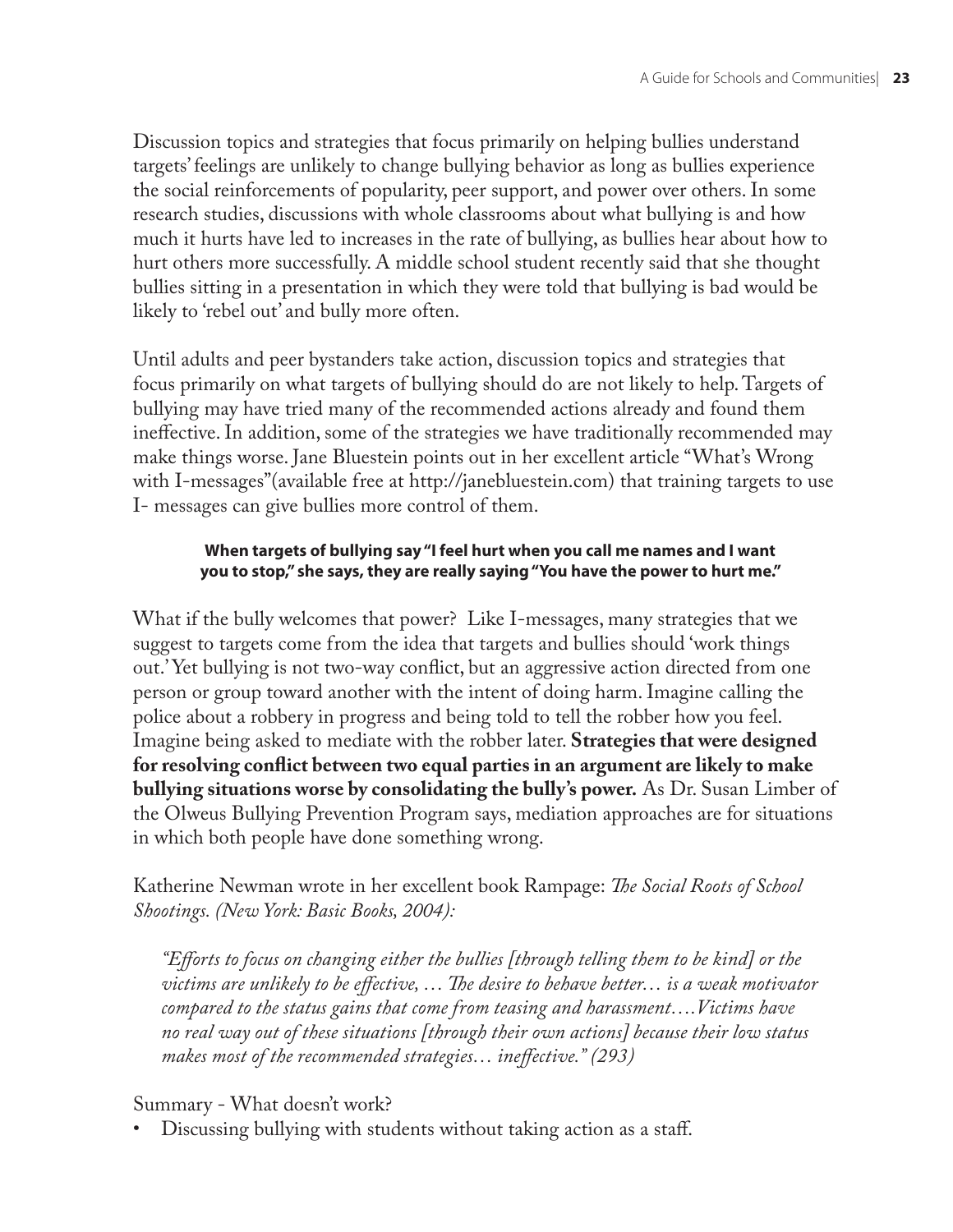Discussion topics and strategies that focus primarily on helping bullies understand targets' feelings are unlikely to change bullying behavior as long as bullies experience the social reinforcements of popularity, peer support, and power over others. In some research studies, discussions with whole classrooms about what bullying is and how much it hurts have led to increases in the rate of bullying, as bullies hear about how to hurt others more successfully. A middle school student recently said that she thought bullies sitting in a presentation in which they were told that bullying is bad would be likely to 'rebel out' and bully more often.

Until adults and peer bystanders take action, discussion topics and strategies that focus primarily on what targets of bullying should do are not likely to help. Targets of bullying may have tried many of the recommended actions already and found them ineffective. In addition, some of the strategies we have traditionally recommended may make things worse. Jane Bluestein points out in her excellent article "What's Wrong with I-messages"(available free at http://janebluestein.com) that training targets to use I- messages can give bullies more control of them.

**When targets of bullying say "I feel hurt when you call me names and I want you to stop," she says, they are really saying "You have the power to hurt me."**

What if the bully welcomes that power? Like I-messages, many strategies that we suggest to targets come from the idea that targets and bullies should 'work things out.' Yet bullying is not two-way conflict, but an aggressive action directed from one person or group toward another with the intent of doing harm. Imagine calling the police about a robbery in progress and being told to tell the robber how you feel. Imagine being asked to mediate with the robber later. **Strategies that were designed for resolving conflict between two equal parties in an argument are likely to make bullying situations worse by consolidating the bully's power.** As Dr. Susan Limber of the Olweus Bullying Prevention Program says, mediation approaches are for situations in which both people have done something wrong.

Katherine Newman wrote in her excellent book Rampage: *The Social Roots of School Shootings. (New York: Basic Books, 2004):*

> *"Efforts to focus on changing either the bullies [through telling them to be kind] or the victims are unlikely to be effective, … The desire to behave better… is a weak motivator compared to the status gains that come from teasing and harassment….Victims have no real way out of these situations [through their own actions] because their low status makes most of the recommended strategies… ineffective." (293)*

Summary - What doesn't work?

- Discussing bullying with students without taking action as a staff.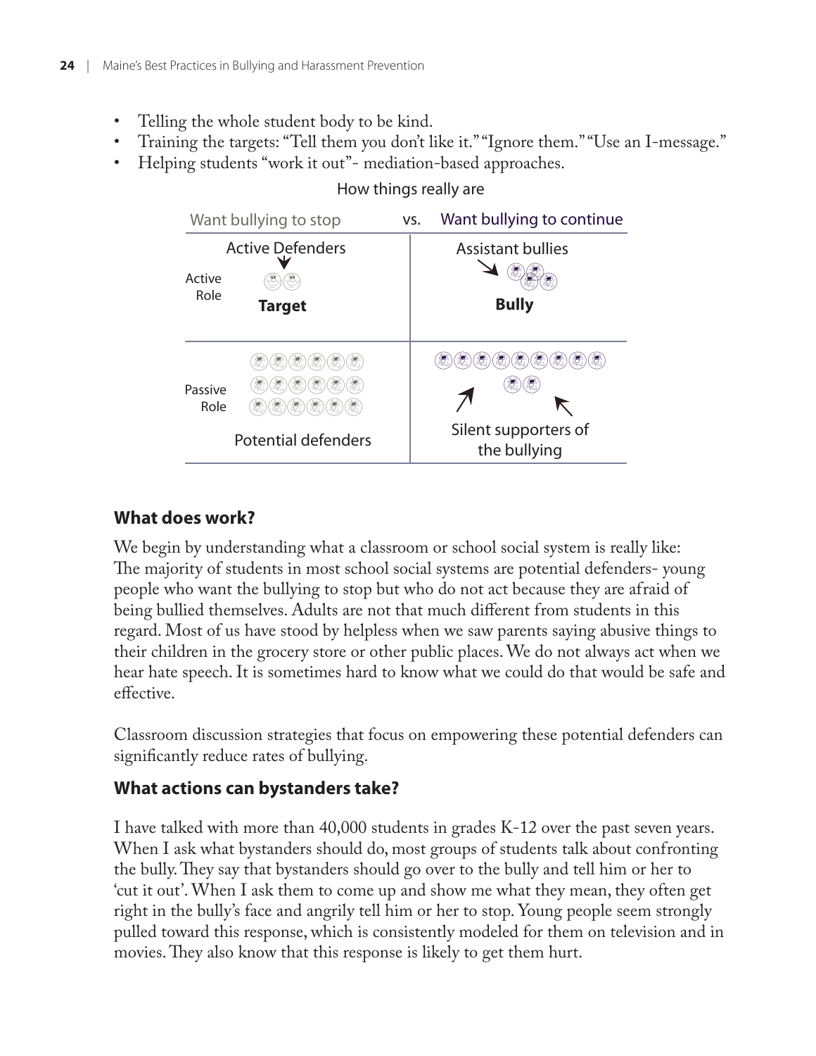- Telling the whole student body to be kind.
- Training the targets: “Tell them you don’t like it.” “Ignore them.” “Use an I-message.”
- Helping students “work it out”- mediation-based approaches.

How things really are

| | Want bullying to stop | vs. Want bullying to continue |
|---|---|---|
| Active Role | Active Defenders<br>Target | Assistant bullies<br>Bully |
| Passive Role | Potential defenders | Silent supporters of the bullying |

## What does work?

We begin by understanding what a classroom or school social system is really like: The majority of students in most school social systems are potential defenders- young people who want the bullying to stop but who do not act because they are afraid of being bullied themselves. Adults are not that much different from students in this regard. Most of us have stood by helpless when we saw parents saying abusive things to their children in the grocery store or other public places. We do not always act when we hear hate speech. It is sometimes hard to know what we could do that would be safe and effective.

Classroom discussion strategies that focus on empowering these potential defenders can significantly reduce rates of bullying.

## What actions can bystanders take?

I have talked with more than 40,000 students in grades K-12 over the past seven years. When I ask what bystanders should do, most groups of students talk about confronting the bully. They say that bystanders should go over to the bully and tell him or her to ‘cut it out’. When I ask them to come up and show me what they mean, they often get right in the bully’s face and angrily tell him or her to stop. Young people seem strongly pulled toward this response, which is consistently modeled for them on television and in movies. They also know that this response is likely to get them hurt.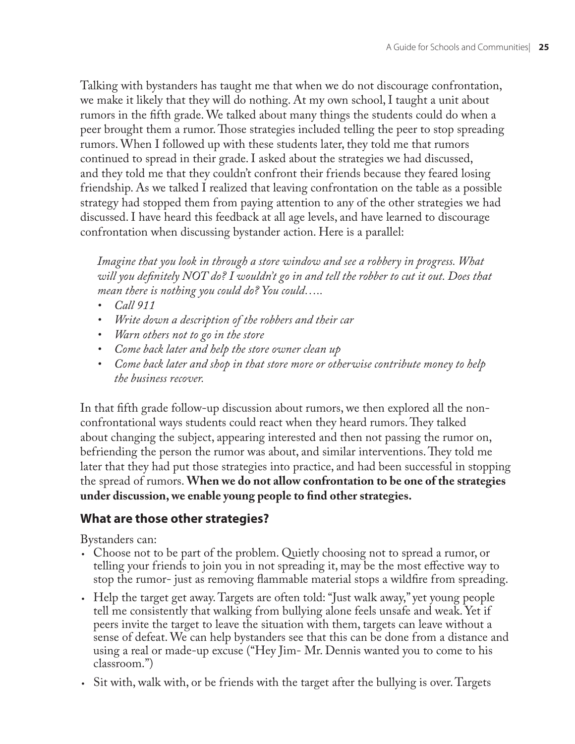Talking with bystanders has taught me that when we do not discourage confrontation, we make it likely that they will do nothing. At my own school, I taught a unit about rumors in the fifth grade. We talked about many things the students could do when a peer brought them a rumor. Those strategies included telling the peer to stop spreading rumors. When I followed up with these students later, they told me that rumors continued to spread in their grade. I asked about the strategies we had discussed, and they told me that they couldn't confront their friends because they feared losing friendship. As we talked I realized that leaving confrontation on the table as a possible strategy had stopped them from paying attention to any of the other strategies we had discussed. I have heard this feedback at all age levels, and have learned to discourage confrontation when discussing bystander action. Here is a parallel:

> *Imagine that you look in through a store window and see a robbery in progress. What will you definitely NOT do? I wouldn't go in and tell the robber to cut it out. Does that mean there is nothing you could do? You could…..*
>
> - *Call 911*
> - *Write down a description of the robbers and their car*
> - *Warn others not to go in the store*
> - *Come back later and help the store owner clean up*
> - *Come back later and shop in that store more or otherwise contribute money to help the business recover.*

In that fifth grade follow-up discussion about rumors, we then explored all the non-confrontational ways students could react when they heard rumors. They talked about changing the subject, appearing interested and then not passing the rumor on, befriending the person the rumor was about, and similar interventions. They told me later that they had put those strategies into practice, and had been successful in stopping the spread of rumors. **When we do not allow confrontation to be one of the strategies under discussion, we enable young people to find other strategies.**

## What are those other strategies?

Bystanders can:

- Choose not to be part of the problem. Quietly choosing not to spread a rumor, or telling your friends to join you in not spreading it, may be the most effective way to stop the rumor- just as removing flammable material stops a wildfire from spreading.
- Help the target get away. Targets are often told: "Just walk away," yet young people tell me consistently that walking from bullying alone feels unsafe and weak. Yet if peers invite the target to leave the situation with them, targets can leave without a sense of defeat. We can help bystanders see that this can be done from a distance and using a real or made-up excuse ("Hey Jim- Mr. Dennis wanted you to come to his classroom.")
- Sit with, walk with, or be friends with the target after the bullying is over. Targets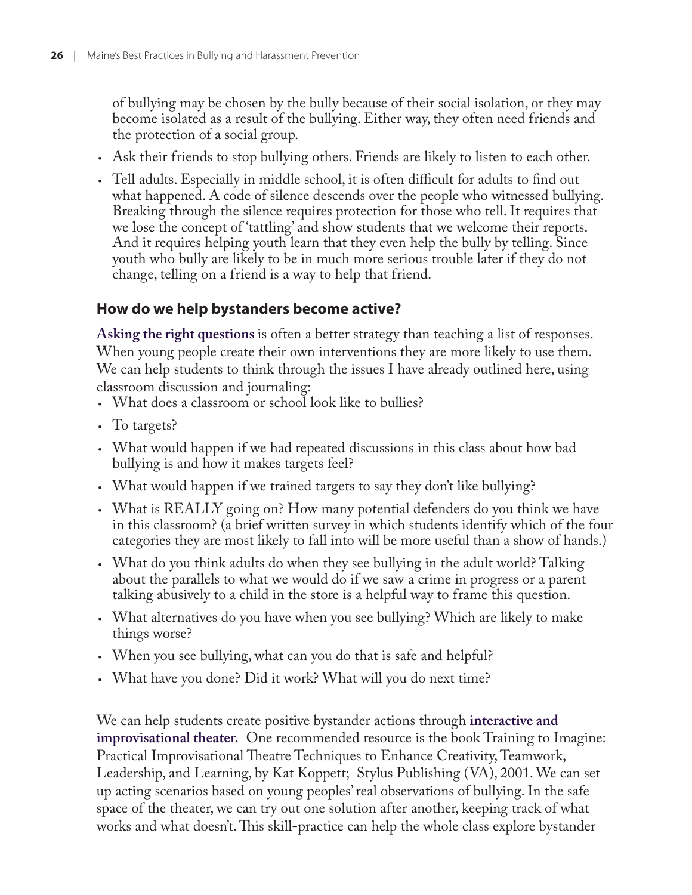of bullying may be chosen by the bully because of their social isolation, or they may become isolated as a result of the bullying. Either way, they often need friends and the protection of a social group.

- Ask their friends to stop bullying others. Friends are likely to listen to each other.
- Tell adults. Especially in middle school, it is often difficult for adults to find out what happened. A code of silence descends over the people who witnessed bullying. Breaking through the silence requires protection for those who tell. It requires that we lose the concept of 'tattling' and show students that we welcome their reports. And it requires helping youth learn that they even help the bully by telling. Since youth who bully are likely to be in much more serious trouble later if they do not change, telling on a friend is a way to help that friend.

## How do we help bystanders become active?

**Asking the right questions** is often a better strategy than teaching a list of responses. When young people create their own interventions they are more likely to use them. We can help students to think through the issues I have already outlined here, using classroom discussion and journaling:

- What does a classroom or school look like to bullies?
- To targets?
- What would happen if we had repeated discussions in this class about how bad bullying is and how it makes targets feel?
- What would happen if we trained targets to say they don't like bullying?
- What is REALLY going on? How many potential defenders do you think we have in this classroom? (a brief written survey in which students identify which of the four categories they are most likely to fall into will be more useful than a show of hands.)
- What do you think adults do when they see bullying in the adult world? Talking about the parallels to what we would do if we saw a crime in progress or a parent talking abusively to a child in the store is a helpful way to frame this question.
- What alternatives do you have when you see bullying? Which are likely to make things worse?
- When you see bullying, what can you do that is safe and helpful?
- What have you done? Did it work? What will you do next time?

We can help students create positive bystander actions through **interactive and improvisational theater.** One recommended resource is the book Training to Imagine: Practical Improvisational Theatre Techniques to Enhance Creativity, Teamwork, Leadership, and Learning, by Kat Koppett; Stylus Publishing (VA), 2001. We can set up acting scenarios based on young peoples' real observations of bullying. In the safe space of the theater, we can try out one solution after another, keeping track of what works and what doesn't. This skill-practice can help the whole class explore bystander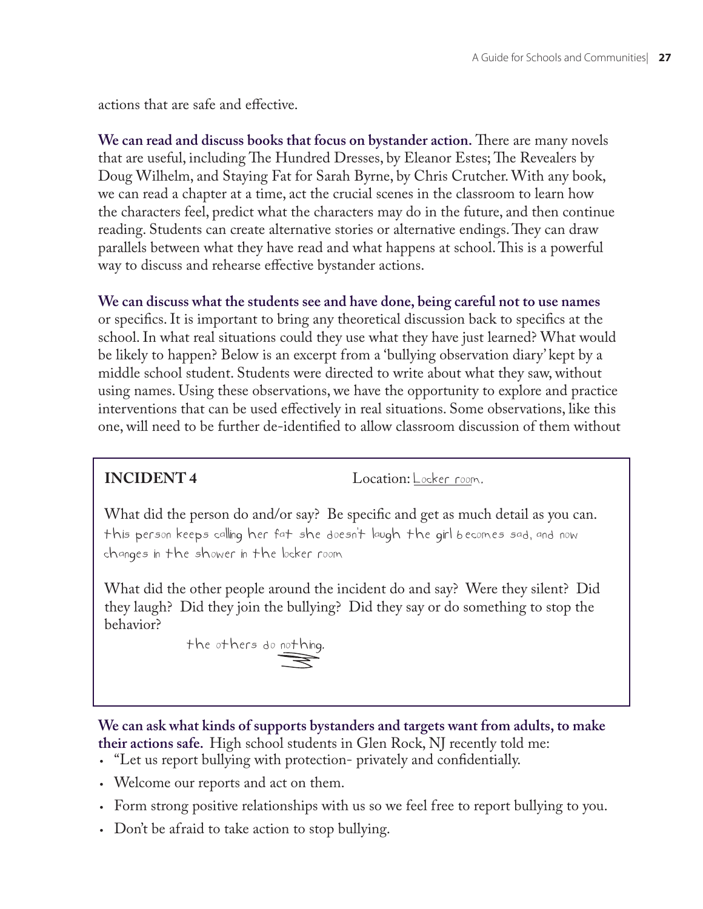actions that are safe and effective.

**We can read and discuss books that focus on bystander action.** There are many novels that are useful, including The Hundred Dresses, by Eleanor Estes; The Revealers by Doug Wilhelm, and Staying Fat for Sarah Byrne, by Chris Crutcher. With any book, we can read a chapter at a time, act the crucial scenes in the classroom to learn how the characters feel, predict what the characters may do in the future, and then continue reading. Students can create alternative stories or alternative endings. They can draw parallels between what they have read and what happens at school. This is a powerful way to discuss and rehearse effective bystander actions.

**We can discuss what the students see and have done, being careful not to use names** or specifics. It is important to bring any theoretical discussion back to specifics at the school. In what real situations could they use what they have just learned? What would be likely to happen? Below is an excerpt from a 'bullying observation diary' kept by a middle school student. Students were directed to write about what they saw, without using names. Using these observations, we have the opportunity to explore and practice interventions that can be used effectively in real situations. Some observations, like this one, will need to be further de-identified to allow classroom discussion of them without

**INCIDENT 4** Location: Locker room.

What did the person do and/or say? Be specific and get as much detail as you can.
this person keeps calling her fat she doesn't laugh the girl becomes sad, and now changes in the shower in the locker room

What did the other people around the incident do and say? Were they silent? Did they laugh? Did they join the bullying? Did they say or do something to stop the behavior?
the others do nothing.

**We can ask what kinds of supports bystanders and targets want from adults, to make their actions safe.** High school students in Glen Rock, NJ recently told me:

- "Let us report bullying with protection- privately and confidentially.
- Welcome our reports and act on them.
- Form strong positive relationships with us so we feel free to report bullying to you.
- Don't be afraid to take action to stop bullying.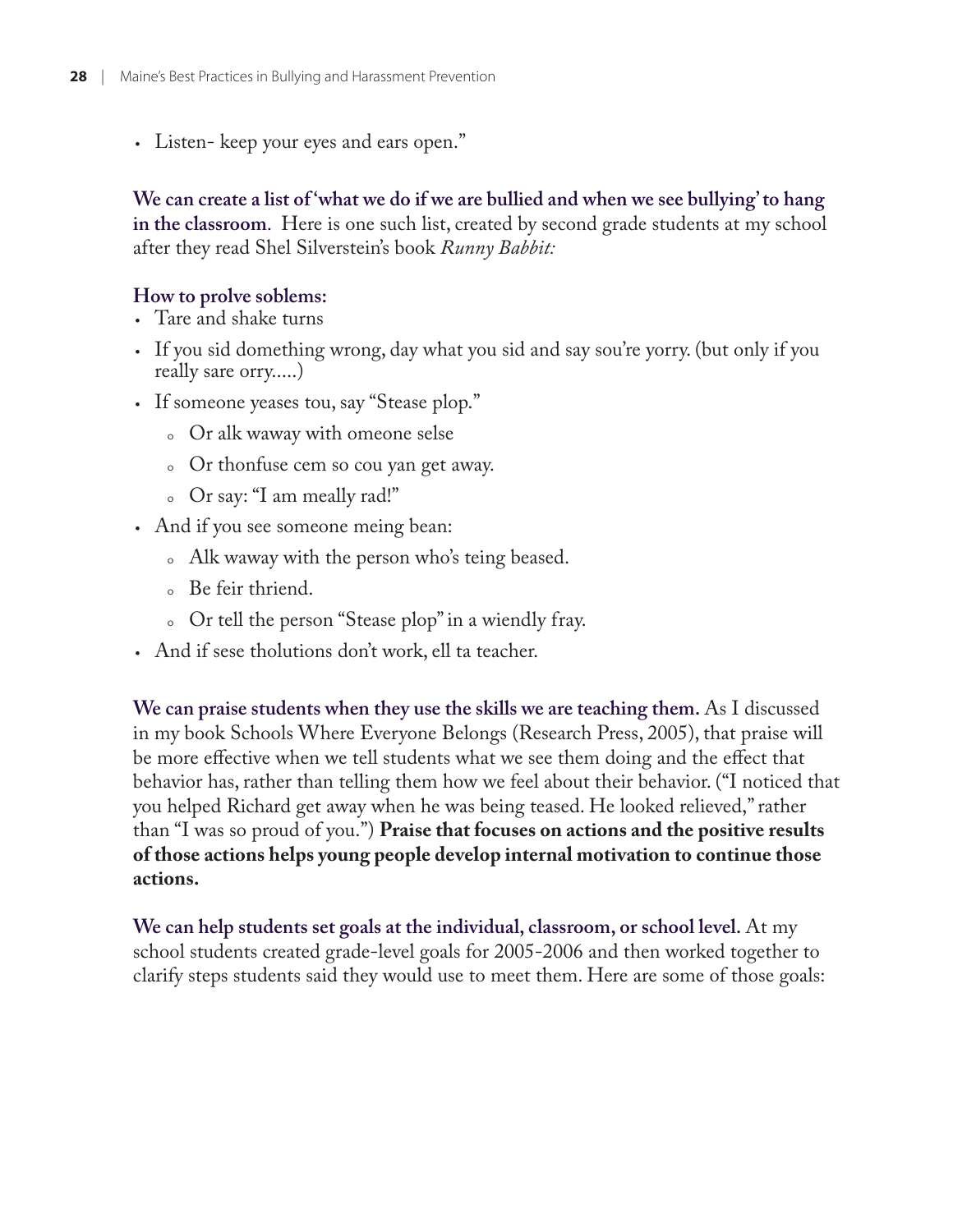- Listen- keep your eyes and ears open."

**We can create a list of 'what we do if we are bullied and when we see bullying' to hang in the classroom**. Here is one such list, created by second grade students at my school after they read Shel Silverstein's book *Runny Babbit:*

**How to prolve soblems:**

- Tare and shake turns
- If you sid domething wrong, day what you sid and say sou're yorry. (but only if you really sare orry.....)
- If someone yeases tou, say "Stease plop."
  - Or alk waway with omeone selse
  - Or thonfuse cem so cou yan get away.
  - Or say: "I am meally rad!"
- And if you see someone meing bean:
  - Alk waway with the person who's teing beased.
  - Be feir thriend.
  - Or tell the person "Stease plop" in a wiendly fray.
- And if sese tholutions don't work, ell ta teacher.

**We can praise students when they use the skills we are teaching them.** As I discussed in my book Schools Where Everyone Belongs (Research Press, 2005), that praise will be more effective when we tell students what we see them doing and the effect that behavior has, rather than telling them how we feel about their behavior. ("I noticed that you helped Richard get away when he was being teased. He looked relieved," rather than "I was so proud of you.") **Praise that focuses on actions and the positive results of those actions helps young people develop internal motivation to continue those actions.**

**We can help students set goals at the individual, classroom, or school level.** At my school students created grade-level goals for 2005-2006 and then worked together to clarify steps students said they would use to meet them. Here are some of those goals: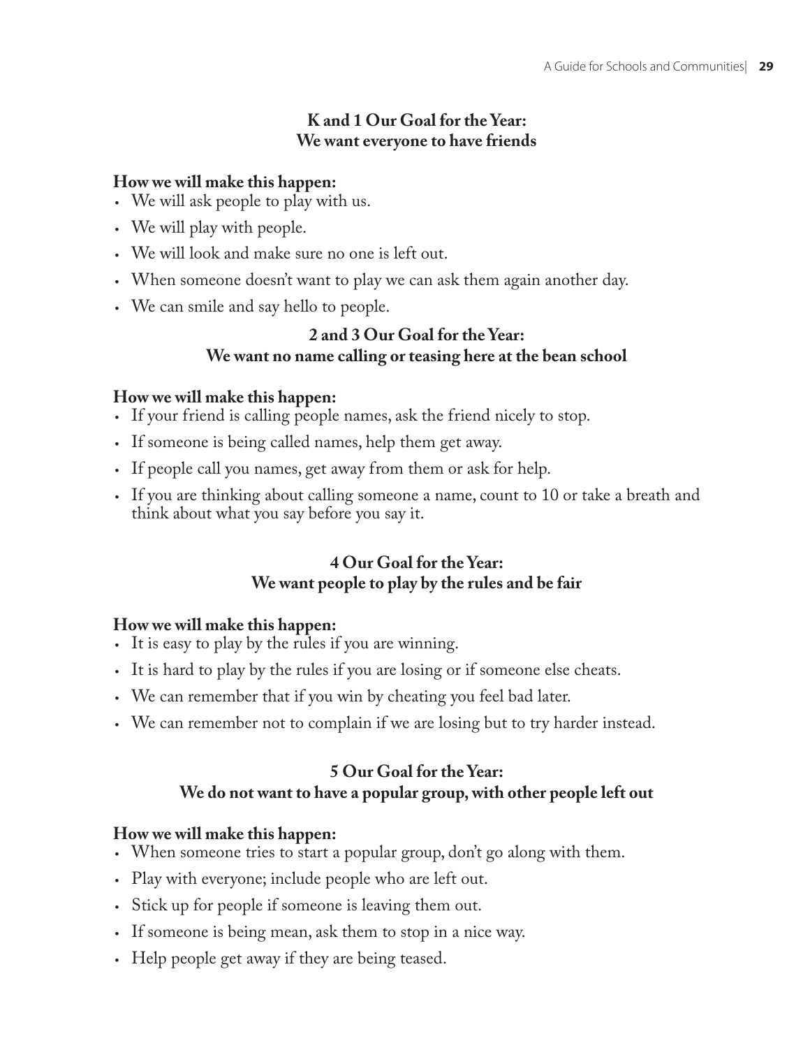### K and 1 Our Goal for the Year:
### We want everyone to have friends

**How we will make this happen:**

- We will ask people to play with us.
- We will play with people.
- We will look and make sure no one is left out.
- When someone doesn't want to play we can ask them again another day.
- We can smile and say hello to people.

### 2 and 3 Our Goal for the Year:
### We want no name calling or teasing here at the bean school

**How we will make this happen:**

- If your friend is calling people names, ask the friend nicely to stop.
- If someone is being called names, help them get away.
- If people call you names, get away from them or ask for help.
- If you are thinking about calling someone a name, count to 10 or take a breath and think about what you say before you say it.

### 4 Our Goal for the Year:
### We want people to play by the rules and be fair

**How we will make this happen:**

- It is easy to play by the rules if you are winning.
- It is hard to play by the rules if you are losing or if someone else cheats.
- We can remember that if you win by cheating you feel bad later.
- We can remember not to complain if we are losing but to try harder instead.

### 5 Our Goal for the Year:
### We do not want to have a popular group, with other people left out

**How we will make this happen:**

- When someone tries to start a popular group, don't go along with them.
- Play with everyone; include people who are left out.
- Stick up for people if someone is leaving them out.
- If someone is being mean, ask them to stop in a nice way.
- Help people get away if they are being teased.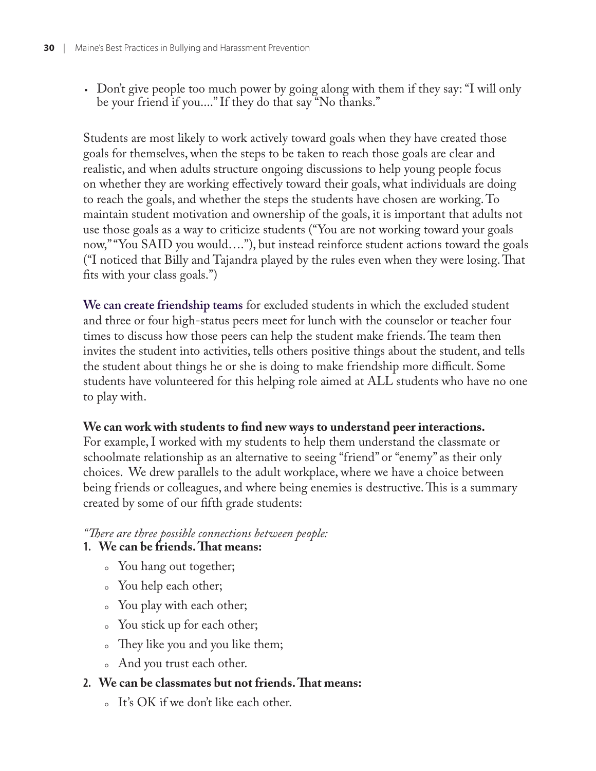- Don't give people too much power by going along with them if they say: "I will only be your friend if you...." If they do that say "No thanks."

Students are most likely to work actively toward goals when they have created those goals for themselves, when the steps to be taken to reach those goals are clear and realistic, and when adults structure ongoing discussions to help young people focus on whether they are working effectively toward their goals, what individuals are doing to reach the goals, and whether the steps the students have chosen are working. To maintain student motivation and ownership of the goals, it is important that adults not use those goals as a way to criticize students ("You are not working toward your goals now," "You SAID you would…."), but instead reinforce student actions toward the goals ("I noticed that Billy and Tajandra played by the rules even when they were losing. That fits with your class goals.")

**We can create friendship teams** for excluded students in which the excluded student and three or four high-status peers meet for lunch with the counselor or teacher four times to discuss how those peers can help the student make friends. The team then invites the student into activities, tells others positive things about the student, and tells the student about things he or she is doing to make friendship more difficult. Some students have volunteered for this helping role aimed at ALL students who have no one to play with.

**We can work with students to find new ways to understand peer interactions.** For example, I worked with my students to help them understand the classmate or schoolmate relationship as an alternative to seeing "friend" or "enemy" as their only choices. We drew parallels to the adult workplace, where we have a choice between being friends or colleagues, and where being enemies is destructive. This is a summary created by some of our fifth grade students:

*"There are three possible connections between people:*

1. **We can be friends. That means:**
   - You hang out together;
   - You help each other;
   - You play with each other;
   - You stick up for each other;
   - They like you and you like them;
   - And you trust each other.
2. **We can be classmates but not friends. That means:**
   - It's OK if we don't like each other.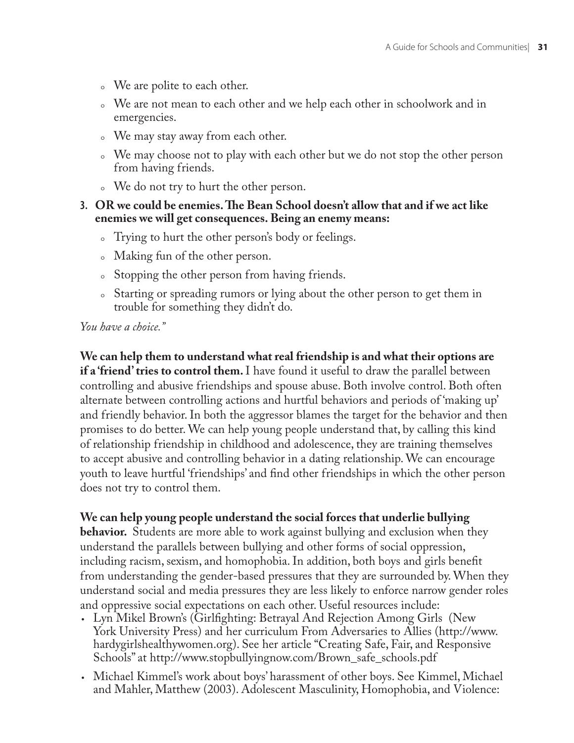- We are polite to each other.
- We are not mean to each other and we help each other in schoolwork and in emergencies.
- We may stay away from each other.
- We may choose not to play with each other but we do not stop the other person from having friends.
- We do not try to hurt the other person.

3. **OR we could be enemies. The Bean School doesn't allow that and if we act like enemies we will get consequences. Being an enemy means:**
   - Trying to hurt the other person's body or feelings.
   - Making fun of the other person.
   - Stopping the other person from having friends.
   - Starting or spreading rumors or lying about the other person to get them in trouble for something they didn't do.

*You have a choice."*

**We can help them to understand what real friendship is and what their options are if a 'friend' tries to control them.** I have found it useful to draw the parallel between controlling and abusive friendships and spouse abuse. Both involve control. Both often alternate between controlling actions and hurtful behaviors and periods of 'making up' and friendly behavior. In both the aggressor blames the target for the behavior and then promises to do better. We can help young people understand that, by calling this kind of relationship friendship in childhood and adolescence, they are training themselves to accept abusive and controlling behavior in a dating relationship. We can encourage youth to leave hurtful 'friendships' and find other friendships in which the other person does not try to control them.

**We can help young people understand the social forces that underlie bullying behavior.** Students are more able to work against bullying and exclusion when they understand the parallels between bullying and other forms of social oppression, including racism, sexism, and homophobia. In addition, both boys and girls benefit from understanding the gender-based pressures that they are surrounded by. When they understand social and media pressures they are less likely to enforce narrow gender roles and oppressive social expectations on each other. Useful resources include:

- Lyn Mikel Brown's (Girlfighting: Betrayal And Rejection Among Girls (New York University Press) and her curriculum From Adversaries to Allies (http://www.hardygirlshealthywomen.org). See her article "Creating Safe, Fair, and Responsive Schools" at http://www.stopbullyingnow.com/Brown_safe_schools.pdf
- Michael Kimmel's work about boys' harassment of other boys. See Kimmel, Michael and Mahler, Matthew (2003). Adolescent Masculinity, Homophobia, and Violence: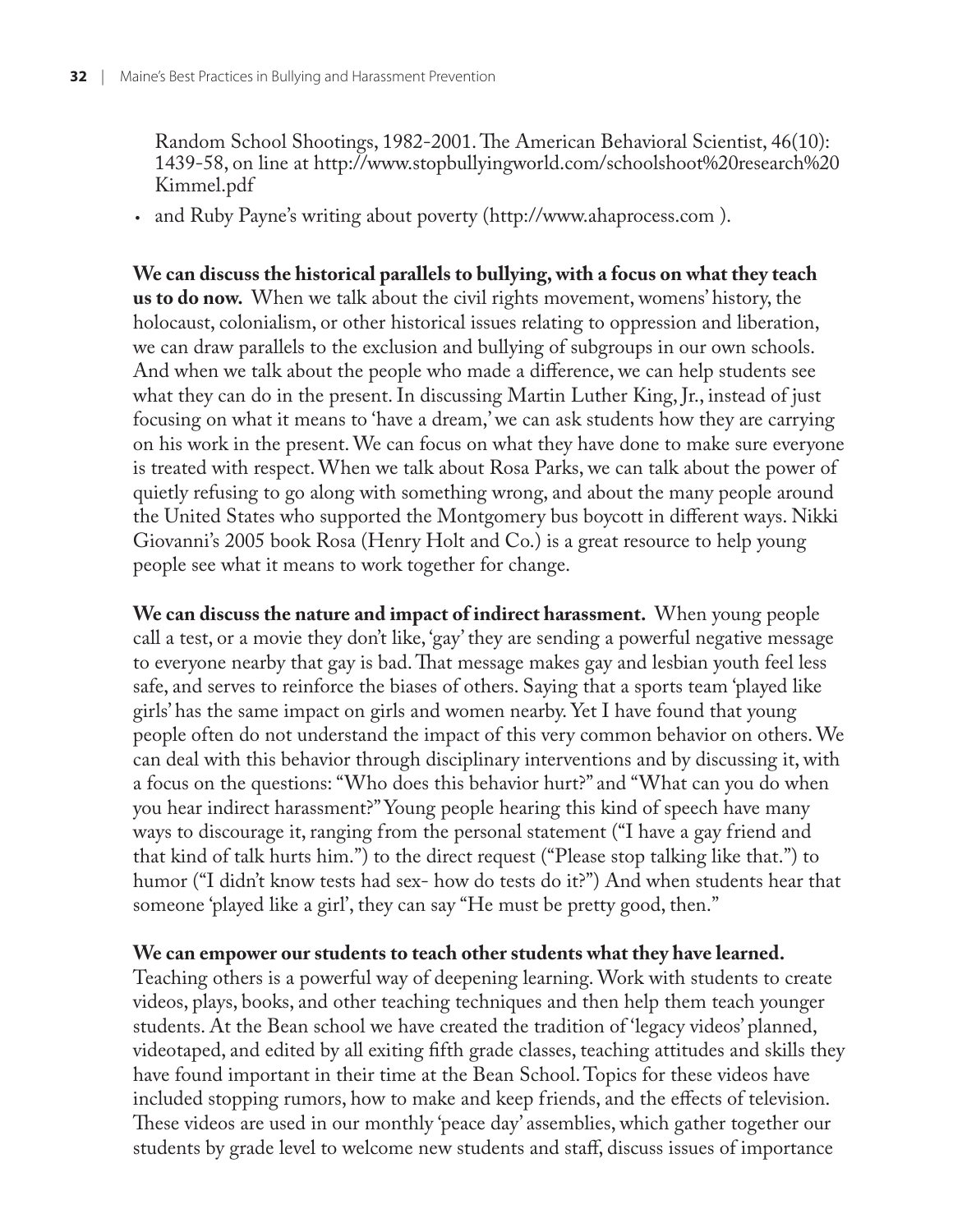Random School Shootings, 1982-2001. The American Behavioral Scientist, 46(10): 1439-58, on line at http://www.stopbullyingworld.com/schoolshoot%20research%20Kimmel.pdf

- and Ruby Payne's writing about poverty (http://www.ahaprocess.com ).

**We can discuss the historical parallels to bullying, with a focus on what they teach us to do now.** When we talk about the civil rights movement, womens' history, the holocaust, colonialism, or other historical issues relating to oppression and liberation, we can draw parallels to the exclusion and bullying of subgroups in our own schools. And when we talk about the people who made a difference, we can help students see what they can do in the present. In discussing Martin Luther King, Jr., instead of just focusing on what it means to 'have a dream,' we can ask students how they are carrying on his work in the present. We can focus on what they have done to make sure everyone is treated with respect. When we talk about Rosa Parks, we can talk about the power of quietly refusing to go along with something wrong, and about the many people around the United States who supported the Montgomery bus boycott in different ways. Nikki Giovanni's 2005 book Rosa (Henry Holt and Co.) is a great resource to help young people see what it means to work together for change.

**We can discuss the nature and impact of indirect harassment.** When young people call a test, or a movie they don't like, 'gay' they are sending a powerful negative message to everyone nearby that gay is bad. That message makes gay and lesbian youth feel less safe, and serves to reinforce the biases of others. Saying that a sports team 'played like girls' has the same impact on girls and women nearby. Yet I have found that young people often do not understand the impact of this very common behavior on others. We can deal with this behavior through disciplinary interventions and by discussing it, with a focus on the questions: "Who does this behavior hurt?" and "What can you do when you hear indirect harassment?" Young people hearing this kind of speech have many ways to discourage it, ranging from the personal statement ("I have a gay friend and that kind of talk hurts him.") to the direct request ("Please stop talking like that.") to humor ("I didn't know tests had sex- how do tests do it?") And when students hear that someone 'played like a girl', they can say "He must be pretty good, then."

**We can empower our students to teach other students what they have learned.** Teaching others is a powerful way of deepening learning. Work with students to create videos, plays, books, and other teaching techniques and then help them teach younger students. At the Bean school we have created the tradition of 'legacy videos' planned, videotaped, and edited by all exiting fifth grade classes, teaching attitudes and skills they have found important in their time at the Bean School. Topics for these videos have included stopping rumors, how to make and keep friends, and the effects of television. These videos are used in our monthly 'peace day' assemblies, which gather together our students by grade level to welcome new students and staff, discuss issues of importance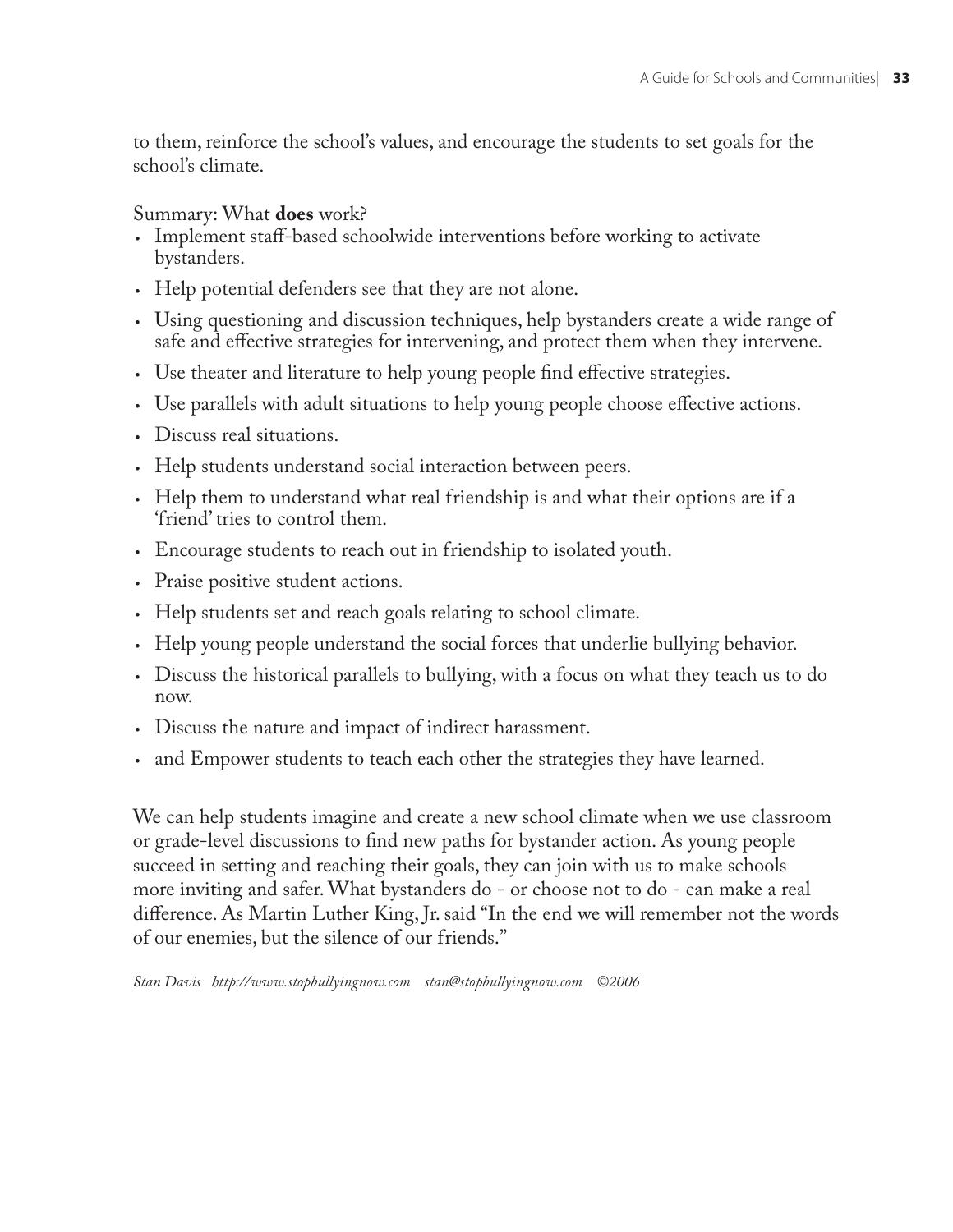to them, reinforce the school's values, and encourage the students to set goals for the school's climate.

Summary: What **does** work?

- Implement staff-based schoolwide interventions before working to activate bystanders.
- Help potential defenders see that they are not alone.
- Using questioning and discussion techniques, help bystanders create a wide range of safe and effective strategies for intervening, and protect them when they intervene.
- Use theater and literature to help young people find effective strategies.
- Use parallels with adult situations to help young people choose effective actions.
- Discuss real situations.
- Help students understand social interaction between peers.
- Help them to understand what real friendship is and what their options are if a 'friend' tries to control them.
- Encourage students to reach out in friendship to isolated youth.
- Praise positive student actions.
- Help students set and reach goals relating to school climate.
- Help young people understand the social forces that underlie bullying behavior.
- Discuss the historical parallels to bullying, with a focus on what they teach us to do now.
- Discuss the nature and impact of indirect harassment.
- and Empower students to teach each other the strategies they have learned.

We can help students imagine and create a new school climate when we use classroom or grade-level discussions to find new paths for bystander action. As young people succeed in setting and reaching their goals, they can join with us to make schools more inviting and safer. What bystanders do - or choose not to do - can make a real difference. As Martin Luther King, Jr. said "In the end we will remember not the words of our enemies, but the silence of our friends."

*Stan Davis http://www.stopbullyingnow.com stan@stopbullyingnow.com ©2006*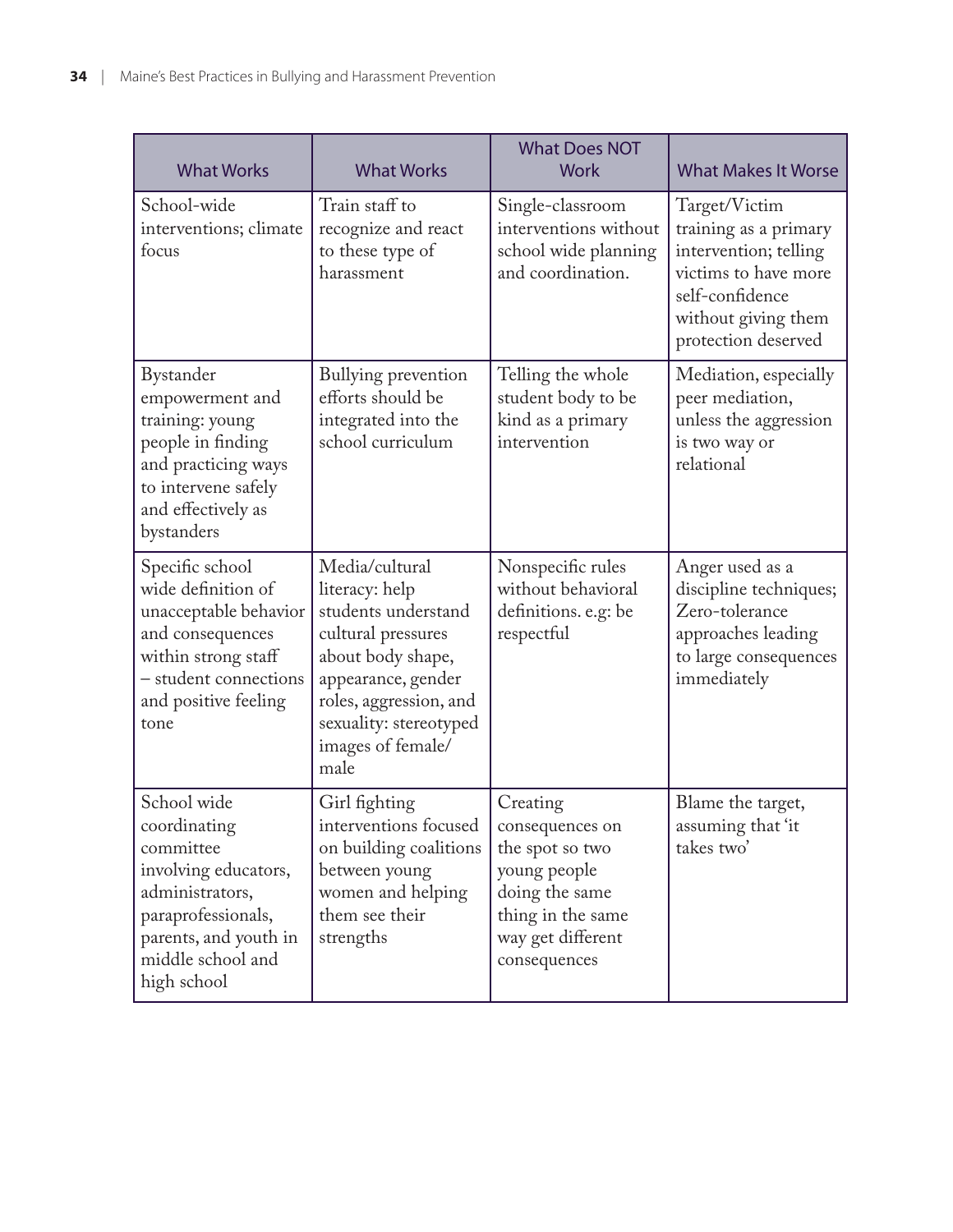| What Works | What Works | What Does NOT Work | What Makes It Worse |
|---|---|---|---|
| School-wide interventions; climate focus | Train staff to recognize and react to these type of harassment | Single-classroom interventions without school wide planning and coordination. | Target/Victim training as a primary intervention; telling victims to have more self-confidence without giving them protection deserved |
| Bystander empowerment and training: young people in finding and practicing ways to intervene safely and effectively as bystanders | Bullying prevention efforts should be integrated into the school curriculum | Telling the whole student body to be kind as a primary intervention | Mediation, especially peer mediation, unless the aggression is two way or relational |
| Specific school wide definition of unacceptable behavior and consequences within strong staff – student connections and positive feeling tone | Media/cultural literacy: help students understand cultural pressures about body shape, appearance, gender roles, aggression, and sexuality: stereotyped images of female/male | Nonspecific rules without behavioral definitions. e.g: be respectful | Anger used as a discipline techniques; Zero-tolerance approaches leading to large consequences immediately |
| School wide coordinating committee involving educators, administrators, paraprofessionals, parents, and youth in middle school and high school | Girl fighting interventions focused on building coalitions between young women and helping them see their strengths | Creating consequences on the spot so two young people doing the same thing in the same way get different consequences | Blame the target, assuming that 'it takes two' |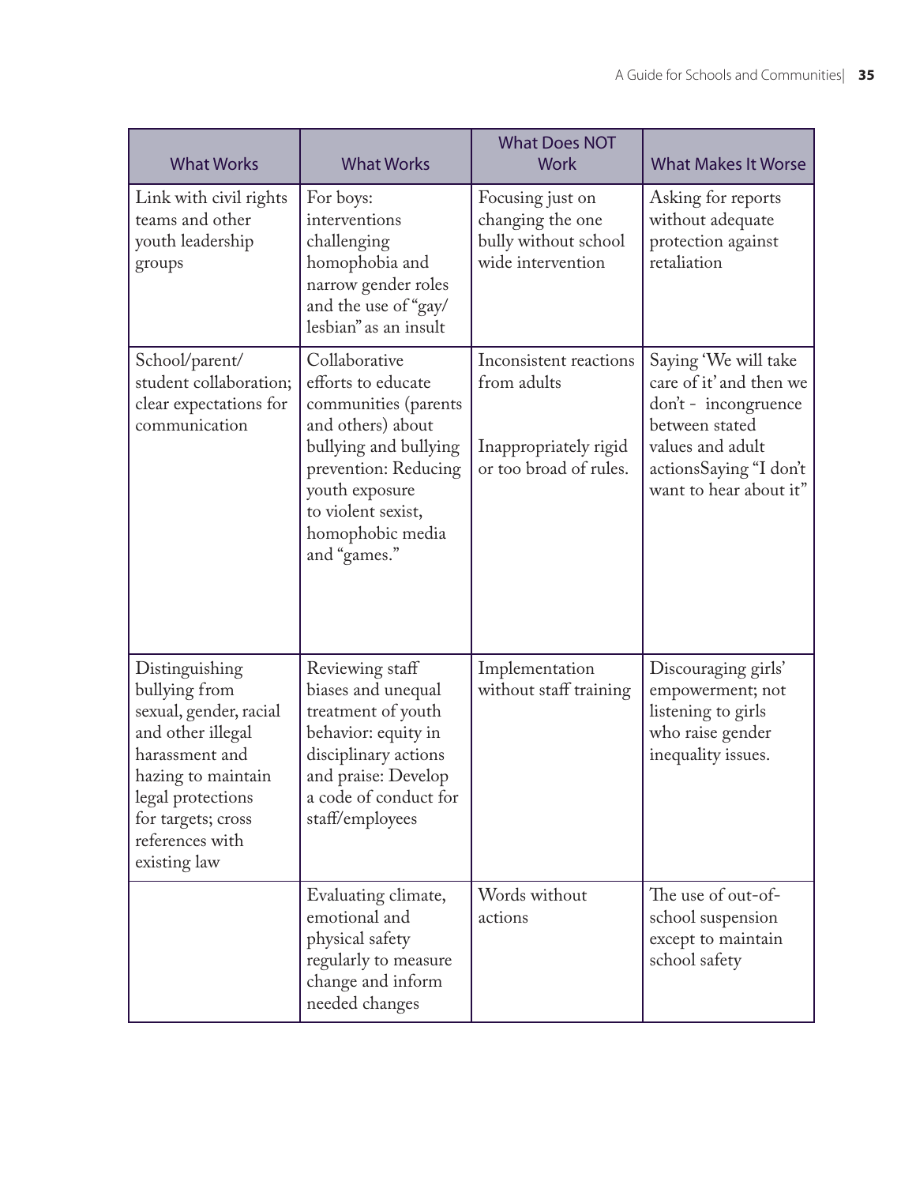| What Works | What Works | What Does NOT Work | What Makes It Worse |
|---|---|---|---|
| Link with civil rights teams and other youth leadership groups | For boys: interventions challenging homophobia and narrow gender roles and the use of "gay/lesbian" as an insult | Focusing just on changing the one bully without school wide intervention | Asking for reports without adequate protection against retaliation |
| School/parent/student collaboration; clear expectations for communication | Collaborative efforts to educate communities (parents and others) about bullying and bullying prevention: Reducing youth exposure to violent sexist, homophobic media and "games." | Inconsistent reactions from adults<br><br>Inappropriately rigid or too broad of rules. | Saying 'We will take care of it' and then we don't - incongruence between stated values and adult actionsSaying "I don't want to hear about it" |
| Distinguishing bullying from sexual, gender, racial and other illegal harassment and hazing to maintain legal protections for targets; cross references with existing law | Reviewing staff biases and unequal treatment of youth behavior: equity in disciplinary actions and praise: Develop a code of conduct for staff/employees | Implementation without staff training | Discouraging girls' empowerment; not listening to girls who raise gender inequality issues. |
| | Evaluating climate, emotional and physical safety regularly to measure change and inform needed changes | Words without actions | The use of out-of-school suspension except to maintain school safety |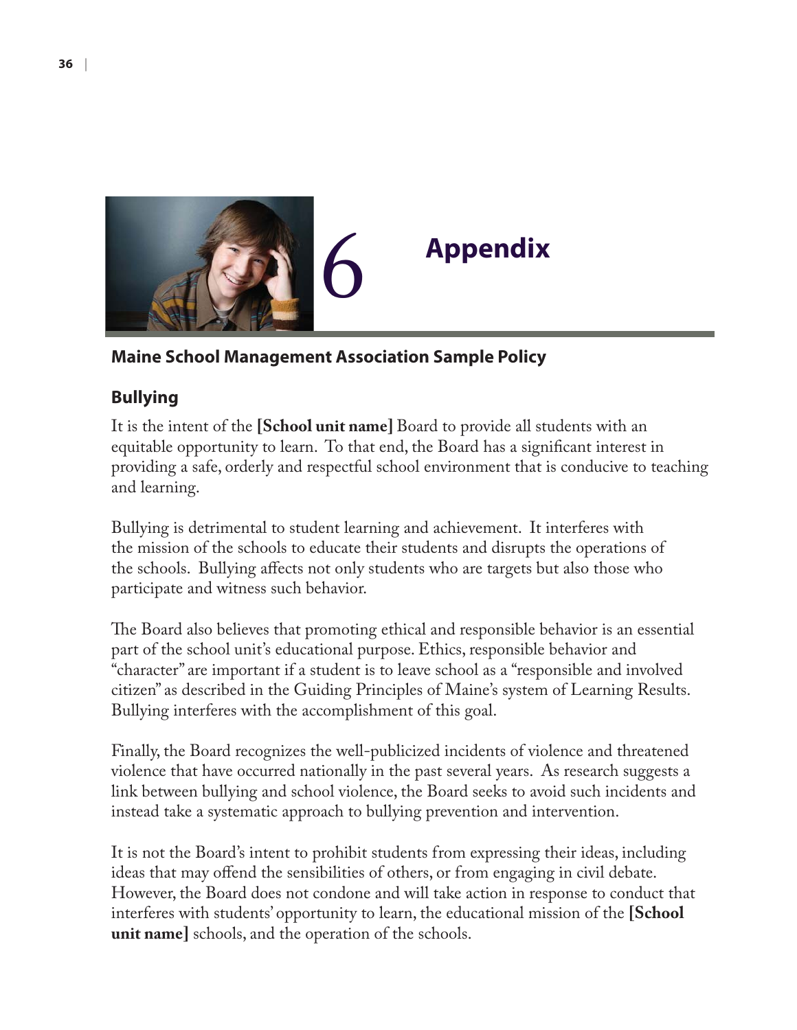# 6 Appendix

## Maine School Management Association Sample Policy

### Bullying

It is the intent of the **[School unit name]** Board to provide all students with an equitable opportunity to learn. To that end, the Board has a significant interest in providing a safe, orderly and respectful school environment that is conducive to teaching and learning.

Bullying is detrimental to student learning and achievement. It interferes with the mission of the schools to educate their students and disrupts the operations of the schools. Bullying affects not only students who are targets but also those who participate and witness such behavior.

The Board also believes that promoting ethical and responsible behavior is an essential part of the school unit's educational purpose. Ethics, responsible behavior and "character" are important if a student is to leave school as a "responsible and involved citizen" as described in the Guiding Principles of Maine's system of Learning Results. Bullying interferes with the accomplishment of this goal.

Finally, the Board recognizes the well-publicized incidents of violence and threatened violence that have occurred nationally in the past several years. As research suggests a link between bullying and school violence, the Board seeks to avoid such incidents and instead take a systematic approach to bullying prevention and intervention.

It is not the Board's intent to prohibit students from expressing their ideas, including ideas that may offend the sensibilities of others, or from engaging in civil debate. However, the Board does not condone and will take action in response to conduct that interferes with students' opportunity to learn, the educational mission of the **[School unit name]** schools, and the operation of the schools.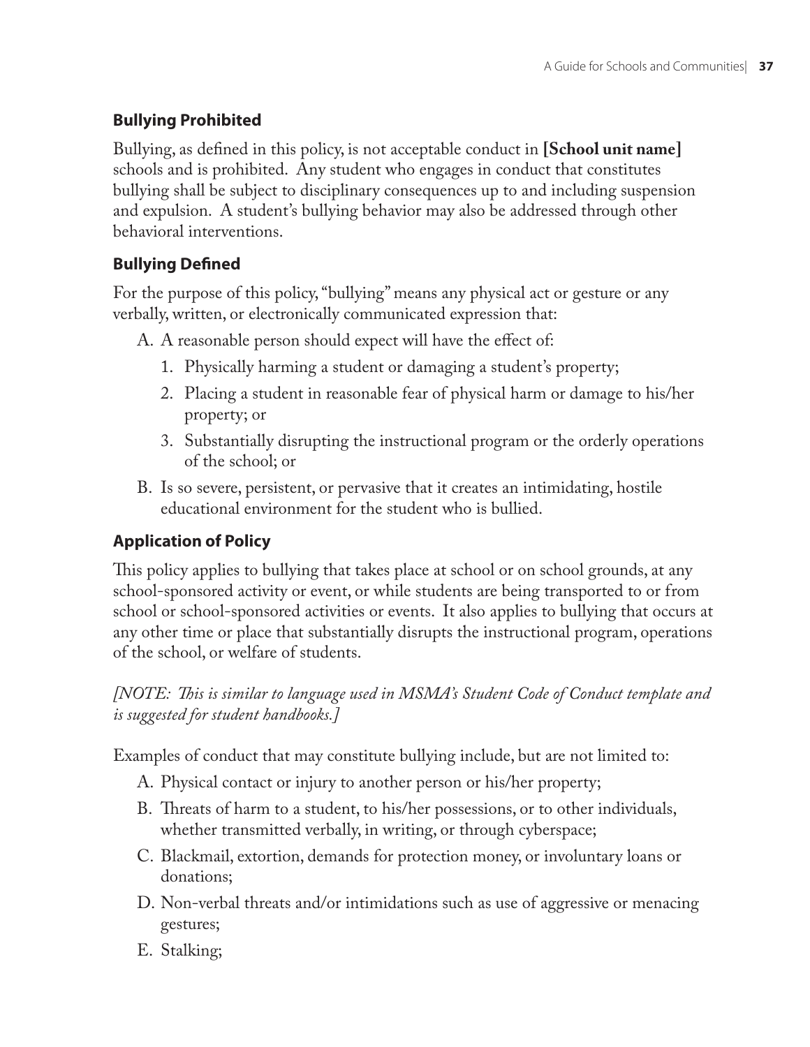### Bullying Prohibited

Bullying, as defined in this policy, is not acceptable conduct in **[School unit name]** schools and is prohibited. Any student who engages in conduct that constitutes bullying shall be subject to disciplinary consequences up to and including suspension and expulsion. A student's bullying behavior may also be addressed through other behavioral interventions.

### Bullying Defined

For the purpose of this policy, "bullying" means any physical act or gesture or any verbally, written, or electronically communicated expression that:

A. A reasonable person should expect will have the effect of:
   1. Physically harming a student or damaging a student's property;
   2. Placing a student in reasonable fear of physical harm or damage to his/her property; or
   3. Substantially disrupting the instructional program or the orderly operations of the school; or

B. Is so severe, persistent, or pervasive that it creates an intimidating, hostile educational environment for the student who is bullied.

### Application of Policy

This policy applies to bullying that takes place at school or on school grounds, at any school-sponsored activity or event, or while students are being transported to or from school or school-sponsored activities or events. It also applies to bullying that occurs at any other time or place that substantially disrupts the instructional program, operations of the school, or welfare of students.

*[NOTE: This is similar to language used in MSMA's Student Code of Conduct template and is suggested for student handbooks.]*

Examples of conduct that may constitute bullying include, but are not limited to:

A. Physical contact or injury to another person or his/her property;
B. Threats of harm to a student, to his/her possessions, or to other individuals, whether transmitted verbally, in writing, or through cyberspace;
C. Blackmail, extortion, demands for protection money, or involuntary loans or donations;
D. Non-verbal threats and/or intimidations such as use of aggressive or menacing gestures;
E. Stalking;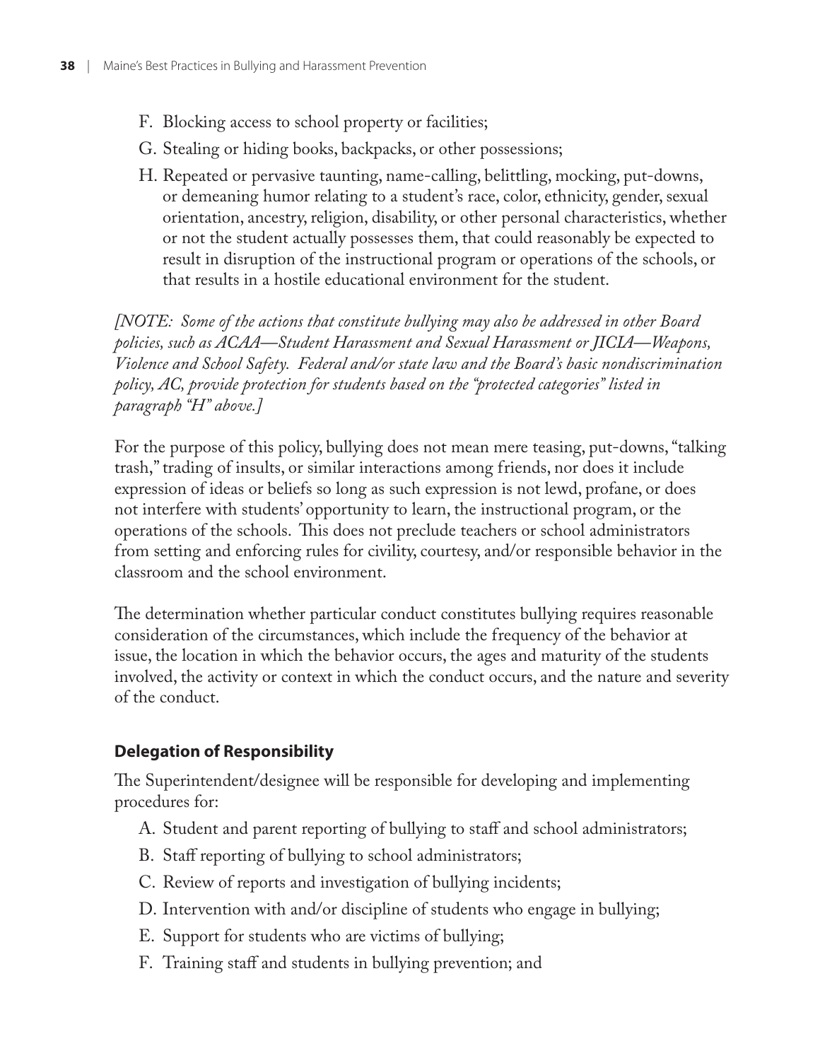F. Blocking access to school property or facilities;

G. Stealing or hiding books, backpacks, or other possessions;

H. Repeated or pervasive taunting, name-calling, belittling, mocking, put-downs, or demeaning humor relating to a student's race, color, ethnicity, gender, sexual orientation, ancestry, religion, disability, or other personal characteristics, whether or not the student actually possesses them, that could reasonably be expected to result in disruption of the instructional program or operations of the schools, or that results in a hostile educational environment for the student.

*[NOTE: Some of the actions that constitute bullying may also be addressed in other Board policies, such as ACAA—Student Harassment and Sexual Harassment or JICIA—Weapons, Violence and School Safety. Federal and/or state law and the Board's basic nondiscrimination policy, AC, provide protection for students based on the "protected categories" listed in paragraph "H" above.]*

For the purpose of this policy, bullying does not mean mere teasing, put-downs, "talking trash," trading of insults, or similar interactions among friends, nor does it include expression of ideas or beliefs so long as such expression is not lewd, profane, or does not interfere with students' opportunity to learn, the instructional program, or the operations of the schools. This does not preclude teachers or school administrators from setting and enforcing rules for civility, courtesy, and/or responsible behavior in the classroom and the school environment.

The determination whether particular conduct constitutes bullying requires reasonable consideration of the circumstances, which include the frequency of the behavior at issue, the location in which the behavior occurs, the ages and maturity of the students involved, the activity or context in which the conduct occurs, and the nature and severity of the conduct.

### Delegation of Responsibility

The Superintendent/designee will be responsible for developing and implementing procedures for:

A. Student and parent reporting of bullying to staff and school administrators;

B. Staff reporting of bullying to school administrators;

C. Review of reports and investigation of bullying incidents;

D. Intervention with and/or discipline of students who engage in bullying;

E. Support for students who are victims of bullying;

F. Training staff and students in bullying prevention; and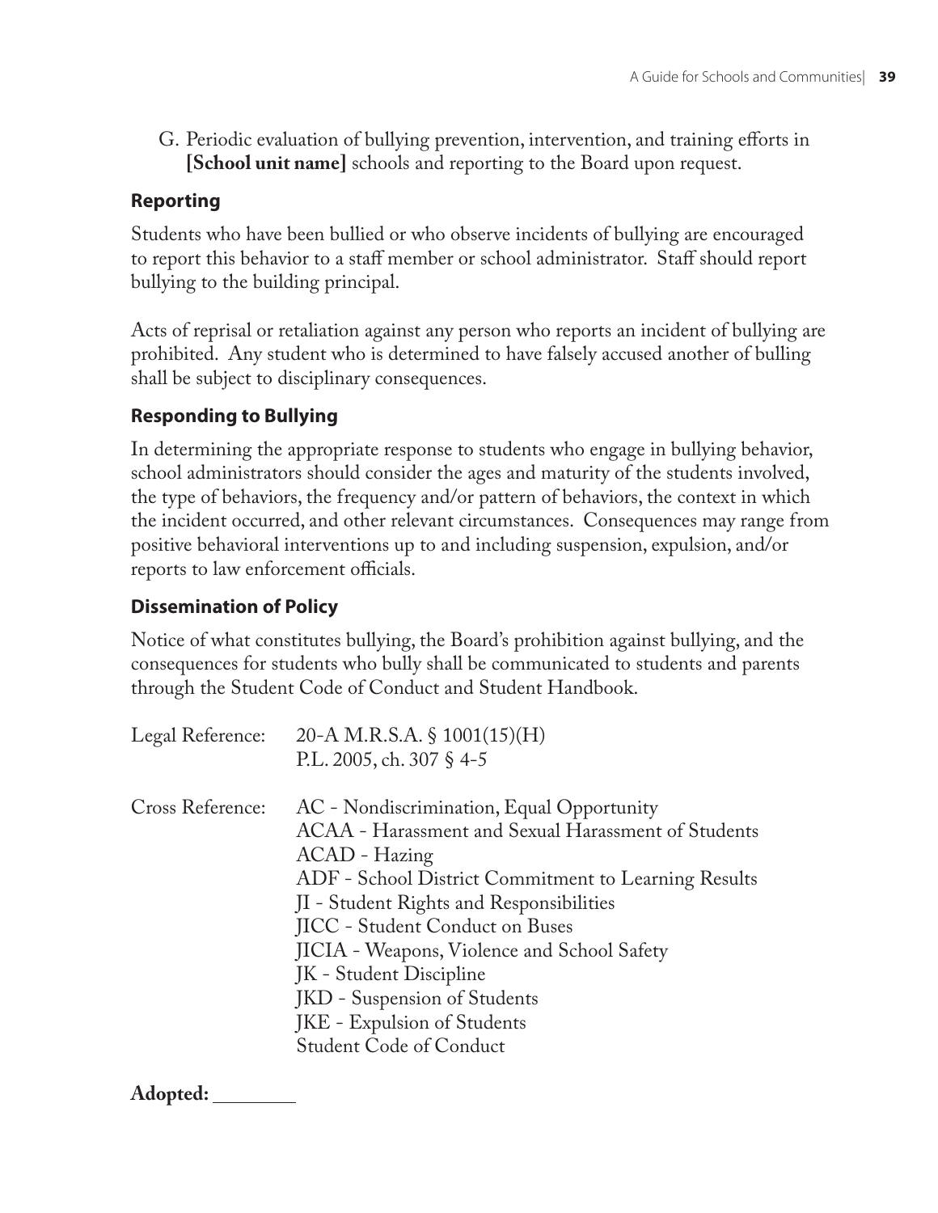G. Periodic evaluation of bullying prevention, intervention, and training efforts in **[School unit name]** schools and reporting to the Board upon request.

### Reporting

Students who have been bullied or who observe incidents of bullying are encouraged to report this behavior to a staff member or school administrator. Staff should report bullying to the building principal.

Acts of reprisal or retaliation against any person who reports an incident of bullying are prohibited. Any student who is determined to have falsely accused another of bulling shall be subject to disciplinary consequences.

### Responding to Bullying

In determining the appropriate response to students who engage in bullying behavior, school administrators should consider the ages and maturity of the students involved, the type of behaviors, the frequency and/or pattern of behaviors, the context in which the incident occurred, and other relevant circumstances. Consequences may range from positive behavioral interventions up to and including suspension, expulsion, and/or reports to law enforcement officials.

### Dissemination of Policy

Notice of what constitutes bullying, the Board's prohibition against bullying, and the consequences for students who bully shall be communicated to students and parents through the Student Code of Conduct and Student Handbook.

Legal Reference: 20-A M.R.S.A. § 1001(15)(H)
P.L. 2005, ch. 307 § 4-5

Cross Reference: AC - Nondiscrimination, Equal Opportunity
ACAA - Harassment and Sexual Harassment of Students
ACAD - Hazing
ADF - School District Commitment to Learning Results
JI - Student Rights and Responsibilities
JICC - Student Conduct on Buses
JICIA - Weapons, Violence and School Safety
JK - Student Discipline
JKD - Suspension of Students
JKE - Expulsion of Students
Student Code of Conduct

**Adopted:** ________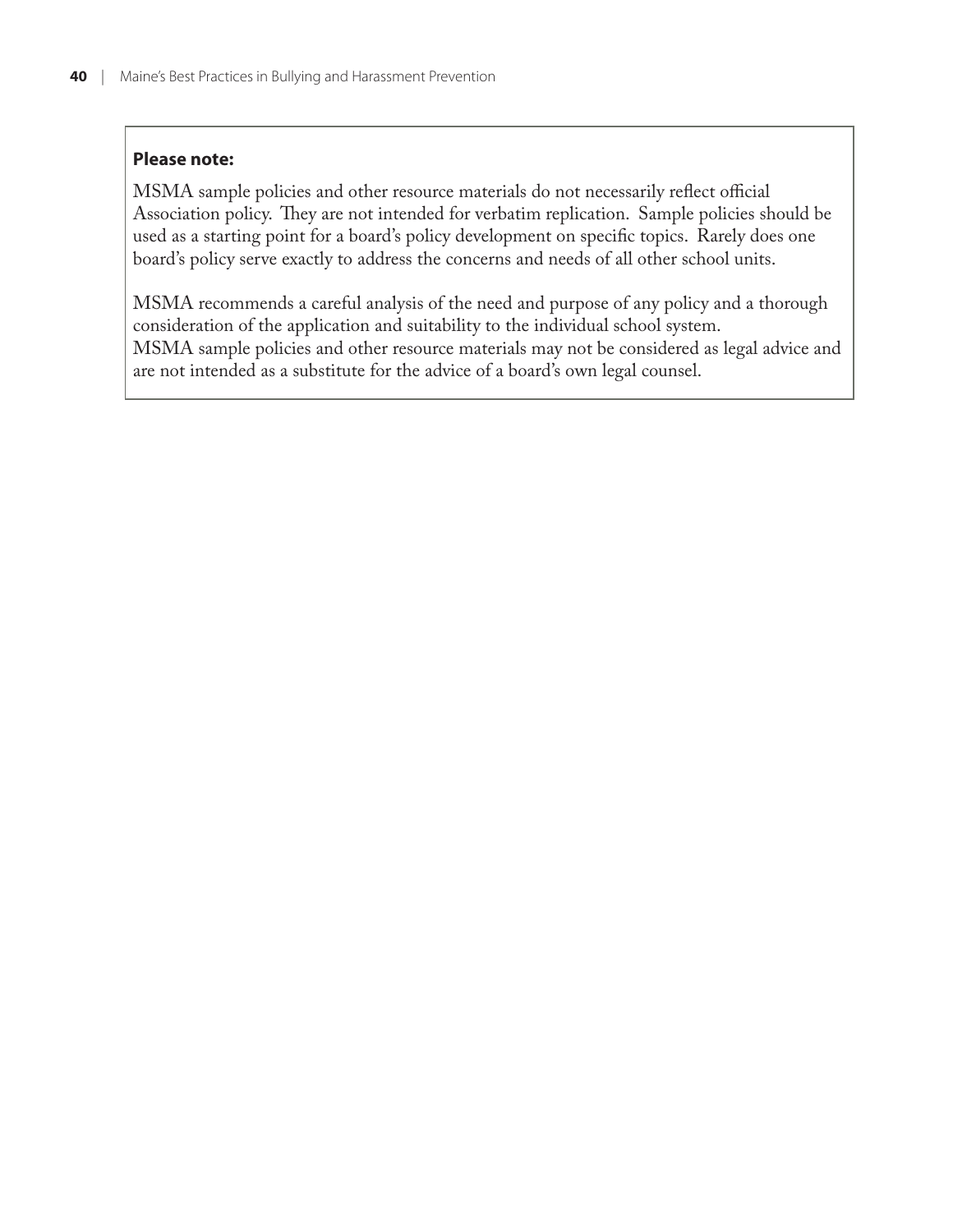**Please note:**

MSMA sample policies and other resource materials do not necessarily reflect official Association policy. They are not intended for verbatim replication. Sample policies should be used as a starting point for a board's policy development on specific topics. Rarely does one board's policy serve exactly to address the concerns and needs of all other school units.

MSMA recommends a careful analysis of the need and purpose of any policy and a thorough consideration of the application and suitability to the individual school system.
MSMA sample policies and other resource materials may not be considered as legal advice and are not intended as a substitute for the advice of a board's own legal counsel.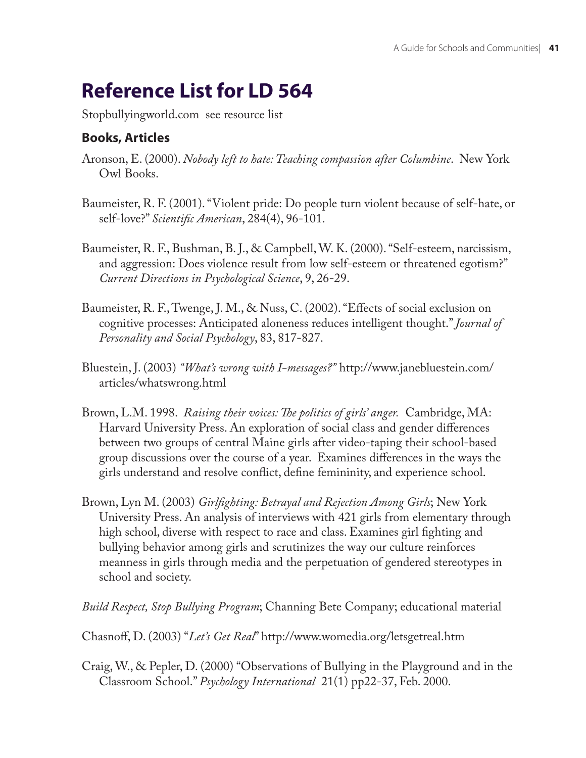# Reference List for LD 564

Stopbullyingworld.com see resource list

### Books, Articles

Aronson, E. (2000). *Nobody left to hate: Teaching compassion after Columbine*. New York Owl Books.

Baumeister, R. F. (2001). "Violent pride: Do people turn violent because of self-hate, or self-love?" *Scientific American*, 284(4), 96-101.

Baumeister, R. F., Bushman, B. J., & Campbell, W. K. (2000). "Self-esteem, narcissism, and aggression: Does violence result from low self-esteem or threatened egotism?" *Current Directions in Psychological Science*, 9, 26-29.

Baumeister, R. F., Twenge, J. M., & Nuss, C. (2002). "Effects of social exclusion on cognitive processes: Anticipated aloneness reduces intelligent thought." *Journal of Personality and Social Psychology*, 83, 817-827.

Bluestein, J. (2003) *"What's wrong with I-messages?"* http://www.janebluestein.com/articles/whatswrong.html

Brown, L.M. 1998. *Raising their voices: The politics of girls' anger.* Cambridge, MA: Harvard University Press. An exploration of social class and gender differences between two groups of central Maine girls after video-taping their school-based group discussions over the course of a year. Examines differences in the ways the girls understand and resolve conflict, define femininity, and experience school.

Brown, Lyn M. (2003) *Girlfighting: Betrayal and Rejection Among Girls*; New York University Press. An analysis of interviews with 421 girls from elementary through high school, diverse with respect to race and class. Examines girl fighting and bullying behavior among girls and scrutinizes the way our culture reinforces meanness in girls through media and the perpetuation of gendered stereotypes in school and society.

*Build Respect, Stop Bullying Program*; Channing Bete Company; educational material

Chasnoff, D. (2003) "*Let's Get Real*" http://www.womedia.org/letsgetreal.htm

Craig, W., & Pepler, D. (2000) "Observations of Bullying in the Playground and in the Classroom School." *Psychology International* 21(1) pp22-37, Feb. 2000.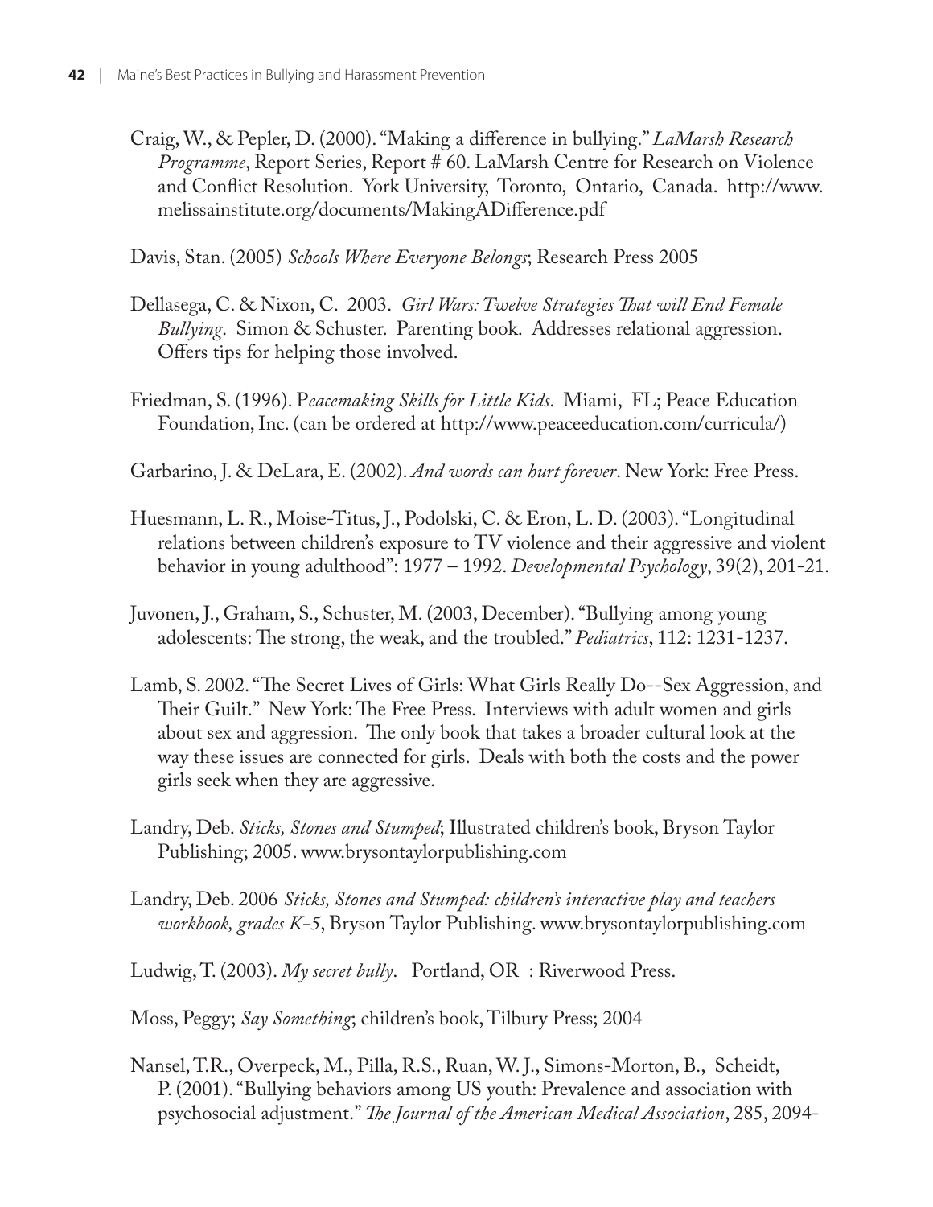Craig, W., & Pepler, D. (2000). "Making a difference in bullying." *LaMarsh Research Programme*, Report Series, Report # 60. LaMarsh Centre for Research on Violence and Conflict Resolution. York University, Toronto, Ontario, Canada. http://www.melissainstitute.org/documents/MakingADifference.pdf

Davis, Stan. (2005) *Schools Where Everyone Belongs*; Research Press 2005

Dellasega, C. & Nixon, C. 2003. *Girl Wars: Twelve Strategies That will End Female Bullying*. Simon & Schuster. Parenting book. Addresses relational aggression. Offers tips for helping those involved.

Friedman, S. (1996). P*eacemaking Skills for Little Kids*. Miami, FL; Peace Education Foundation, Inc. (can be ordered at http://www.peaceeducation.com/curricula/)

Garbarino, J. & DeLara, E. (2002). *And words can hurt forever*. New York: Free Press.

Huesmann, L. R., Moise-Titus, J., Podolski, C. & Eron, L. D. (2003). "Longitudinal relations between children's exposure to TV violence and their aggressive and violent behavior in young adulthood": 1977 – 1992. *Developmental Psychology*, 39(2), 201-21.

Juvonen, J., Graham, S., Schuster, M. (2003, December). "Bullying among young adolescents: The strong, the weak, and the troubled." *Pediatrics*, 112: 1231-1237.

Lamb, S. 2002. "The Secret Lives of Girls: What Girls Really Do--Sex Aggression, and Their Guilt." New York: The Free Press. Interviews with adult women and girls about sex and aggression. The only book that takes a broader cultural look at the way these issues are connected for girls. Deals with both the costs and the power girls seek when they are aggressive.

Landry, Deb. *Sticks, Stones and Stumped*; Illustrated children's book, Bryson Taylor Publishing; 2005. www.brysontaylorpublishing.com

Landry, Deb. 2006 *Sticks, Stones and Stumped: children's interactive play and teachers workbook, grades K-5*, Bryson Taylor Publishing. www.brysontaylorpublishing.com

Ludwig, T. (2003). *My secret bully*. Portland, OR : Riverwood Press.

Moss, Peggy; *Say Something*; children's book, Tilbury Press; 2004

Nansel, T.R., Overpeck, M., Pilla, R.S., Ruan, W. J., Simons-Morton, B., Scheidt, P. (2001). "Bullying behaviors among US youth: Prevalence and association with psychosocial adjustment." *The Journal of the American Medical Association*, 285, 2094-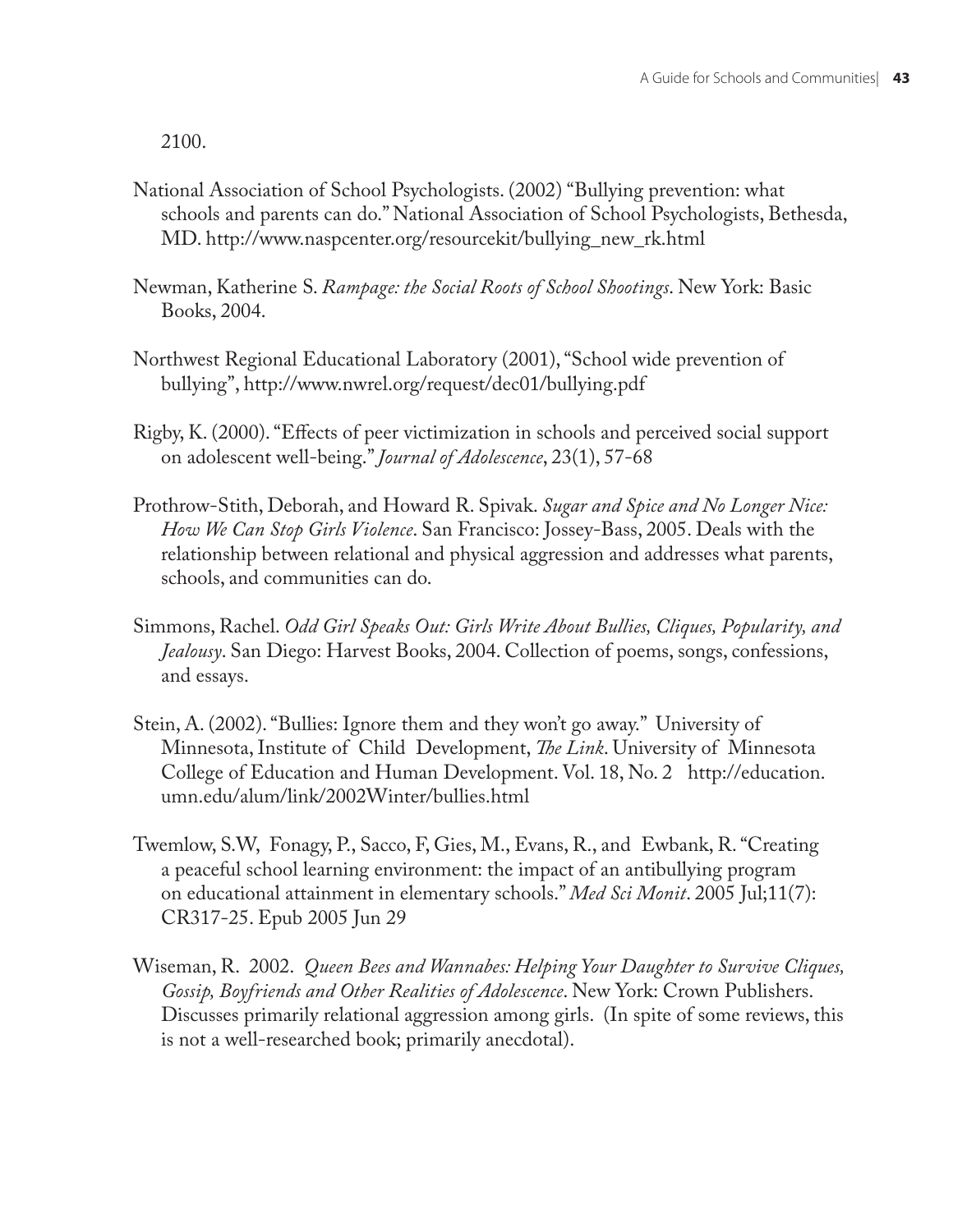2100.

National Association of School Psychologists. (2002) "Bullying prevention: what schools and parents can do." National Association of School Psychologists, Bethesda, MD. http://www.naspcenter.org/resourcekit/bullying_new_rk.html

Newman, Katherine S. *Rampage: the Social Roots of School Shootings*. New York: Basic Books, 2004.

Northwest Regional Educational Laboratory (2001), "School wide prevention of bullying", http://www.nwrel.org/request/dec01/bullying.pdf

Rigby, K. (2000). "Effects of peer victimization in schools and perceived social support on adolescent well-being." *Journal of Adolescence*, 23(1), 57-68

Prothrow-Stith, Deborah, and Howard R. Spivak. *Sugar and Spice and No Longer Nice: How We Can Stop Girls Violence*. San Francisco: Jossey-Bass, 2005. Deals with the relationship between relational and physical aggression and addresses what parents, schools, and communities can do.

Simmons, Rachel. *Odd Girl Speaks Out: Girls Write About Bullies, Cliques, Popularity, and Jealousy*. San Diego: Harvest Books, 2004. Collection of poems, songs, confessions, and essays.

Stein, A. (2002). "Bullies: Ignore them and they won't go away." University of Minnesota, Institute of Child Development, *The Link*. University of Minnesota College of Education and Human Development. Vol. 18, No. 2 http://education.umn.edu/alum/link/2002Winter/bullies.html

Twemlow, S.W, Fonagy, P., Sacco, F, Gies, M., Evans, R., and Ewbank, R. "Creating a peaceful school learning environment: the impact of an antibullying program on educational attainment in elementary schools." *Med Sci Monit*. 2005 Jul;11(7): CR317-25. Epub 2005 Jun 29

Wiseman, R. 2002. *Queen Bees and Wannabes: Helping Your Daughter to Survive Cliques, Gossip, Boyfriends and Other Realities of Adolescence*. New York: Crown Publishers. Discusses primarily relational aggression among girls. (In spite of some reviews, this is not a well-researched book; primarily anecdotal).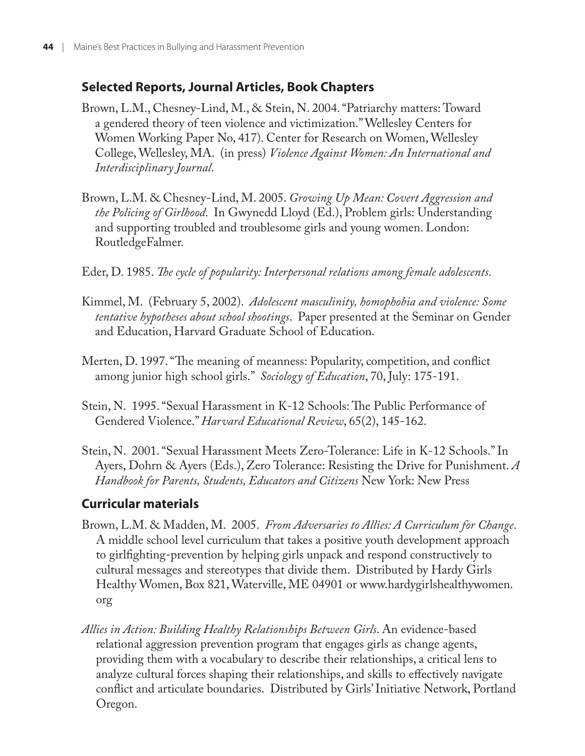## Selected Reports, Journal Articles, Book Chapters

Brown, L.M., Chesney-Lind, M., & Stein, N. 2004. "Patriarchy matters: Toward a gendered theory of teen violence and victimization." Wellesley Centers for Women Working Paper No, 417). Center for Research on Women, Wellesley College, Wellesley, MA. (in press) *Violence Against Women: An International and Interdisciplinary Journal*.

Brown, L.M. & Chesney-Lind, M. 2005. *Growing Up Mean: Covert Aggression and the Policing of Girlhood*. In Gwynedd Lloyd (Ed.), Problem girls: Understanding and supporting troubled and troublesome girls and young women. London: RoutledgeFalmer.

Eder, D. 1985. *The cycle of popularity: Interpersonal relations among female adolescents*.

Kimmel, M. (February 5, 2002). *Adolescent masculinity, homophobia and violence: Some tentative hypotheses about school shootings*. Paper presented at the Seminar on Gender and Education, Harvard Graduate School of Education.

Merten, D. 1997. "The meaning of meanness: Popularity, competition, and conflict among junior high school girls." *Sociology of Education*, 70, July: 175-191.

Stein, N. 1995. "Sexual Harassment in K-12 Schools: The Public Performance of Gendered Violence." *Harvard Educational Review*, 65(2), 145-162.

Stein, N. 2001. "Sexual Harassment Meets Zero-Tolerance: Life in K-12 Schools." In Ayers, Dohrn & Ayers (Eds.), Zero Tolerance: Resisting the Drive for Punishment. *A Handbook for Parents, Students, Educators and Citizens* New York: New Press

## Curricular materials

Brown, L.M. & Madden, M. 2005. *From Adversaries to Allies: A Curriculum for Change*. A middle school level curriculum that takes a positive youth development approach to girlfighting-prevention by helping girls unpack and respond constructively to cultural messages and stereotypes that divide them. Distributed by Hardy Girls Healthy Women, Box 821, Waterville, ME 04901 or www.hardygirlshealthywomen.org

*Allies in Action: Building Healthy Relationships Between Girls*. An evidence-based relational aggression prevention program that engages girls as change agents, providing them with a vocabulary to describe their relationships, a critical lens to analyze cultural forces shaping their relationships, and skills to effectively navigate conflict and articulate boundaries. Distributed by Girls' Initiative Network, Portland Oregon.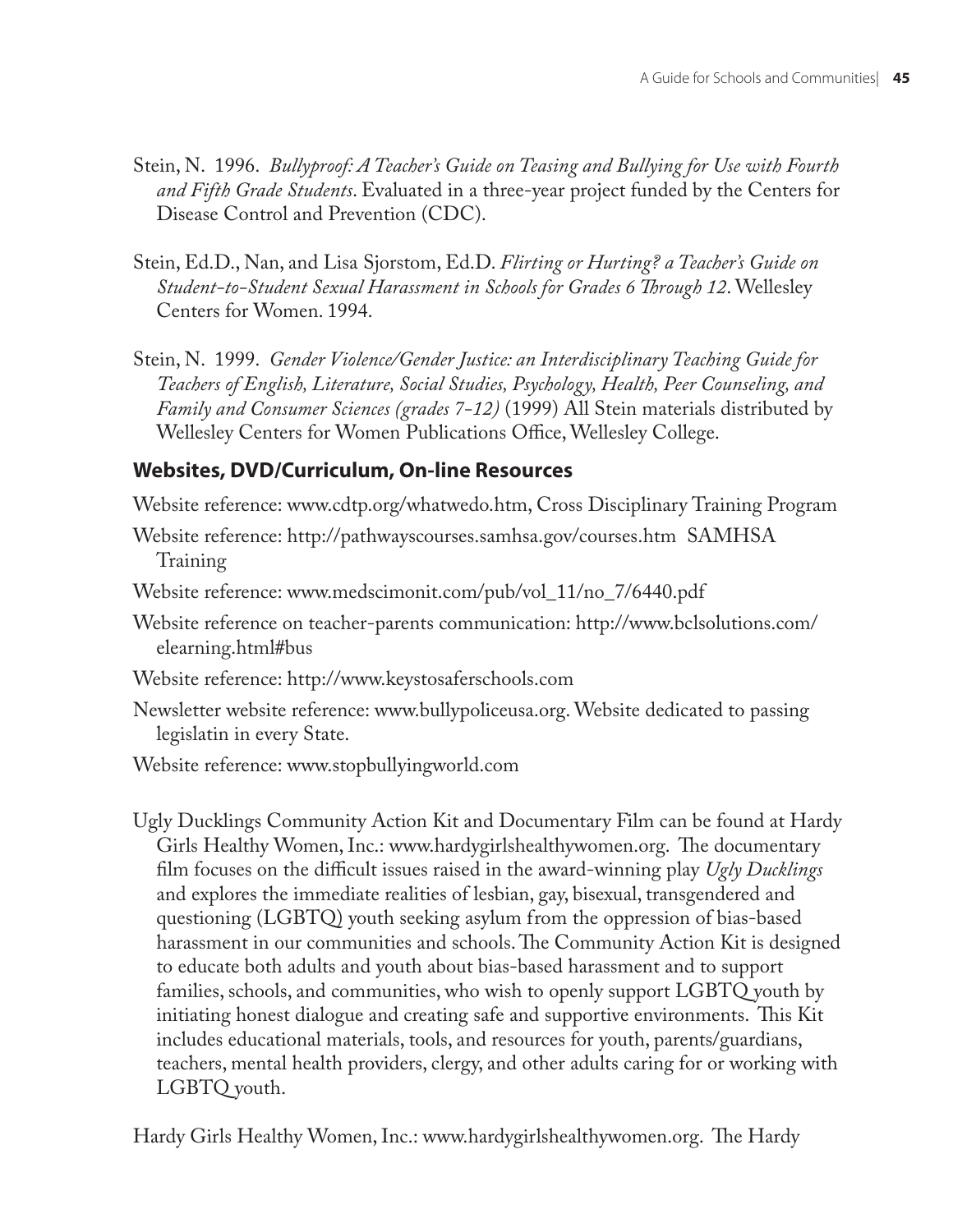Stein, N. 1996. *Bullyproof: A Teacher's Guide on Teasing and Bullying for Use with Fourth and Fifth Grade Students*. Evaluated in a three-year project funded by the Centers for Disease Control and Prevention (CDC).

Stein, Ed.D., Nan, and Lisa Sjorstom, Ed.D. *Flirting or Hurting? a Teacher's Guide on Student-to-Student Sexual Harassment in Schools for Grades 6 Through 12*. Wellesley Centers for Women. 1994.

Stein, N. 1999. *Gender Violence/Gender Justice: an Interdisciplinary Teaching Guide for Teachers of English, Literature, Social Studies, Psychology, Health, Peer Counseling, and Family and Consumer Sciences (grades 7-12)* (1999) All Stein materials distributed by Wellesley Centers for Women Publications Office, Wellesley College.

### Websites, DVD/Curriculum, On-line Resources

Website reference: www.cdtp.org/whatwedo.htm, Cross Disciplinary Training Program

Website reference: http://pathwayscourses.samhsa.gov/courses.htm SAMHSA Training

Website reference: www.medscimonit.com/pub/vol_11/no_7/6440.pdf

Website reference on teacher-parents communication: http://www.bclsolutions.com/elearning.html#bus

Website reference: http://www.keystosaferschools.com

Newsletter website reference: www.bullypoliceusa.org. Website dedicated to passing legislatin in every State.

Website reference: www.stopbullyingworld.com

Ugly Ducklings Community Action Kit and Documentary Film can be found at Hardy Girls Healthy Women, Inc.: www.hardygirlshealthywomen.org. The documentary film focuses on the difficult issues raised in the award-winning play *Ugly Ducklings* and explores the immediate realities of lesbian, gay, bisexual, transgendered and questioning (LGBTQ) youth seeking asylum from the oppression of bias-based harassment in our communities and schools. The Community Action Kit is designed to educate both adults and youth about bias-based harassment and to support families, schools, and communities, who wish to openly support LGBTQ youth by initiating honest dialogue and creating safe and supportive environments. This Kit includes educational materials, tools, and resources for youth, parents/guardians, teachers, mental health providers, clergy, and other adults caring for or working with LGBTQ youth.

Hardy Girls Healthy Women, Inc.: www.hardygirlshealthywomen.org. The Hardy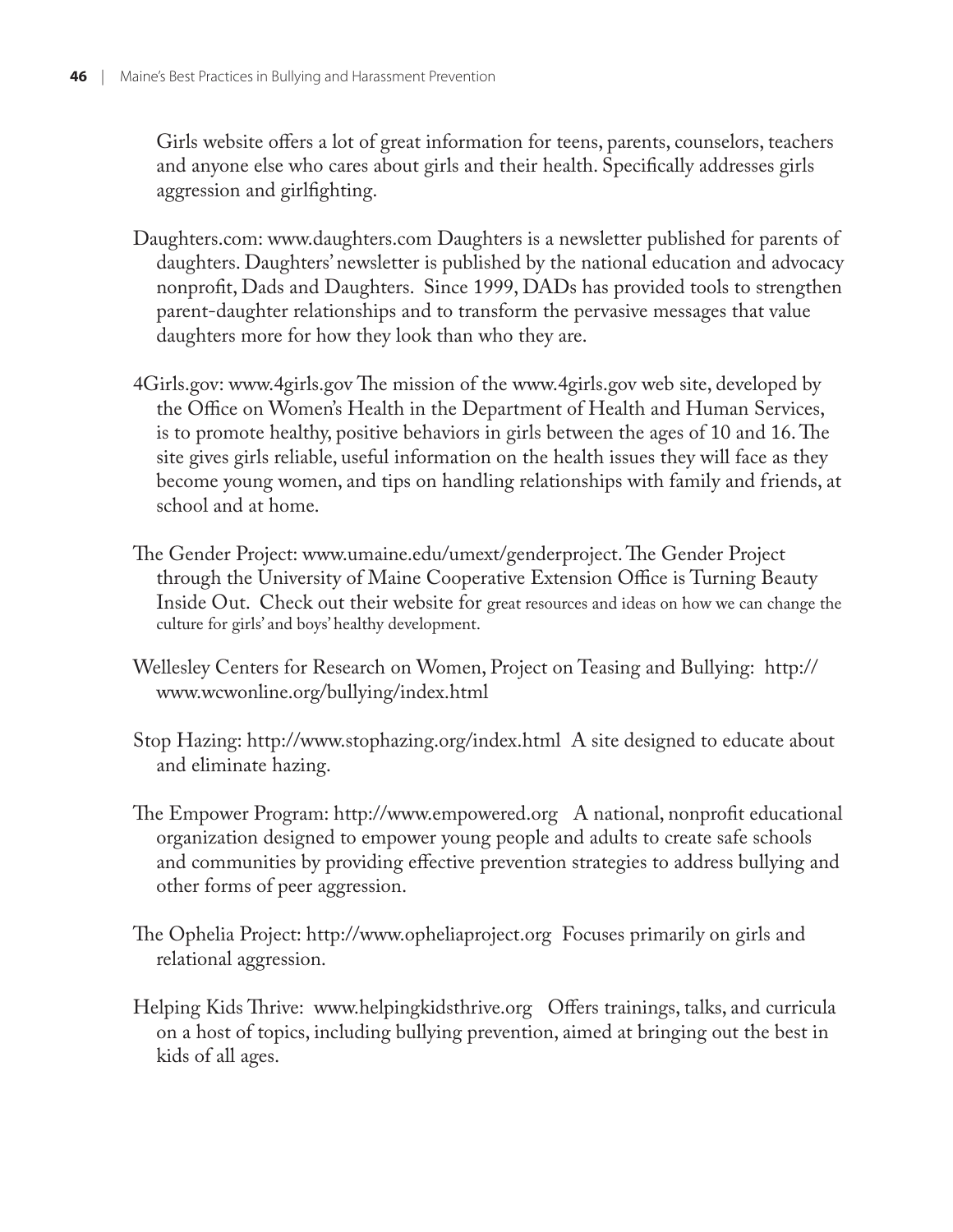Girls website offers a lot of great information for teens, parents, counselors, teachers and anyone else who cares about girls and their health. Specifically addresses girls aggression and girlfighting.

Daughters.com: www.daughters.com Daughters is a newsletter published for parents of daughters. Daughters' newsletter is published by the national education and advocacy nonprofit, Dads and Daughters. Since 1999, DADs has provided tools to strengthen parent-daughter relationships and to transform the pervasive messages that value daughters more for how they look than who they are.

4Girls.gov: www.4girls.gov The mission of the www.4girls.gov web site, developed by the Office on Women's Health in the Department of Health and Human Services, is to promote healthy, positive behaviors in girls between the ages of 10 and 16. The site gives girls reliable, useful information on the health issues they will face as they become young women, and tips on handling relationships with family and friends, at school and at home.

The Gender Project: www.umaine.edu/umext/genderproject. The Gender Project through the University of Maine Cooperative Extension Office is Turning Beauty Inside Out. Check out their website for great resources and ideas on how we can change the culture for girls' and boys' healthy development.

Wellesley Centers for Research on Women, Project on Teasing and Bullying: http://www.wcwonline.org/bullying/index.html

Stop Hazing: http://www.stophazing.org/index.html A site designed to educate about and eliminate hazing.

The Empower Program: http://www.empowered.org A national, nonprofit educational organization designed to empower young people and adults to create safe schools and communities by providing effective prevention strategies to address bullying and other forms of peer aggression.

The Ophelia Project: http://www.opheliaproject.org Focuses primarily on girls and relational aggression.

Helping Kids Thrive: www.helpingkidsthrive.org Offers trainings, talks, and curricula on a host of topics, including bullying prevention, aimed at bringing out the best in kids of all ages.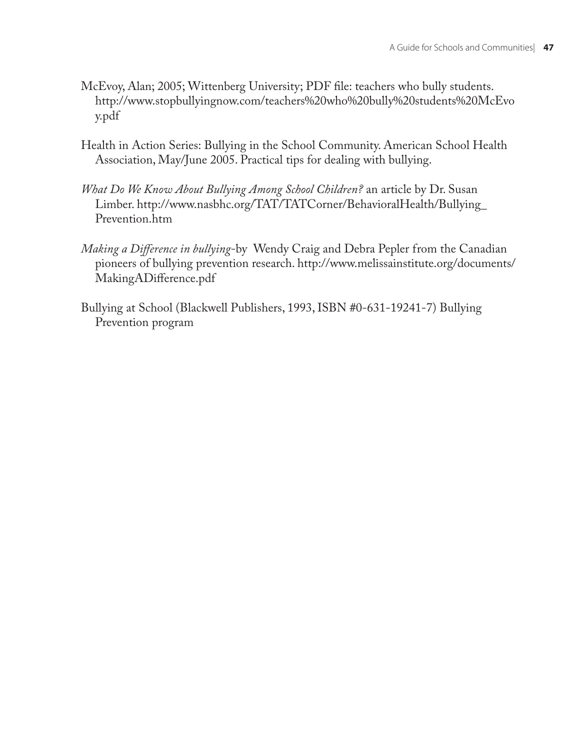McEvoy, Alan; 2005; Wittenberg University; PDF file: teachers who bully students. http://www.stopbullyingnow.com/teachers%20who%20bully%20students%20McEvoy.pdf

Health in Action Series: Bullying in the School Community. American School Health Association, May/June 2005. Practical tips for dealing with bullying.

*What Do We Know About Bullying Among School Children?* an article by Dr. Susan Limber. http://www.nasbhc.org/TAT/TATCorner/BehavioralHealth/Bullying_Prevention.htm

*Making a Difference in bullying*-by Wendy Craig and Debra Pepler from the Canadian pioneers of bullying prevention research. http://www.melissainstitute.org/documents/MakingADifference.pdf

Bullying at School (Blackwell Publishers, 1993, ISBN #0-631-19241-7) Bullying Prevention program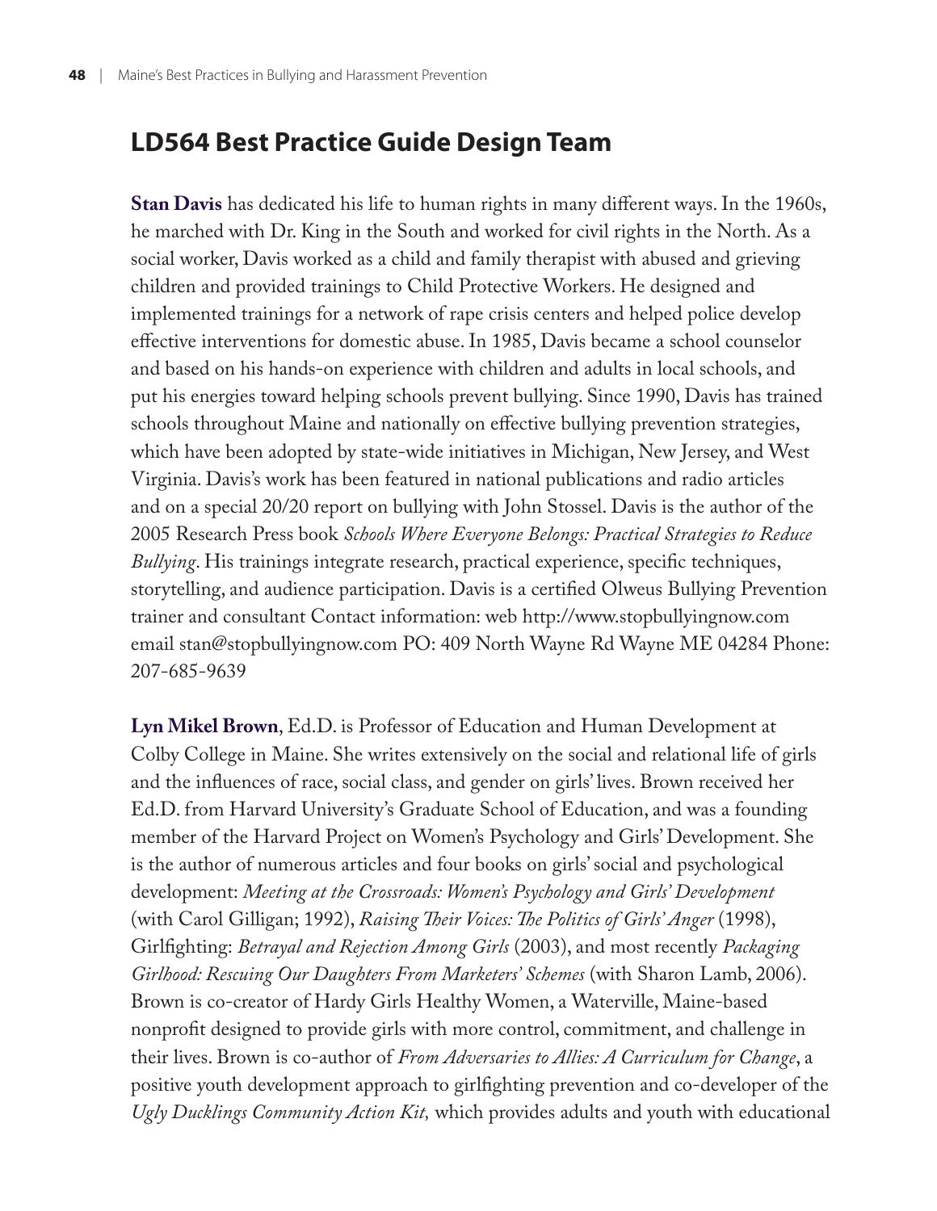## LD564 Best Practice Guide Design Team

**Stan Davis** has dedicated his life to human rights in many different ways. In the 1960s, he marched with Dr. King in the South and worked for civil rights in the North. As a social worker, Davis worked as a child and family therapist with abused and grieving children and provided trainings to Child Protective Workers. He designed and implemented trainings for a network of rape crisis centers and helped police develop effective interventions for domestic abuse. In 1985, Davis became a school counselor and based on his hands-on experience with children and adults in local schools, and put his energies toward helping schools prevent bullying. Since 1990, Davis has trained schools throughout Maine and nationally on effective bullying prevention strategies, which have been adopted by state-wide initiatives in Michigan, New Jersey, and West Virginia. Davis's work has been featured in national publications and radio articles and on a special 20/20 report on bullying with John Stossel. Davis is the author of the 2005 Research Press book *Schools Where Everyone Belongs: Practical Strategies to Reduce Bullying*. His trainings integrate research, practical experience, specific techniques, storytelling, and audience participation. Davis is a certified Olweus Bullying Prevention trainer and consultant Contact information: web http://www.stopbullyingnow.com email stan@stopbullyingnow.com PO: 409 North Wayne Rd Wayne ME 04284 Phone: 207-685-9639

**Lyn Mikel Brown**, Ed.D. is Professor of Education and Human Development at Colby College in Maine. She writes extensively on the social and relational life of girls and the influences of race, social class, and gender on girls' lives. Brown received her Ed.D. from Harvard University's Graduate School of Education, and was a founding member of the Harvard Project on Women's Psychology and Girls' Development. She is the author of numerous articles and four books on girls' social and psychological development: *Meeting at the Crossroads: Women's Psychology and Girls' Development* (with Carol Gilligan; 1992), *Raising Their Voices: The Politics of Girls' Anger* (1998), Girlfighting: *Betrayal and Rejection Among Girls* (2003), and most recently *Packaging Girlhood: Rescuing Our Daughters From Marketers' Schemes* (with Sharon Lamb, 2006). Brown is co-creator of Hardy Girls Healthy Women, a Waterville, Maine-based nonprofit designed to provide girls with more control, commitment, and challenge in their lives. Brown is co-author of *From Adversaries to Allies: A Curriculum for Change*, a positive youth development approach to girlfighting prevention and co-developer of the *Ugly Ducklings Community Action Kit,* which provides adults and youth with educational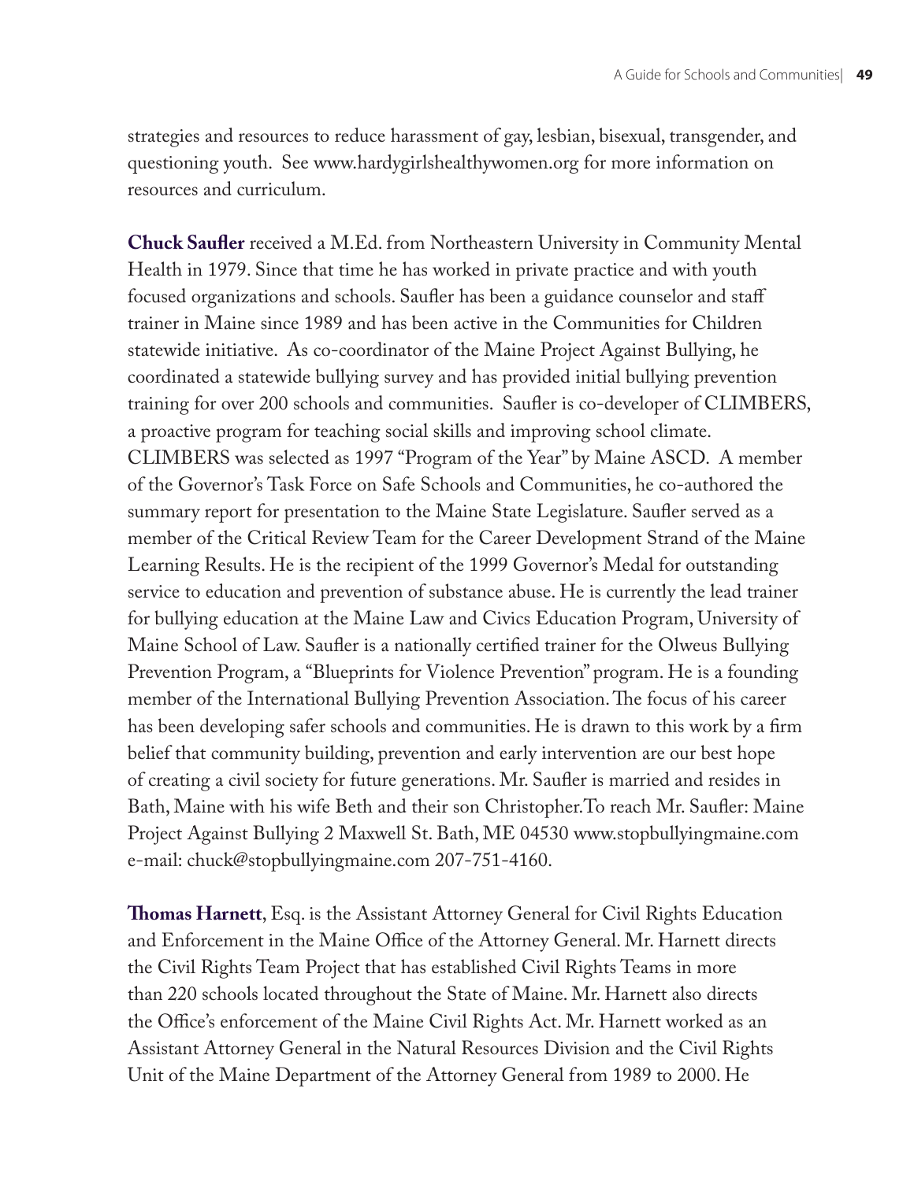strategies and resources to reduce harassment of gay, lesbian, bisexual, transgender, and questioning youth. See www.hardygirlshealthywomen.org for more information on resources and curriculum.

**Chuck Saufler** received a M.Ed. from Northeastern University in Community Mental Health in 1979. Since that time he has worked in private practice and with youth focused organizations and schools. Saufler has been a guidance counselor and staff trainer in Maine since 1989 and has been active in the Communities for Children statewide initiative. As co-coordinator of the Maine Project Against Bullying, he coordinated a statewide bullying survey and has provided initial bullying prevention training for over 200 schools and communities. Saufler is co-developer of CLIMBERS, a proactive program for teaching social skills and improving school climate. CLIMBERS was selected as 1997 "Program of the Year" by Maine ASCD. A member of the Governor's Task Force on Safe Schools and Communities, he co-authored the summary report for presentation to the Maine State Legislature. Saufler served as a member of the Critical Review Team for the Career Development Strand of the Maine Learning Results. He is the recipient of the 1999 Governor's Medal for outstanding service to education and prevention of substance abuse. He is currently the lead trainer for bullying education at the Maine Law and Civics Education Program, University of Maine School of Law. Saufler is a nationally certified trainer for the Olweus Bullying Prevention Program, a "Blueprints for Violence Prevention" program. He is a founding member of the International Bullying Prevention Association. The focus of his career has been developing safer schools and communities. He is drawn to this work by a firm belief that community building, prevention and early intervention are our best hope of creating a civil society for future generations. Mr. Saufler is married and resides in Bath, Maine with his wife Beth and their son Christopher.To reach Mr. Saufler: Maine Project Against Bullying 2 Maxwell St. Bath, ME 04530 www.stopbullyingmaine.com e-mail: chuck@stopbullyingmaine.com 207-751-4160.

**Thomas Harnett**, Esq. is the Assistant Attorney General for Civil Rights Education and Enforcement in the Maine Office of the Attorney General. Mr. Harnett directs the Civil Rights Team Project that has established Civil Rights Teams in more than 220 schools located throughout the State of Maine. Mr. Harnett also directs the Office's enforcement of the Maine Civil Rights Act. Mr. Harnett worked as an Assistant Attorney General in the Natural Resources Division and the Civil Rights Unit of the Maine Department of the Attorney General from 1989 to 2000. He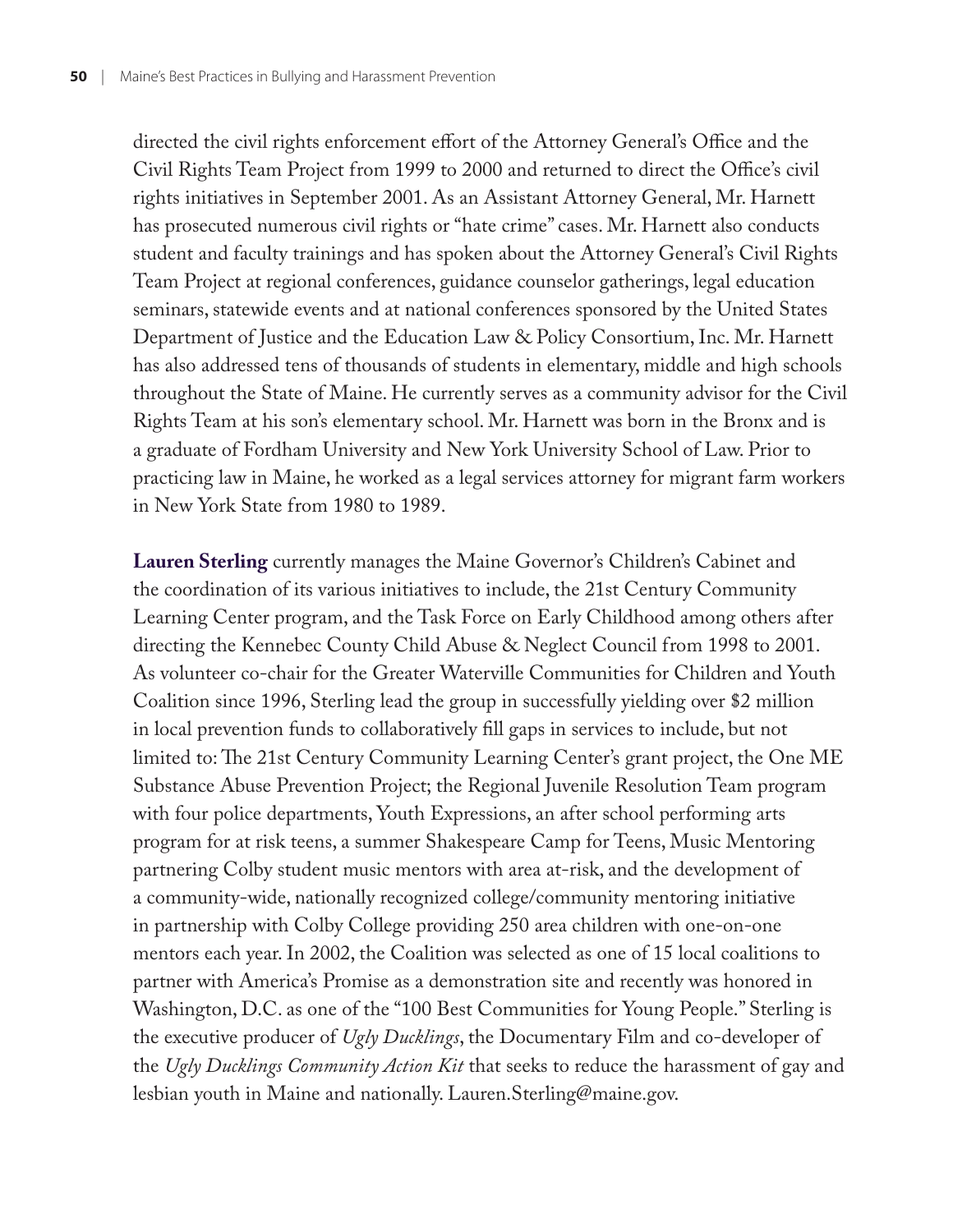directed the civil rights enforcement effort of the Attorney General's Office and the Civil Rights Team Project from 1999 to 2000 and returned to direct the Office's civil rights initiatives in September 2001. As an Assistant Attorney General, Mr. Harnett has prosecuted numerous civil rights or "hate crime" cases. Mr. Harnett also conducts student and faculty trainings and has spoken about the Attorney General's Civil Rights Team Project at regional conferences, guidance counselor gatherings, legal education seminars, statewide events and at national conferences sponsored by the United States Department of Justice and the Education Law & Policy Consortium, Inc. Mr. Harnett has also addressed tens of thousands of students in elementary, middle and high schools throughout the State of Maine. He currently serves as a community advisor for the Civil Rights Team at his son's elementary school. Mr. Harnett was born in the Bronx and is a graduate of Fordham University and New York University School of Law. Prior to practicing law in Maine, he worked as a legal services attorney for migrant farm workers in New York State from 1980 to 1989.

**Lauren Sterling** currently manages the Maine Governor's Children's Cabinet and the coordination of its various initiatives to include, the 21st Century Community Learning Center program, and the Task Force on Early Childhood among others after directing the Kennebec County Child Abuse & Neglect Council from 1998 to 2001. As volunteer co-chair for the Greater Waterville Communities for Children and Youth Coalition since 1996, Sterling lead the group in successfully yielding over $2 million in local prevention funds to collaboratively fill gaps in services to include, but not limited to: The 21st Century Community Learning Center's grant project, the One ME Substance Abuse Prevention Project; the Regional Juvenile Resolution Team program with four police departments, Youth Expressions, an after school performing arts program for at risk teens, a summer Shakespeare Camp for Teens, Music Mentoring partnering Colby student music mentors with area at-risk, and the development of a community-wide, nationally recognized college/community mentoring initiative in partnership with Colby College providing 250 area children with one-on-one mentors each year. In 2002, the Coalition was selected as one of 15 local coalitions to partner with America's Promise as a demonstration site and recently was honored in Washington, D.C. as one of the "100 Best Communities for Young People." Sterling is the executive producer of *Ugly Ducklings*, the Documentary Film and co-developer of the *Ugly Ducklings Community Action Kit* that seeks to reduce the harassment of gay and lesbian youth in Maine and nationally. Lauren.Sterling@maine.gov.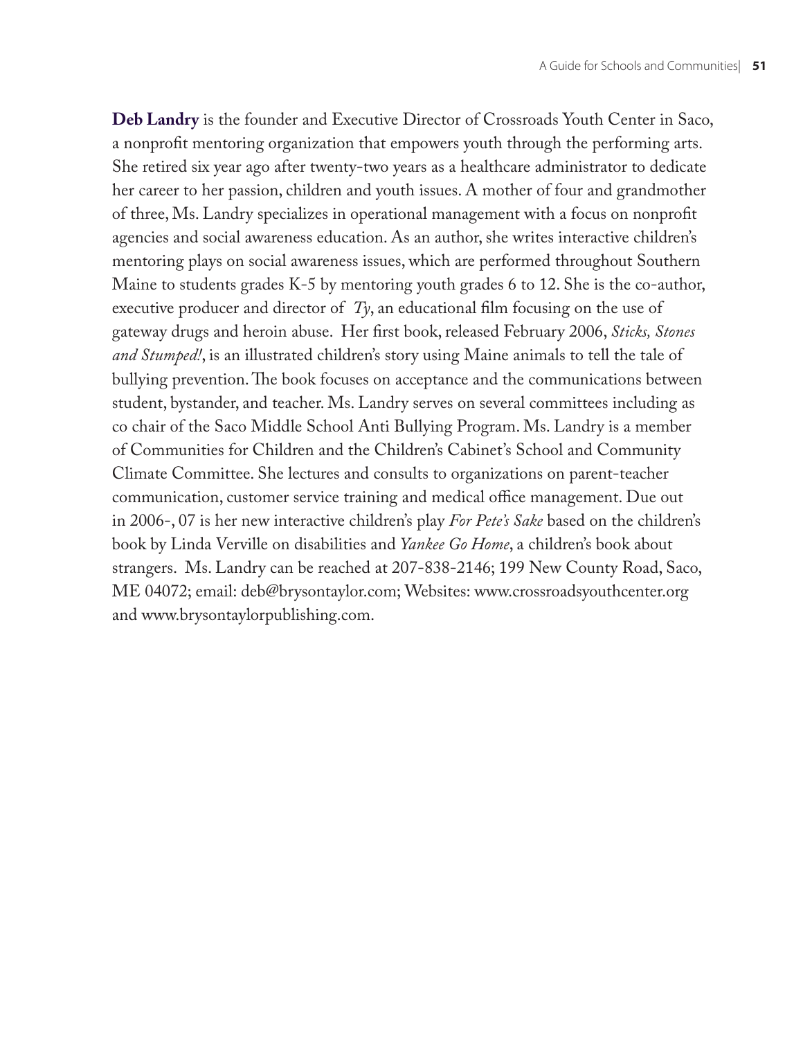**Deb Landry** is the founder and Executive Director of Crossroads Youth Center in Saco, a nonprofit mentoring organization that empowers youth through the performing arts. She retired six year ago after twenty-two years as a healthcare administrator to dedicate her career to her passion, children and youth issues. A mother of four and grandmother of three, Ms. Landry specializes in operational management with a focus on nonprofit agencies and social awareness education. As an author, she writes interactive children's mentoring plays on social awareness issues, which are performed throughout Southern Maine to students grades K-5 by mentoring youth grades 6 to 12. She is the co-author, executive producer and director of *Ty*, an educational film focusing on the use of gateway drugs and heroin abuse. Her first book, released February 2006, *Sticks, Stones and Stumped!*, is an illustrated children's story using Maine animals to tell the tale of bullying prevention. The book focuses on acceptance and the communications between student, bystander, and teacher. Ms. Landry serves on several committees including as co chair of the Saco Middle School Anti Bullying Program. Ms. Landry is a member of Communities for Children and the Children's Cabinet's School and Community Climate Committee. She lectures and consults to organizations on parent-teacher communication, customer service training and medical office management. Due out in 2006-, 07 is her new interactive children's play *For Pete's Sake* based on the children's book by Linda Verville on disabilities and *Yankee Go Home*, a children's book about strangers. Ms. Landry can be reached at 207-838-2146; 199 New County Road, Saco, ME 04072; email: deb@brysontaylor.com; Websites: www.crossroadsyouthcenter.org and www.brysontaylorpublishing.com.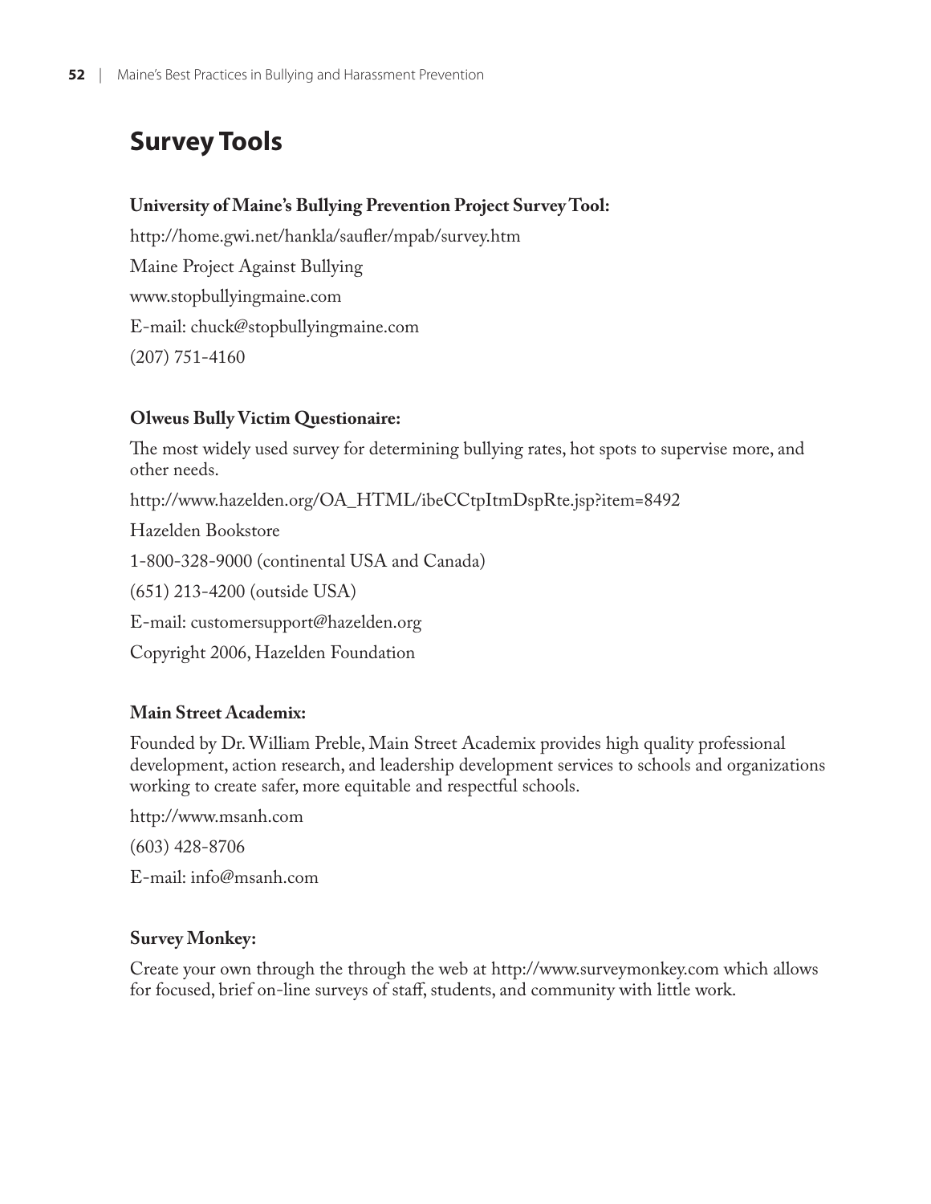## Survey Tools

**University of Maine's Bullying Prevention Project Survey Tool:**

http://home.gwi.net/hankla/saufler/mpab/survey.htm

Maine Project Against Bullying

www.stopbullyingmaine.com

E-mail: chuck@stopbullyingmaine.com

(207) 751-4160

**Olweus Bully Victim Questionaire:**

The most widely used survey for determining bullying rates, hot spots to supervise more, and other needs.

http://www.hazelden.org/OA_HTML/ibeCCtpItmDspRte.jsp?item=8492

Hazelden Bookstore

1-800-328-9000 (continental USA and Canada)

(651) 213-4200 (outside USA)

E-mail: customersupport@hazelden.org

Copyright 2006, Hazelden Foundation

**Main Street Academix:**

Founded by Dr. William Preble, Main Street Academix provides high quality professional development, action research, and leadership development services to schools and organizations working to create safer, more equitable and respectful schools.

http://www.msanh.com

(603) 428-8706

E-mail: info@msanh.com

**Survey Monkey:**

Create your own through the through the web at http://www.surveymonkey.com which allows for focused, brief on-line surveys of staff, students, and community with little work.